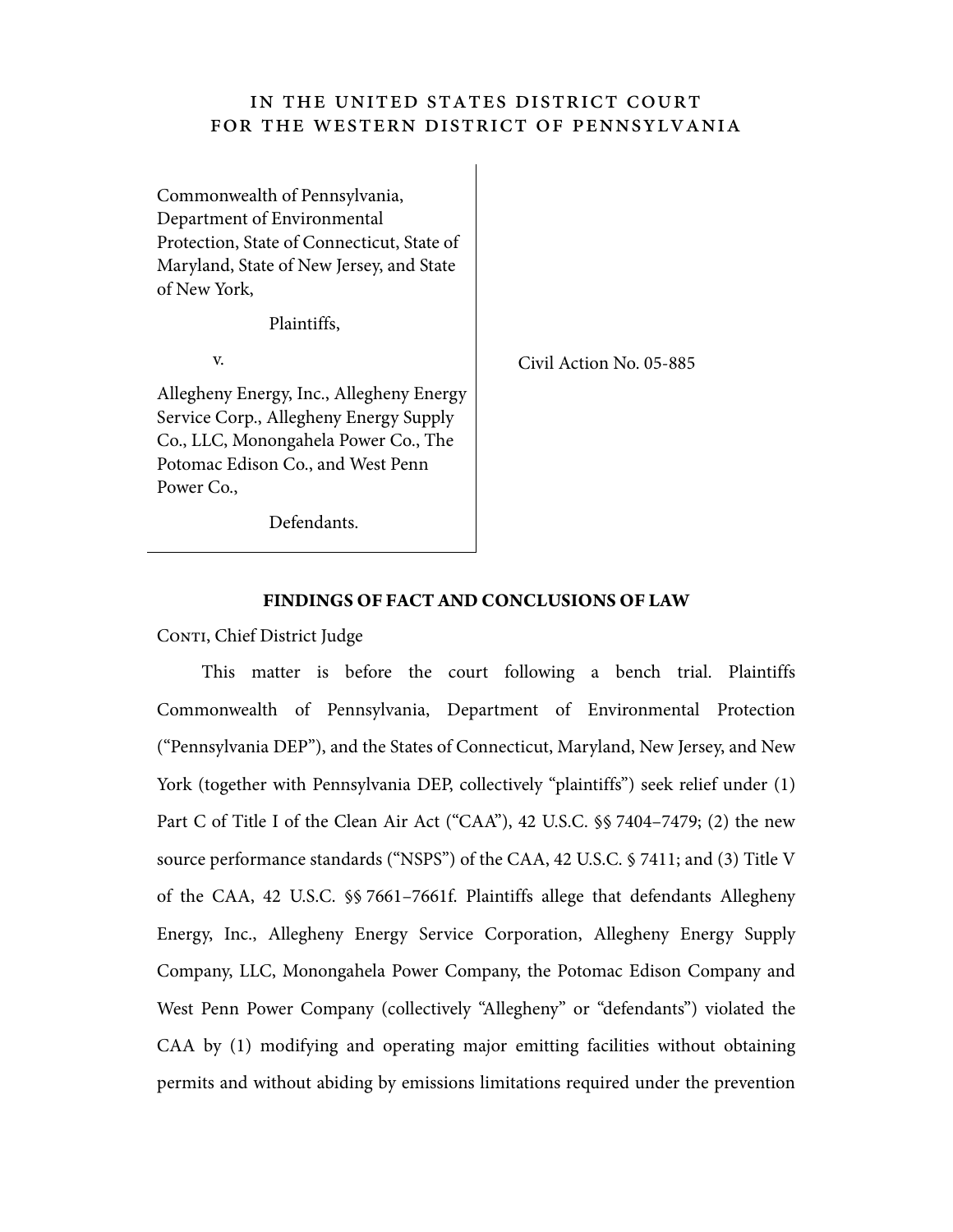# IN THE UNITED STATES DISTRICT COURT FOR THE WESTERN DISTRICT OF PENNSYLVANIA

| | |
|---|---|
| Commonwealth of Pennsylvania, Department of Environmental Protection, State of Connecticut, State of Maryland, State of New Jersey, and State of New York,<br><br>Plaintiffs,<br><br>v.<br><br>Allegheny Energy, Inc., Allegheny Energy Service Corp., Allegheny Energy Supply Co., LLC, Monongahela Power Co., The Potomac Edison Co., and West Penn Power Co.,<br><br>Defendants. | Civil Action No. 05-885 |

**FINDINGS OF FACT AND CONCLUSIONS OF LAW**

Conti, Chief District Judge

This matter is before the court following a bench trial. Plaintiffs Commonwealth of Pennsylvania, Department of Environmental Protection ("Pennsylvania DEP"), and the States of Connecticut, Maryland, New Jersey, and New York (together with Pennsylvania DEP, collectively "plaintiffs") seek relief under (1) Part C of Title I of the Clean Air Act ("CAA"), 42 U.S.C. §§ 7404–7479; (2) the new source performance standards ("NSPS") of the CAA, 42 U.S.C. § 7411; and (3) Title V of the CAA, 42 U.S.C. §§ 7661–7661f. Plaintiffs allege that defendants Allegheny Energy, Inc., Allegheny Energy Service Corporation, Allegheny Energy Supply Company, LLC, Monongahela Power Company, the Potomac Edison Company and West Penn Power Company (collectively "Allegheny" or "defendants") violated the CAA by (1) modifying and operating major emitting facilities without obtaining permits and without abiding by emissions limitations required under the prevention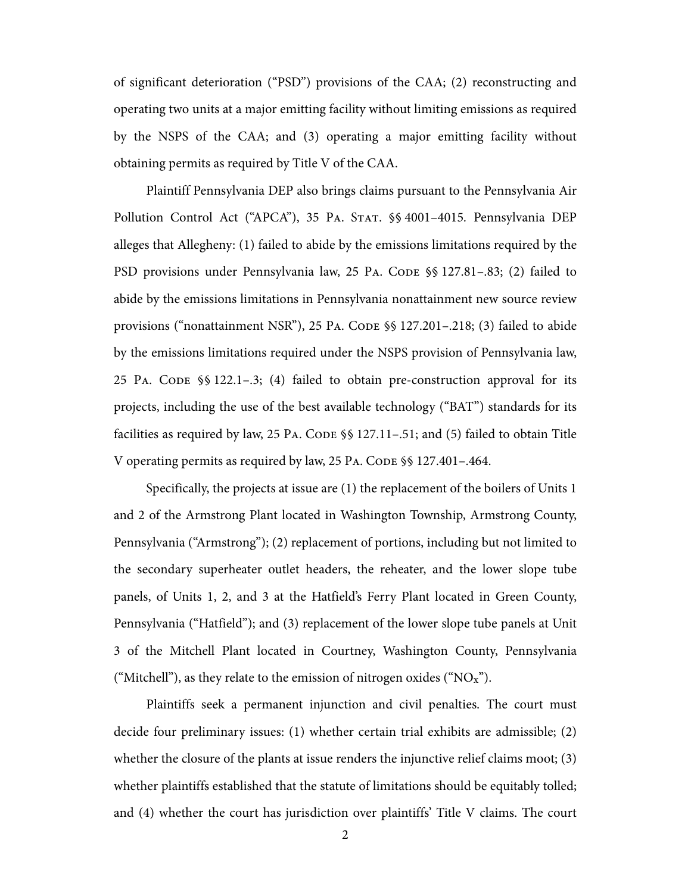of significant deterioration ("PSD") provisions of the CAA; (2) reconstructing and operating two units at a major emitting facility without limiting emissions as required by the NSPS of the CAA; and (3) operating a major emitting facility without obtaining permits as required by Title V of the CAA.

Plaintiff Pennsylvania DEP also brings claims pursuant to the Pennsylvania Air Pollution Control Act ("APCA"), 35 Pa. Stat. §§ 4001–4015. Pennsylvania DEP alleges that Allegheny: (1) failed to abide by the emissions limitations required by the PSD provisions under Pennsylvania law, 25 Pa. Code §§ 127.81–.83; (2) failed to abide by the emissions limitations in Pennsylvania nonattainment new source review provisions ("nonattainment NSR"), 25 Pa. Code §§ 127.201–.218; (3) failed to abide by the emissions limitations required under the NSPS provision of Pennsylvania law, 25 Pa. Code §§ 122.1–.3; (4) failed to obtain pre-construction approval for its projects, including the use of the best available technology ("BAT") standards for its facilities as required by law, 25 Pa. Code §§ 127.11–.51; and (5) failed to obtain Title V operating permits as required by law, 25 Pa. Code §§ 127.401–.464.

Specifically, the projects at issue are (1) the replacement of the boilers of Units 1 and 2 of the Armstrong Plant located in Washington Township, Armstrong County, Pennsylvania ("Armstrong"); (2) replacement of portions, including but not limited to the secondary superheater outlet headers, the reheater, and the lower slope tube panels, of Units 1, 2, and 3 at the Hatfield's Ferry Plant located in Green County, Pennsylvania ("Hatfield"); and (3) replacement of the lower slope tube panels at Unit 3 of the Mitchell Plant located in Courtney, Washington County, Pennsylvania ("Mitchell"), as they relate to the emission of nitrogen oxides ("$NO_X$").

Plaintiffs seek a permanent injunction and civil penalties. The court must decide four preliminary issues: (1) whether certain trial exhibits are admissible; (2) whether the closure of the plants at issue renders the injunctive relief claims moot; (3) whether plaintiffs established that the statute of limitations should be equitably tolled; and (4) whether the court has jurisdiction over plaintiffs' Title V claims. The court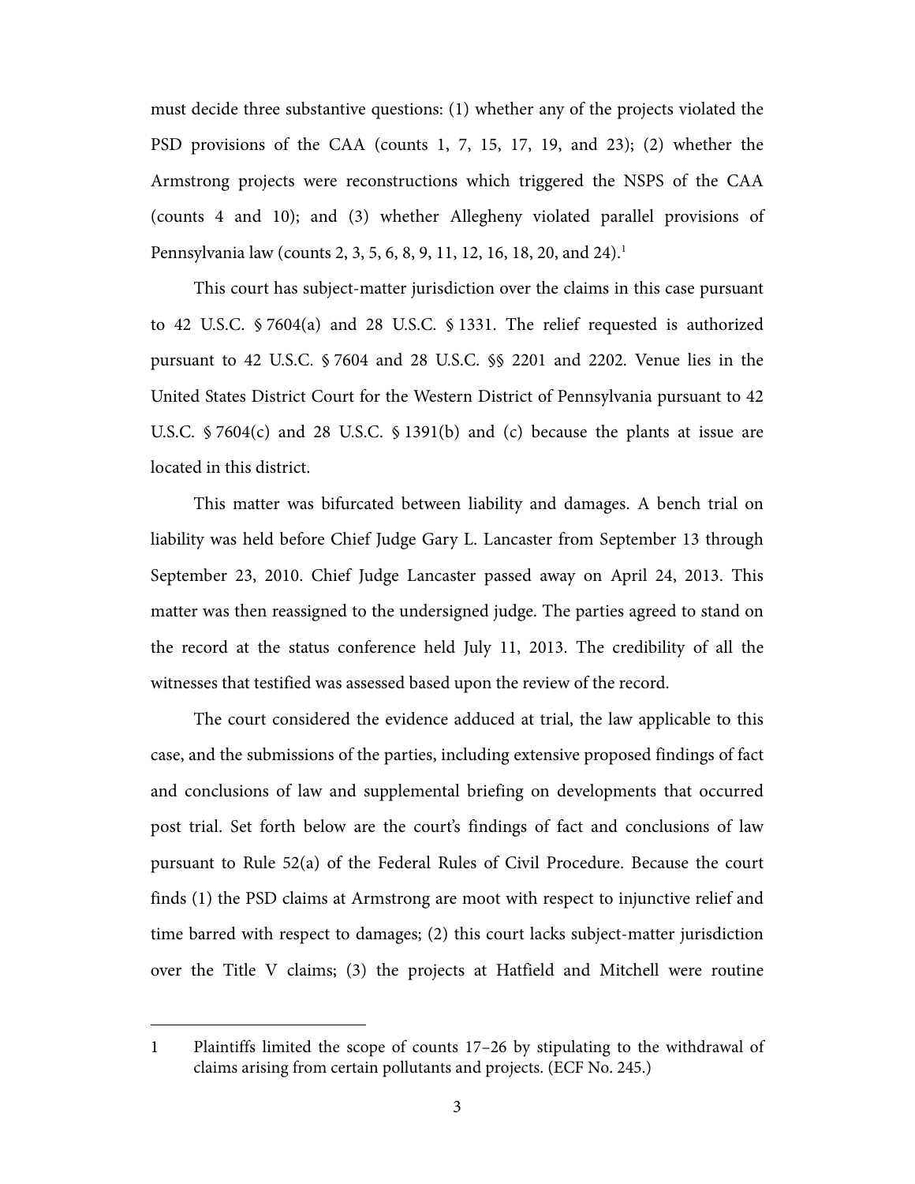must decide three substantive questions: (1) whether any of the projects violated the PSD provisions of the CAA (counts 1, 7, 15, 17, 19, and 23); (2) whether the Armstrong projects were reconstructions which triggered the NSPS of the CAA (counts 4 and 10); and (3) whether Allegheny violated parallel provisions of Pennsylvania law (counts 2, 3, 5, 6, 8, 9, 11, 12, 16, 18, 20, and 24).[1]

This court has subject-matter jurisdiction over the claims in this case pursuant to 42 U.S.C. § 7604(a) and 28 U.S.C. § 1331. The relief requested is authorized pursuant to 42 U.S.C. § 7604 and 28 U.S.C. §§ 2201 and 2202. Venue lies in the United States District Court for the Western District of Pennsylvania pursuant to 42 U.S.C. § 7604(c) and 28 U.S.C. § 1391(b) and (c) because the plants at issue are located in this district.

This matter was bifurcated between liability and damages. A bench trial on liability was held before Chief Judge Gary L. Lancaster from September 13 through September 23, 2010. Chief Judge Lancaster passed away on April 24, 2013. This matter was then reassigned to the undersigned judge. The parties agreed to stand on the record at the status conference held July 11, 2013. The credibility of all the witnesses that testified was assessed based upon the review of the record.

The court considered the evidence adduced at trial, the law applicable to this case, and the submissions of the parties, including extensive proposed findings of fact and conclusions of law and supplemental briefing on developments that occurred post trial. Set forth below are the court's findings of fact and conclusions of law pursuant to Rule 52(a) of the Federal Rules of Civil Procedure. Because the court finds (1) the PSD claims at Armstrong are moot with respect to injunctive relief and time barred with respect to damages; (2) this court lacks subject-matter jurisdiction over the Title V claims; (3) the projects at Hatfield and Mitchell were routine

---

[1] Plaintiffs limited the scope of counts 17–26 by stipulating to the withdrawal of claims arising from certain pollutants and projects. (ECF No. 245.)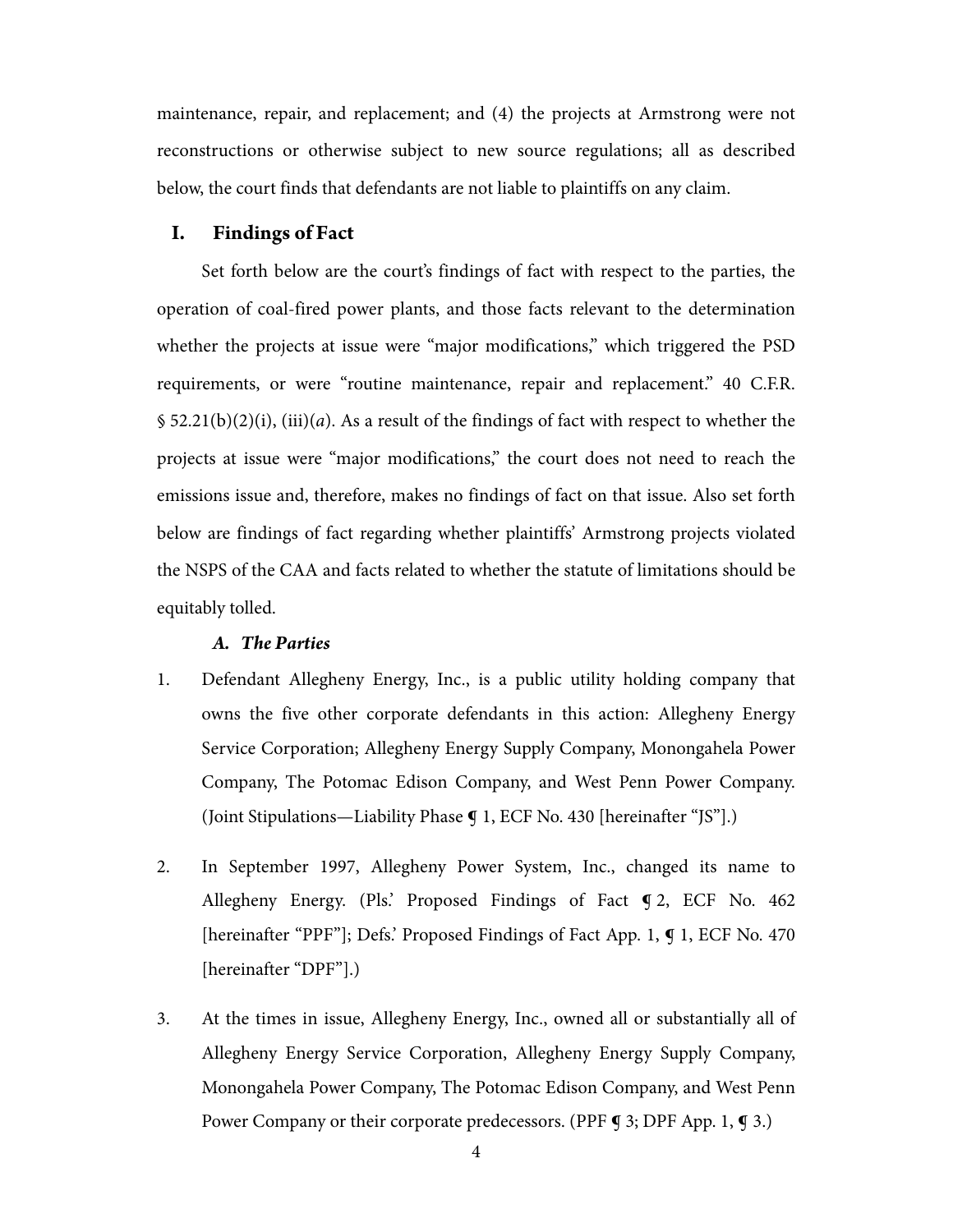maintenance, repair, and replacement; and (4) the projects at Armstrong were not reconstructions or otherwise subject to new source regulations; all as described below, the court finds that defendants are not liable to plaintiffs on any claim.

## I. Findings of Fact

Set forth below are the court's findings of fact with respect to the parties, the operation of coal-fired power plants, and those facts relevant to the determination whether the projects at issue were "major modifications," which triggered the PSD requirements, or were "routine maintenance, repair and replacement." 40 C.F.R. § 52.21(b)(2)(i), (iii)(*a*). As a result of the findings of fact with respect to whether the projects at issue were "major modifications," the court does not need to reach the emissions issue and, therefore, makes no findings of fact on that issue. Also set forth below are findings of fact regarding whether plaintiffs' Armstrong projects violated the NSPS of the CAA and facts related to whether the statute of limitations should be equitably tolled.

### *A. The Parties*

1. Defendant Allegheny Energy, Inc., is a public utility holding company that owns the five other corporate defendants in this action: Allegheny Energy Service Corporation; Allegheny Energy Supply Company, Monongahela Power Company, The Potomac Edison Company, and West Penn Power Company. (Joint Stipulations—Liability Phase ¶ 1, ECF No. 430 [hereinafter "JS"].)

2. In September 1997, Allegheny Power System, Inc., changed its name to Allegheny Energy. (Pls.' Proposed Findings of Fact ¶ 2, ECF No. 462 [hereinafter "PPF"]; Defs.' Proposed Findings of Fact App. 1, ¶ 1, ECF No. 470 [hereinafter "DPF"].)

3. At the times in issue, Allegheny Energy, Inc., owned all or substantially all of Allegheny Energy Service Corporation, Allegheny Energy Supply Company, Monongahela Power Company, The Potomac Edison Company, and West Penn Power Company or their corporate predecessors. (PPF ¶ 3; DPF App. 1, ¶ 3.)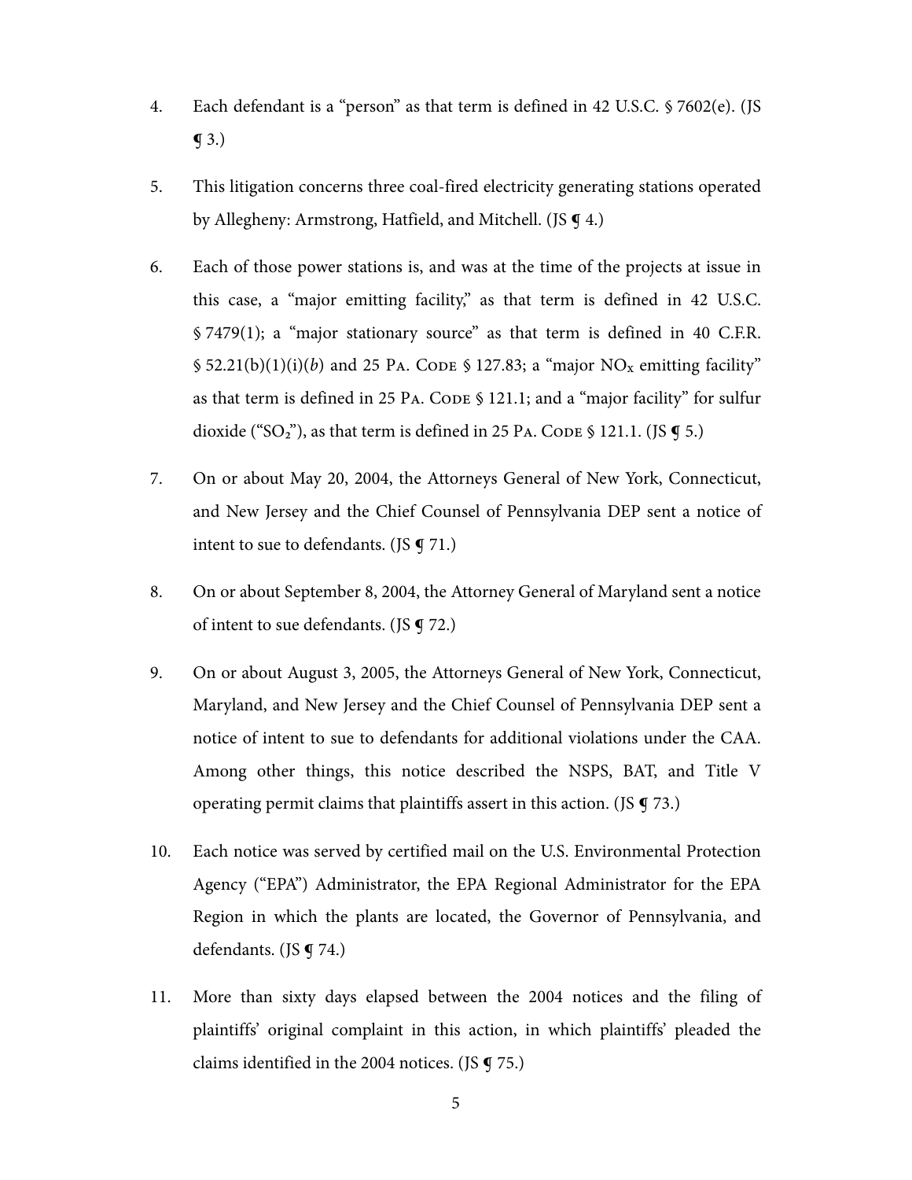4. Each defendant is a "person" as that term is defined in 42 U.S.C. § 7602(e). (JS ¶ 3.)

5. This litigation concerns three coal-fired electricity generating stations operated by Allegheny: Armstrong, Hatfield, and Mitchell. (JS ¶ 4.)

6. Each of those power stations is, and was at the time of the projects at issue in this case, a "major emitting facility," as that term is defined in 42 U.S.C. § 7479(1); a "major stationary source" as that term is defined in 40 C.F.R. § 52.21(b)(1)(i)(*b*) and 25 PA. CODE § 127.83; a "major $NO_x$ emitting facility" as that term is defined in 25 PA. CODE § 121.1; and a "major facility" for sulfur dioxide ("$SO_2$"), as that term is defined in 25 PA. CODE § 121.1. (JS ¶ 5.)

7. On or about May 20, 2004, the Attorneys General of New York, Connecticut, and New Jersey and the Chief Counsel of Pennsylvania DEP sent a notice of intent to sue to defendants. (JS ¶ 71.)

8. On or about September 8, 2004, the Attorney General of Maryland sent a notice of intent to sue defendants. (JS ¶ 72.)

9. On or about August 3, 2005, the Attorneys General of New York, Connecticut, Maryland, and New Jersey and the Chief Counsel of Pennsylvania DEP sent a notice of intent to sue to defendants for additional violations under the CAA. Among other things, this notice described the NSPS, BAT, and Title V operating permit claims that plaintiffs assert in this action. (JS ¶ 73.)

10. Each notice was served by certified mail on the U.S. Environmental Protection Agency ("EPA") Administrator, the EPA Regional Administrator for the EPA Region in which the plants are located, the Governor of Pennsylvania, and defendants. (JS ¶ 74.)

11. More than sixty days elapsed between the 2004 notices and the filing of plaintiffs' original complaint in this action, in which plaintiffs' pleaded the claims identified in the 2004 notices. (JS ¶ 75.)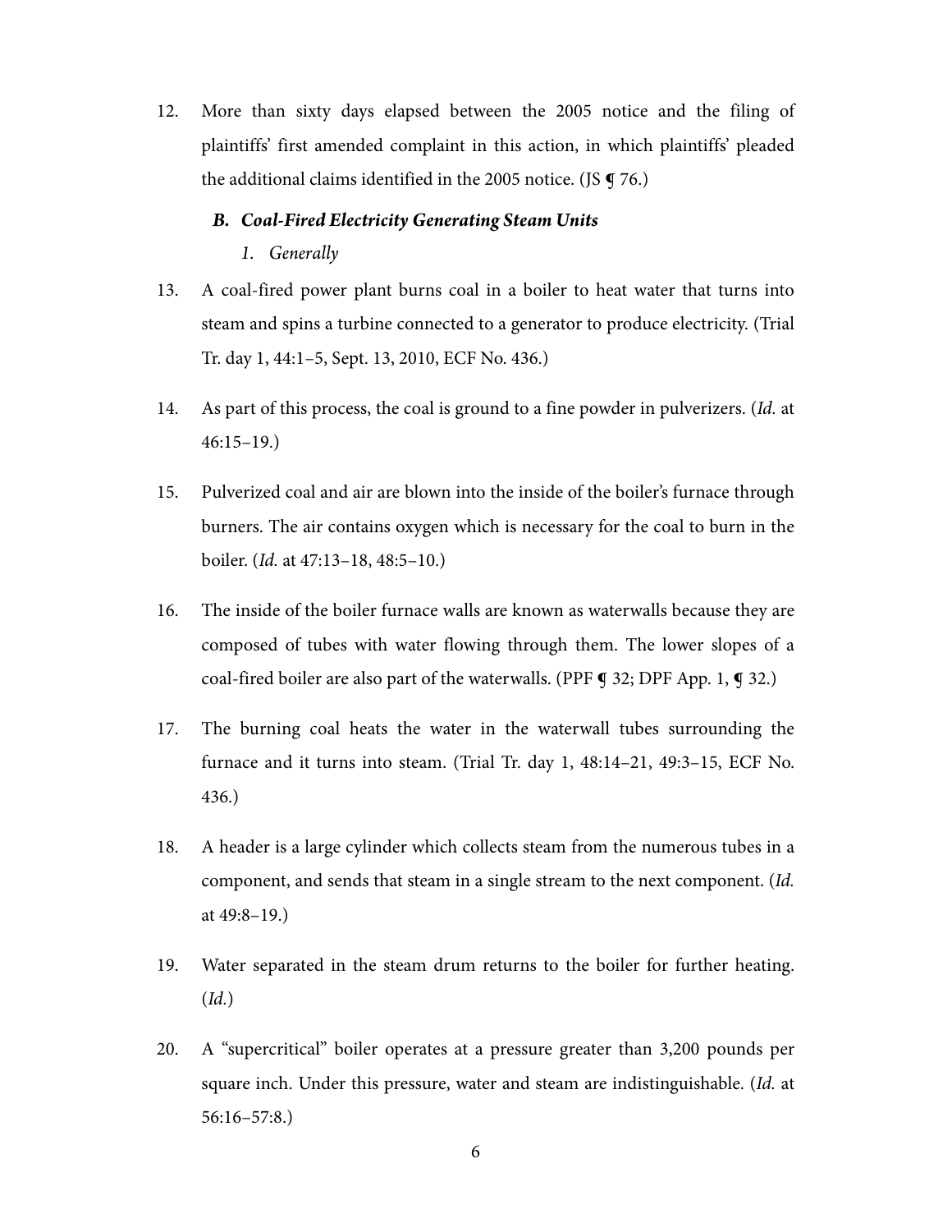12. More than sixty days elapsed between the 2005 notice and the filing of plaintiffs' first amended complaint in this action, in which plaintiffs' pleaded the additional claims identified in the 2005 notice. (JS ¶ 76.)

### *B. Coal-Fired Electricity Generating Steam Units*

#### *1. Generally*

13. A coal-fired power plant burns coal in a boiler to heat water that turns into steam and spins a turbine connected to a generator to produce electricity. (Trial Tr. day 1, 44:1–5, Sept. 13, 2010, ECF No. 436.)

14. As part of this process, the coal is ground to a fine powder in pulverizers. (*Id.* at 46:15–19.)

15. Pulverized coal and air are blown into the inside of the boiler's furnace through burners. The air contains oxygen which is necessary for the coal to burn in the boiler. (*Id.* at 47:13–18, 48:5–10.)

16. The inside of the boiler furnace walls are known as waterwalls because they are composed of tubes with water flowing through them. The lower slopes of a coal-fired boiler are also part of the waterwalls. (PPF ¶ 32; DPF App. 1, ¶ 32.)

17. The burning coal heats the water in the waterwall tubes surrounding the furnace and it turns into steam. (Trial Tr. day 1, 48:14–21, 49:3–15, ECF No. 436.)

18. A header is a large cylinder which collects steam from the numerous tubes in a component, and sends that steam in a single stream to the next component. (*Id.* at 49:8–19.)

19. Water separated in the steam drum returns to the boiler for further heating. (*Id.*)

20. A "supercritical" boiler operates at a pressure greater than 3,200 pounds per square inch. Under this pressure, water and steam are indistinguishable. (*Id.* at 56:16–57:8.)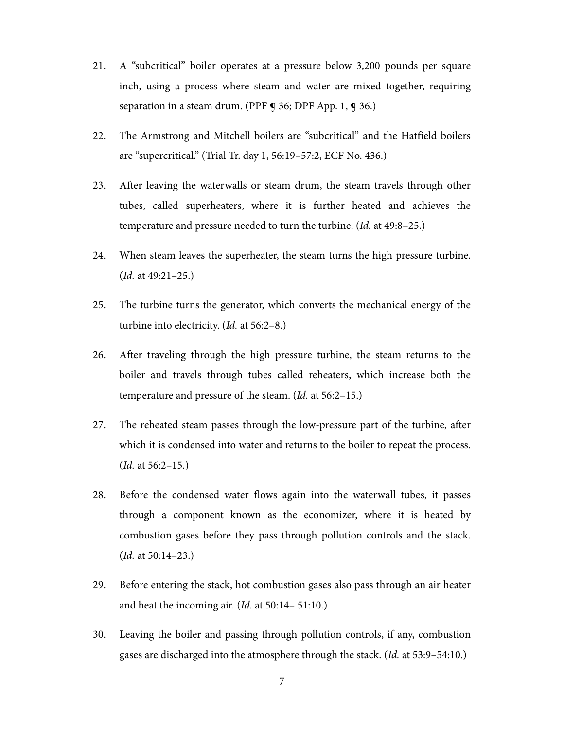21. A "subcritical" boiler operates at a pressure below 3,200 pounds per square inch, using a process where steam and water are mixed together, requiring separation in a steam drum. (PPF ¶ 36; DPF App. 1, ¶ 36.)

22. The Armstrong and Mitchell boilers are "subcritical" and the Hatfield boilers are "supercritical." (Trial Tr. day 1, 56:19–57:2, ECF No. 436.)

23. After leaving the waterwalls or steam drum, the steam travels through other tubes, called superheaters, where it is further heated and achieves the temperature and pressure needed to turn the turbine. (*Id.* at 49:8–25.)

24. When steam leaves the superheater, the steam turns the high pressure turbine. (*Id.* at 49:21–25.)

25. The turbine turns the generator, which converts the mechanical energy of the turbine into electricity. (*Id.* at 56:2–8.)

26. After traveling through the high pressure turbine, the steam returns to the boiler and travels through tubes called reheaters, which increase both the temperature and pressure of the steam. (*Id.* at 56:2–15.)

27. The reheated steam passes through the low-pressure part of the turbine, after which it is condensed into water and returns to the boiler to repeat the process. (*Id.* at 56:2–15.)

28. Before the condensed water flows again into the waterwall tubes, it passes through a component known as the economizer, where it is heated by combustion gases before they pass through pollution controls and the stack. (*Id.* at 50:14–23.)

29. Before entering the stack, hot combustion gases also pass through an air heater and heat the incoming air. (*Id.* at 50:14– 51:10.)

30. Leaving the boiler and passing through pollution controls, if any, combustion gases are discharged into the atmosphere through the stack. (*Id.* at 53:9–54:10.)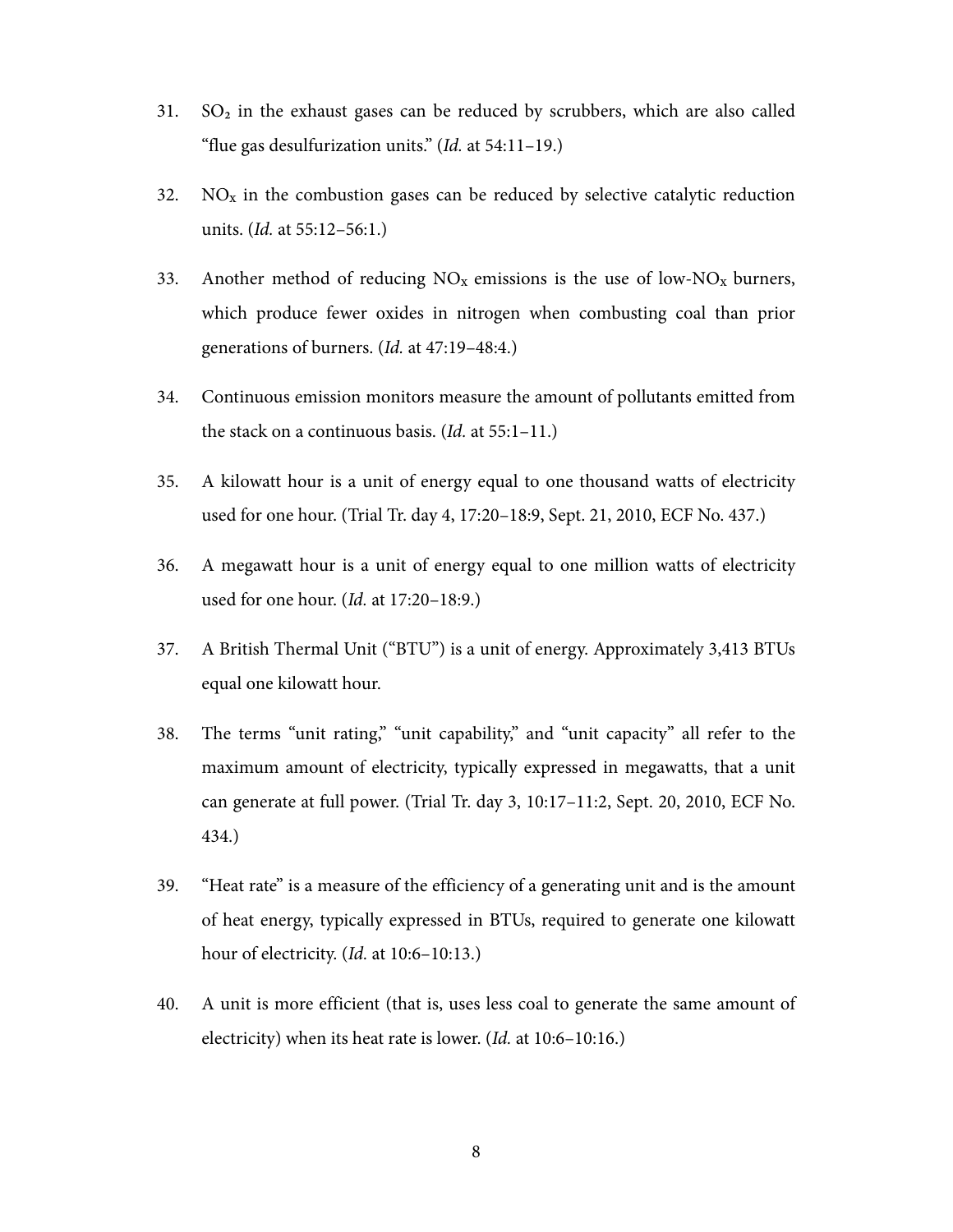31. $SO_2$ in the exhaust gases can be reduced by scrubbers, which are also called "flue gas desulfurization units." (*Id.* at 54:11–19.)

32. $NO_x$ in the combustion gases can be reduced by selective catalytic reduction units. (*Id.* at 55:12–56:1.)

33. Another method of reducing $NO_x$ emissions is the use of low-$NO_x$ burners, which produce fewer oxides in nitrogen when combusting coal than prior generations of burners. (*Id.* at 47:19–48:4.)

34. Continuous emission monitors measure the amount of pollutants emitted from the stack on a continuous basis. (*Id.* at 55:1–11.)

35. A kilowatt hour is a unit of energy equal to one thousand watts of electricity used for one hour. (Trial Tr. day 4, 17:20–18:9, Sept. 21, 2010, ECF No. 437.)

36. A megawatt hour is a unit of energy equal to one million watts of electricity used for one hour. (*Id.* at 17:20–18:9.)

37. A British Thermal Unit ("BTU") is a unit of energy. Approximately 3,413 BTUs equal one kilowatt hour.

38. The terms "unit rating," "unit capability," and "unit capacity" all refer to the maximum amount of electricity, typically expressed in megawatts, that a unit can generate at full power. (Trial Tr. day 3, 10:17–11:2, Sept. 20, 2010, ECF No. 434.)

39. "Heat rate" is a measure of the efficiency of a generating unit and is the amount of heat energy, typically expressed in BTUs, required to generate one kilowatt hour of electricity. (*Id.* at 10:6–10:13.)

40. A unit is more efficient (that is, uses less coal to generate the same amount of electricity) when its heat rate is lower. (*Id.* at 10:6–10:16.)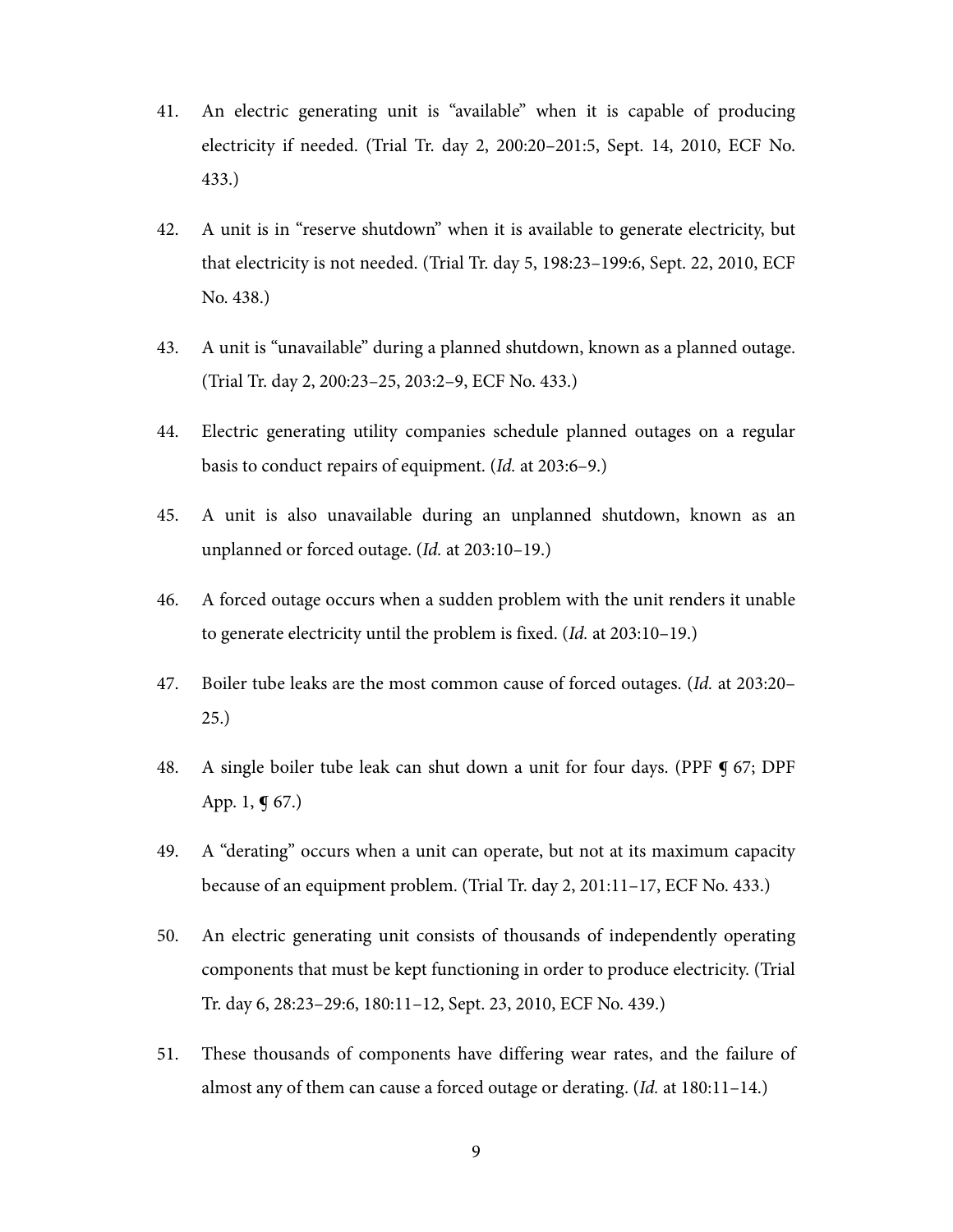41. An electric generating unit is "available" when it is capable of producing electricity if needed. (Trial Tr. day 2, 200:20–201:5, Sept. 14, 2010, ECF No. 433.)

42. A unit is in "reserve shutdown" when it is available to generate electricity, but that electricity is not needed. (Trial Tr. day 5, 198:23–199:6, Sept. 22, 2010, ECF No. 438.)

43. A unit is "unavailable" during a planned shutdown, known as a planned outage. (Trial Tr. day 2, 200:23–25, 203:2–9, ECF No. 433.)

44. Electric generating utility companies schedule planned outages on a regular basis to conduct repairs of equipment. (*Id.* at 203:6–9.)

45. A unit is also unavailable during an unplanned shutdown, known as an unplanned or forced outage. (*Id.* at 203:10–19.)

46. A forced outage occurs when a sudden problem with the unit renders it unable to generate electricity until the problem is fixed. (*Id.* at 203:10–19.)

47. Boiler tube leaks are the most common cause of forced outages. (*Id.* at 203:20–25.)

48. A single boiler tube leak can shut down a unit for four days. (PPF ¶ 67; DPF App. 1, ¶ 67.)

49. A "derating" occurs when a unit can operate, but not at its maximum capacity because of an equipment problem. (Trial Tr. day 2, 201:11–17, ECF No. 433.)

50. An electric generating unit consists of thousands of independently operating components that must be kept functioning in order to produce electricity. (Trial Tr. day 6, 28:23–29:6, 180:11–12, Sept. 23, 2010, ECF No. 439.)

51. These thousands of components have differing wear rates, and the failure of almost any of them can cause a forced outage or derating. (*Id.* at 180:11–14.)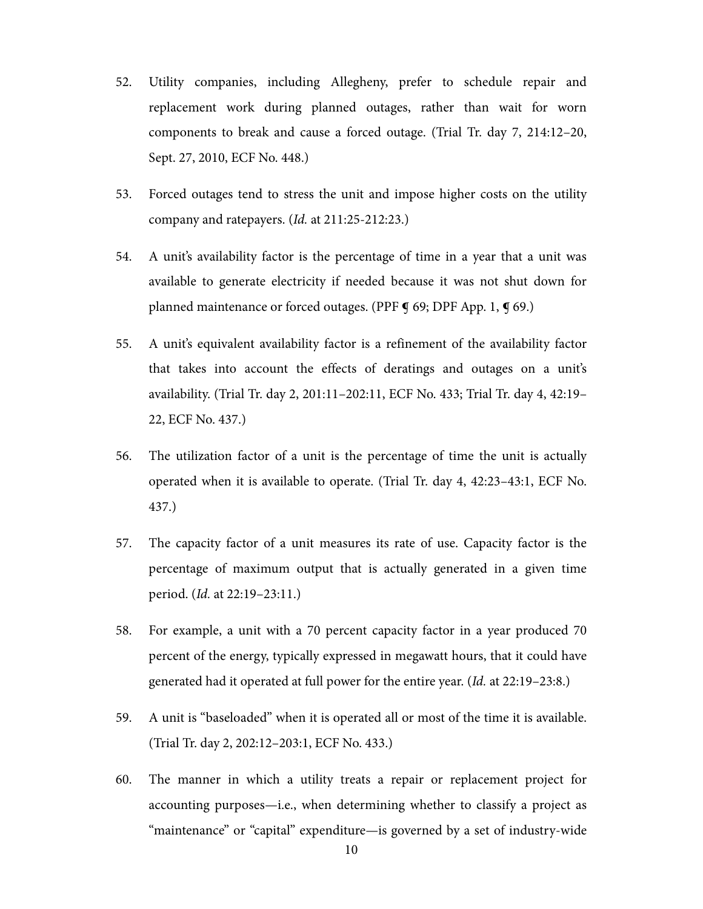52. Utility companies, including Allegheny, prefer to schedule repair and replacement work during planned outages, rather than wait for worn components to break and cause a forced outage. (Trial Tr. day 7, 214:12–20, Sept. 27, 2010, ECF No. 448.)

53. Forced outages tend to stress the unit and impose higher costs on the utility company and ratepayers. (*Id.* at 211:25-212:23.)

54. A unit's availability factor is the percentage of time in a year that a unit was available to generate electricity if needed because it was not shut down for planned maintenance or forced outages. (PPF ¶ 69; DPF App. 1, ¶ 69.)

55. A unit's equivalent availability factor is a refinement of the availability factor that takes into account the effects of deratings and outages on a unit's availability. (Trial Tr. day 2, 201:11–202:11, ECF No. 433; Trial Tr. day 4, 42:19–22, ECF No. 437.)

56. The utilization factor of a unit is the percentage of time the unit is actually operated when it is available to operate. (Trial Tr. day 4, 42:23–43:1, ECF No. 437.)

57. The capacity factor of a unit measures its rate of use. Capacity factor is the percentage of maximum output that is actually generated in a given time period. (*Id.* at 22:19–23:11.)

58. For example, a unit with a 70 percent capacity factor in a year produced 70 percent of the energy, typically expressed in megawatt hours, that it could have generated had it operated at full power for the entire year. (*Id.* at 22:19–23:8.)

59. A unit is "baseloaded" when it is operated all or most of the time it is available. (Trial Tr. day 2, 202:12–203:1, ECF No. 433.)

60. The manner in which a utility treats a repair or replacement project for accounting purposes—i.e., when determining whether to classify a project as "maintenance" or "capital" expenditure—is governed by a set of industry-wide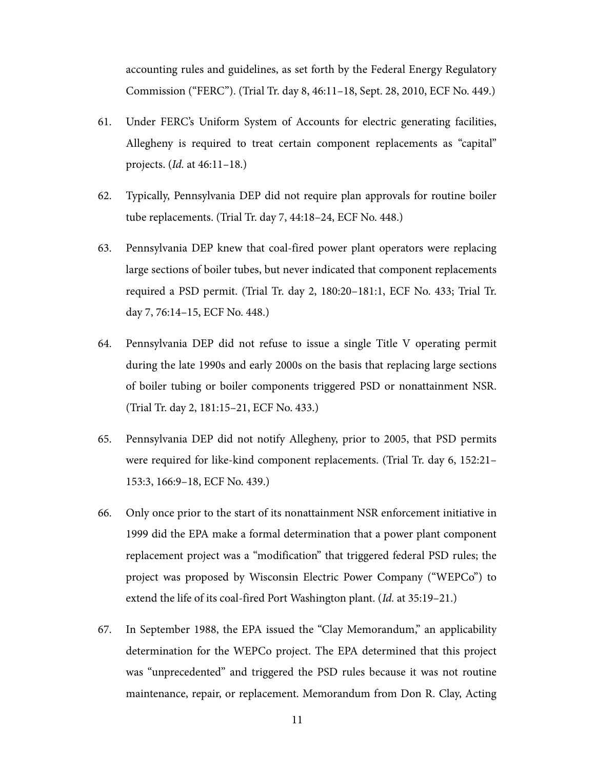accounting rules and guidelines, as set forth by the Federal Energy Regulatory Commission ("FERC"). (Trial Tr. day 8, 46:11–18, Sept. 28, 2010, ECF No. 449.)

61. Under FERC's Uniform System of Accounts for electric generating facilities, Allegheny is required to treat certain component replacements as "capital" projects. (*Id.* at 46:11–18.)

62. Typically, Pennsylvania DEP did not require plan approvals for routine boiler tube replacements. (Trial Tr. day 7, 44:18–24, ECF No. 448.)

63. Pennsylvania DEP knew that coal-fired power plant operators were replacing large sections of boiler tubes, but never indicated that component replacements required a PSD permit. (Trial Tr. day 2, 180:20–181:1, ECF No. 433; Trial Tr. day 7, 76:14–15, ECF No. 448.)

64. Pennsylvania DEP did not refuse to issue a single Title V operating permit during the late 1990s and early 2000s on the basis that replacing large sections of boiler tubing or boiler components triggered PSD or nonattainment NSR. (Trial Tr. day 2, 181:15–21, ECF No. 433.)

65. Pennsylvania DEP did not notify Allegheny, prior to 2005, that PSD permits were required for like-kind component replacements. (Trial Tr. day 6, 152:21–153:3, 166:9–18, ECF No. 439.)

66. Only once prior to the start of its nonattainment NSR enforcement initiative in 1999 did the EPA make a formal determination that a power plant component replacement project was a "modification" that triggered federal PSD rules; the project was proposed by Wisconsin Electric Power Company ("WEPCo") to extend the life of its coal-fired Port Washington plant. (*Id.* at 35:19–21.)

67. In September 1988, the EPA issued the "Clay Memorandum," an applicability determination for the WEPCo project. The EPA determined that this project was "unprecedented" and triggered the PSD rules because it was not routine maintenance, repair, or replacement. Memorandum from Don R. Clay, Acting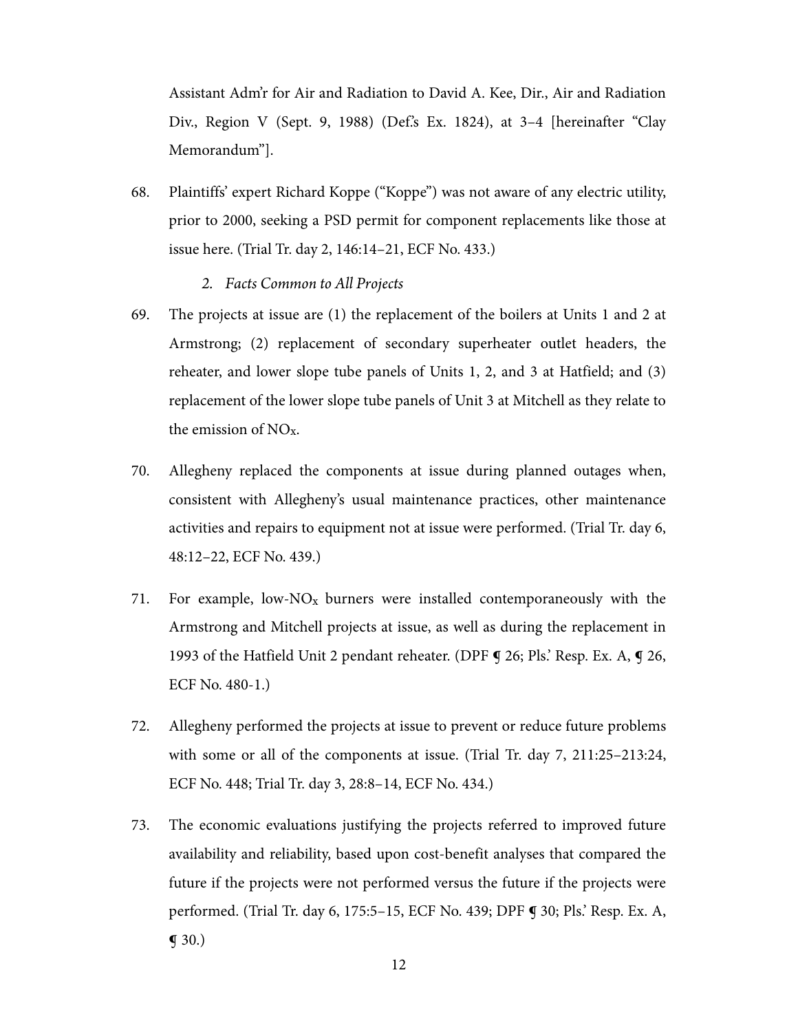Assistant Adm'r for Air and Radiation to David A. Kee, Dir., Air and Radiation Div., Region V (Sept. 9, 1988) (Def.'s Ex. 1824), at 3–4 [hereinafter "Clay Memorandum"].

68. Plaintiffs' expert Richard Koppe ("Koppe") was not aware of any electric utility, prior to 2000, seeking a PSD permit for component replacements like those at issue here. (Trial Tr. day 2, 146:14–21, ECF No. 433.)

### *2. Facts Common to All Projects*

69. The projects at issue are (1) the replacement of the boilers at Units 1 and 2 at Armstrong; (2) replacement of secondary superheater outlet headers, the reheater, and lower slope tube panels of Units 1, 2, and 3 at Hatfield; and (3) replacement of the lower slope tube panels of Unit 3 at Mitchell as they relate to the emission of $NO_X$.

70. Allegheny replaced the components at issue during planned outages when, consistent with Allegheny's usual maintenance practices, other maintenance activities and repairs to equipment not at issue were performed. (Trial Tr. day 6, 48:12–22, ECF No. 439.)

71. For example, low-$NO_X$ burners were installed contemporaneously with the Armstrong and Mitchell projects at issue, as well as during the replacement in 1993 of the Hatfield Unit 2 pendant reheater. (DPF ¶ 26; Pls.' Resp. Ex. A, ¶ 26, ECF No. 480-1.)

72. Allegheny performed the projects at issue to prevent or reduce future problems with some or all of the components at issue. (Trial Tr. day 7, 211:25–213:24, ECF No. 448; Trial Tr. day 3, 28:8–14, ECF No. 434.)

73. The economic evaluations justifying the projects referred to improved future availability and reliability, based upon cost-benefit analyses that compared the future if the projects were not performed versus the future if the projects were performed. (Trial Tr. day 6, 175:5–15, ECF No. 439; DPF ¶ 30; Pls.' Resp. Ex. A, ¶ 30.)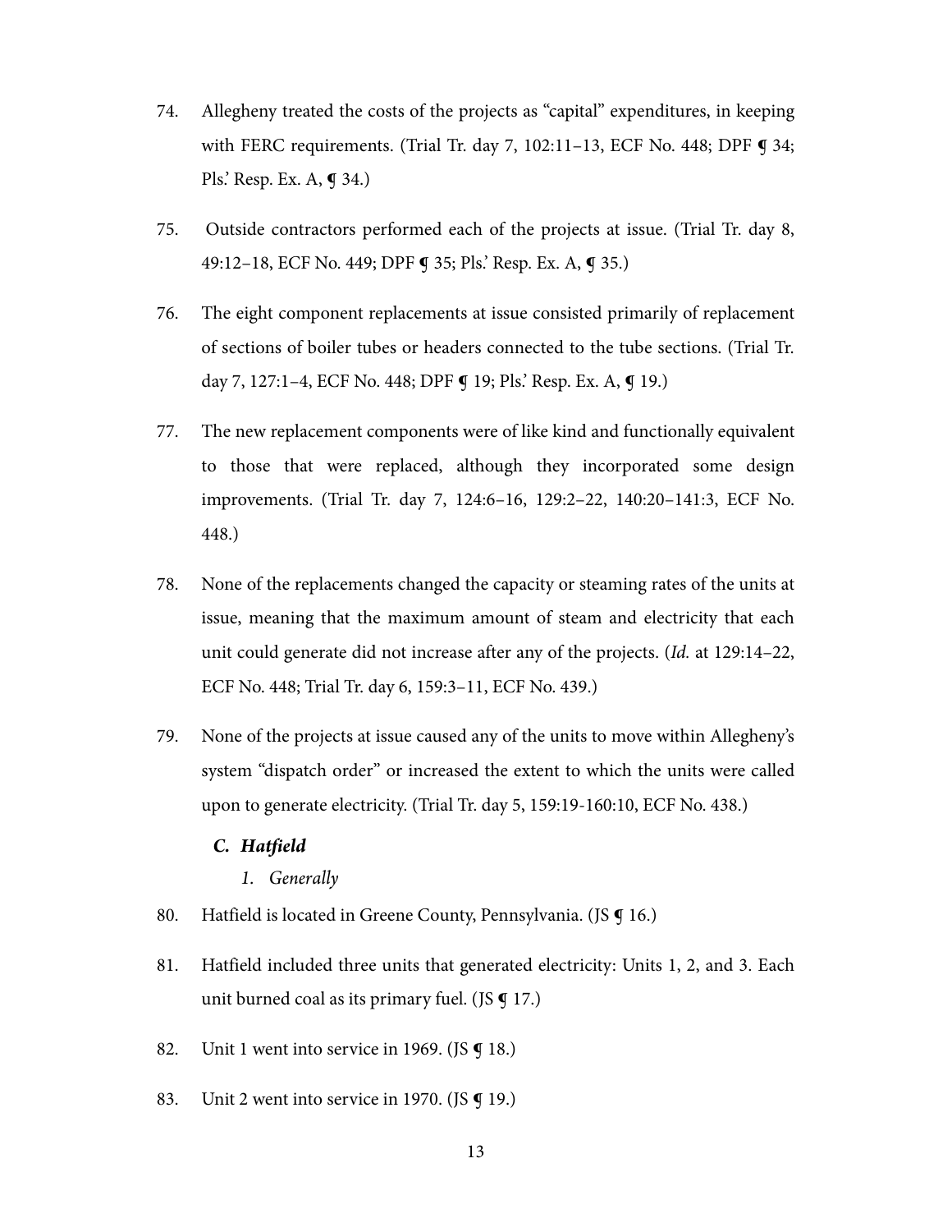74. Allegheny treated the costs of the projects as "capital" expenditures, in keeping with FERC requirements. (Trial Tr. day 7, 102:11–13, ECF No. 448; DPF ¶ 34; Pls.' Resp. Ex. A, ¶ 34.)

75. Outside contractors performed each of the projects at issue. (Trial Tr. day 8, 49:12–18, ECF No. 449; DPF ¶ 35; Pls.' Resp. Ex. A, ¶ 35.)

76. The eight component replacements at issue consisted primarily of replacement of sections of boiler tubes or headers connected to the tube sections. (Trial Tr. day 7, 127:1–4, ECF No. 448; DPF ¶ 19; Pls.' Resp. Ex. A, ¶ 19.)

77. The new replacement components were of like kind and functionally equivalent to those that were replaced, although they incorporated some design improvements. (Trial Tr. day 7, 124:6–16, 129:2–22, 140:20–141:3, ECF No. 448.)

78. None of the replacements changed the capacity or steaming rates of the units at issue, meaning that the maximum amount of steam and electricity that each unit could generate did not increase after any of the projects. (*Id.* at 129:14–22, ECF No. 448; Trial Tr. day 6, 159:3–11, ECF No. 439.)

79. None of the projects at issue caused any of the units to move within Allegheny's system "dispatch order" or increased the extent to which the units were called upon to generate electricity. (Trial Tr. day 5, 159:19-160:10, ECF No. 438.)

### *C. Hatfield*

#### *1. Generally*

80. Hatfield is located in Greene County, Pennsylvania. (JS ¶ 16.)

81. Hatfield included three units that generated electricity: Units 1, 2, and 3. Each unit burned coal as its primary fuel. (JS ¶ 17.)

82. Unit 1 went into service in 1969. (JS ¶ 18.)

83. Unit 2 went into service in 1970. (JS ¶ 19.)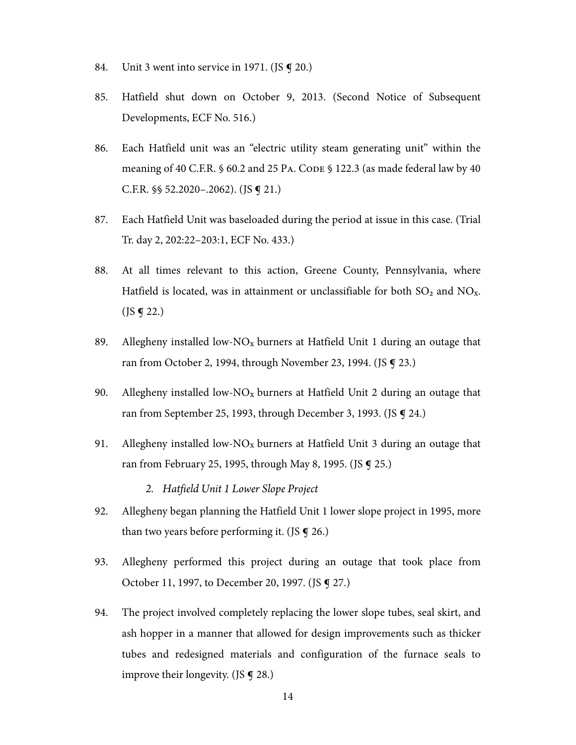84. Unit 3 went into service in 1971. (JS ¶ 20.)

85. Hatfield shut down on October 9, 2013. (Second Notice of Subsequent Developments, ECF No. 516.)

86. Each Hatfield unit was an "electric utility steam generating unit" within the meaning of 40 C.F.R. § 60.2 and 25 PA. CODE § 122.3 (as made federal law by 40 C.F.R. §§ 52.2020–.2062). (JS ¶ 21.)

87. Each Hatfield Unit was baseloaded during the period at issue in this case. (Trial Tr. day 2, 202:22–203:1, ECF No. 433.)

88. At all times relevant to this action, Greene County, Pennsylvania, where Hatfield is located, was in attainment or unclassifiable for both $SO_2$ and $NO_x$. (JS ¶ 22.)

89. Allegheny installed low-$NO_x$ burners at Hatfield Unit 1 during an outage that ran from October 2, 1994, through November 23, 1994. (JS ¶ 23.)

90. Allegheny installed low-$NO_x$ burners at Hatfield Unit 2 during an outage that ran from September 25, 1993, through December 3, 1993. (JS ¶ 24.)

91. Allegheny installed low-$NO_x$ burners at Hatfield Unit 3 during an outage that ran from February 25, 1995, through May 8, 1995. (JS ¶ 25.)

*2. Hatfield Unit 1 Lower Slope Project*

92. Allegheny began planning the Hatfield Unit 1 lower slope project in 1995, more than two years before performing it. (JS ¶ 26.)

93. Allegheny performed this project during an outage that took place from October 11, 1997, to December 20, 1997. (JS ¶ 27.)

94. The project involved completely replacing the lower slope tubes, seal skirt, and ash hopper in a manner that allowed for design improvements such as thicker tubes and redesigned materials and configuration of the furnace seals to improve their longevity. (JS ¶ 28.)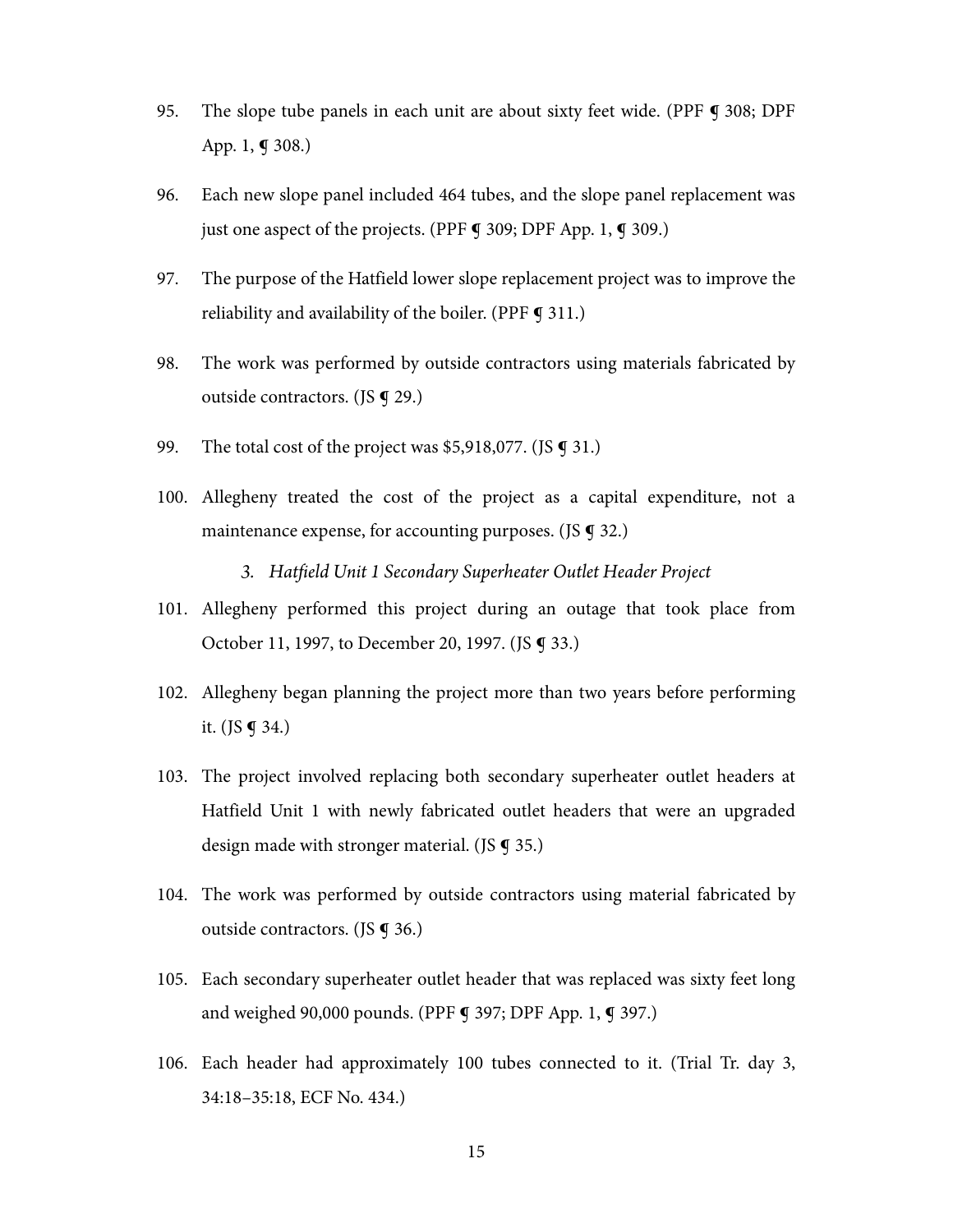95. The slope tube panels in each unit are about sixty feet wide. (PPF ¶ 308; DPF App. 1, ¶ 308.)

96. Each new slope panel included 464 tubes, and the slope panel replacement was just one aspect of the projects. (PPF ¶ 309; DPF App. 1, ¶ 309.)

97. The purpose of the Hatfield lower slope replacement project was to improve the reliability and availability of the boiler. (PPF ¶ 311.)

98. The work was performed by outside contractors using materials fabricated by outside contractors. (JS ¶ 29.)

99. The total cost of the project was $5,918,077. (JS ¶ 31.)

100. Allegheny treated the cost of the project as a capital expenditure, not a maintenance expense, for accounting purposes. (JS ¶ 32.)

### *3. Hatfield Unit 1 Secondary Superheater Outlet Header Project*

101. Allegheny performed this project during an outage that took place from October 11, 1997, to December 20, 1997. (JS ¶ 33.)

102. Allegheny began planning the project more than two years before performing it. (JS ¶ 34.)

103. The project involved replacing both secondary superheater outlet headers at Hatfield Unit 1 with newly fabricated outlet headers that were an upgraded design made with stronger material. (JS ¶ 35.)

104. The work was performed by outside contractors using material fabricated by outside contractors. (JS ¶ 36.)

105. Each secondary superheater outlet header that was replaced was sixty feet long and weighed 90,000 pounds. (PPF ¶ 397; DPF App. 1, ¶ 397.)

106. Each header had approximately 100 tubes connected to it. (Trial Tr. day 3, 34:18–35:18, ECF No. 434.)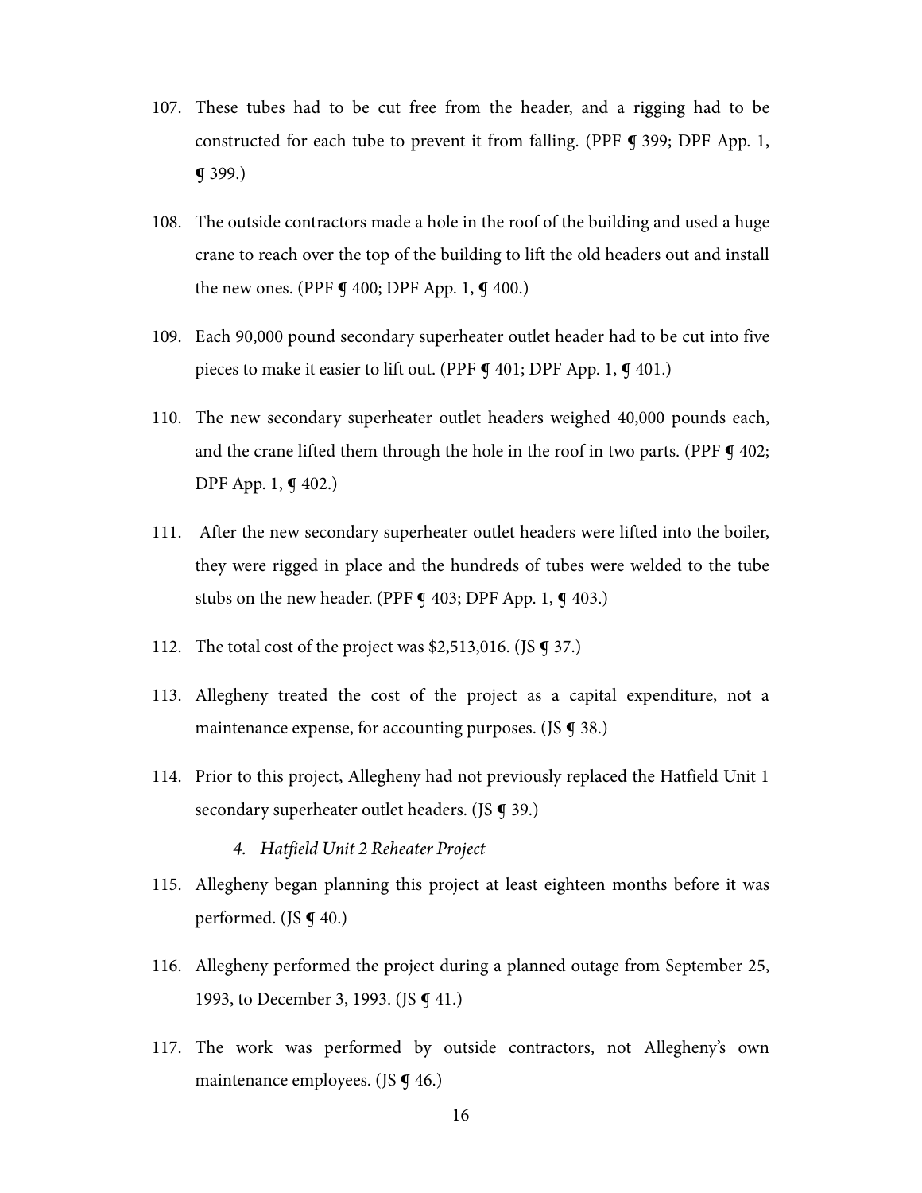107. These tubes had to be cut free from the header, and a rigging had to be constructed for each tube to prevent it from falling. (PPF ¶ 399; DPF App. 1, ¶ 399.)

108. The outside contractors made a hole in the roof of the building and used a huge crane to reach over the top of the building to lift the old headers out and install the new ones. (PPF ¶ 400; DPF App. 1, ¶ 400.)

109. Each 90,000 pound secondary superheater outlet header had to be cut into five pieces to make it easier to lift out. (PPF ¶ 401; DPF App. 1, ¶ 401.)

110. The new secondary superheater outlet headers weighed 40,000 pounds each, and the crane lifted them through the hole in the roof in two parts. (PPF ¶ 402; DPF App. 1, ¶ 402.)

111. After the new secondary superheater outlet headers were lifted into the boiler, they were rigged in place and the hundreds of tubes were welded to the tube stubs on the new header. (PPF ¶ 403; DPF App. 1, ¶ 403.)

112. The total cost of the project was $2,513,016. (JS ¶ 37.)

113. Allegheny treated the cost of the project as a capital expenditure, not a maintenance expense, for accounting purposes. (JS ¶ 38.)

114. Prior to this project, Allegheny had not previously replaced the Hatfield Unit 1 secondary superheater outlet headers. (JS ¶ 39.)

### 4. *Hatfield Unit 2 Reheater Project*

115. Allegheny began planning this project at least eighteen months before it was performed. (JS ¶ 40.)

116. Allegheny performed the project during a planned outage from September 25, 1993, to December 3, 1993. (JS ¶ 41.)

117. The work was performed by outside contractors, not Allegheny's own maintenance employees. (JS ¶ 46.)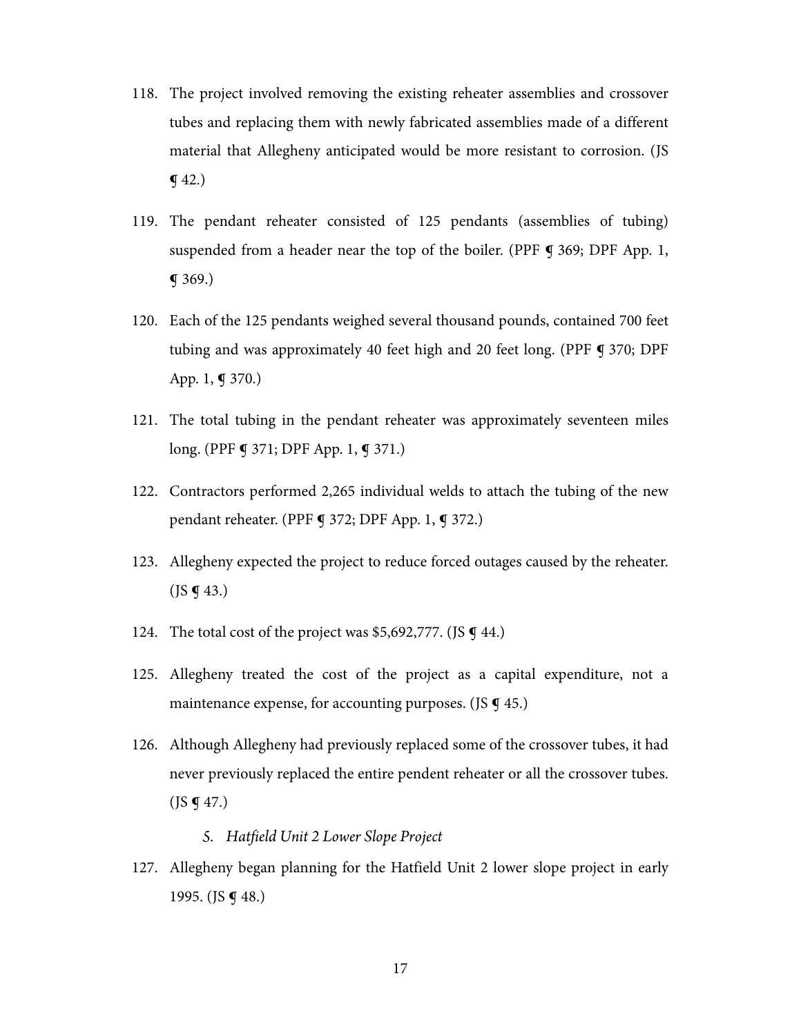118. The project involved removing the existing reheater assemblies and crossover tubes and replacing them with newly fabricated assemblies made of a different material that Allegheny anticipated would be more resistant to corrosion. (JS ¶ 42.)

119. The pendant reheater consisted of 125 pendants (assemblies of tubing) suspended from a header near the top of the boiler. (PPF ¶ 369; DPF App. 1, ¶ 369.)

120. Each of the 125 pendants weighed several thousand pounds, contained 700 feet tubing and was approximately 40 feet high and 20 feet long. (PPF ¶ 370; DPF App. 1, ¶ 370.)

121. The total tubing in the pendant reheater was approximately seventeen miles long. (PPF ¶ 371; DPF App. 1, ¶ 371.)

122. Contractors performed 2,265 individual welds to attach the tubing of the new pendant reheater. (PPF ¶ 372; DPF App. 1, ¶ 372.)

123. Allegheny expected the project to reduce forced outages caused by the reheater. (JS ¶ 43.)

124. The total cost of the project was $5,692,777. (JS ¶ 44.)

125. Allegheny treated the cost of the project as a capital expenditure, not a maintenance expense, for accounting purposes. (JS ¶ 45.)

126. Although Allegheny had previously replaced some of the crossover tubes, it had never previously replaced the entire pendent reheater or all the crossover tubes. (JS ¶ 47.)

### 5. *Hatfield Unit 2 Lower Slope Project*

127. Allegheny began planning for the Hatfield Unit 2 lower slope project in early 1995. (JS ¶ 48.)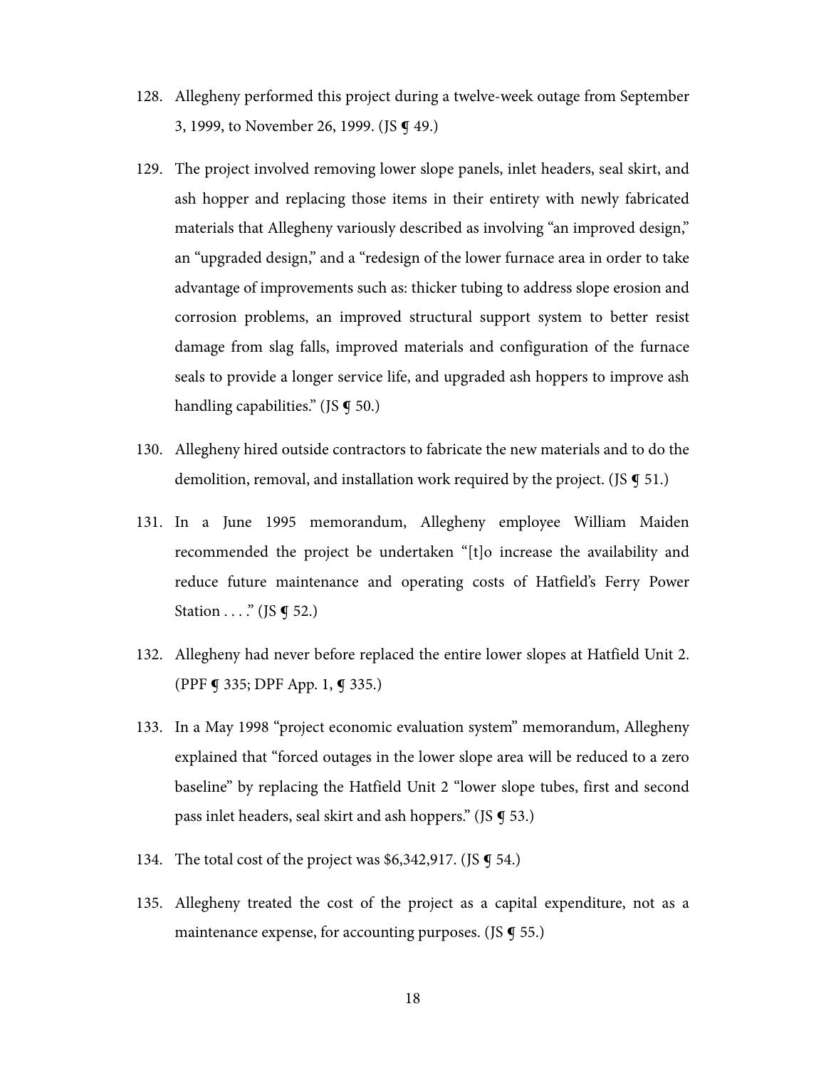128. Allegheny performed this project during a twelve-week outage from September 3, 1999, to November 26, 1999. (JS ¶ 49.)

129. The project involved removing lower slope panels, inlet headers, seal skirt, and ash hopper and replacing those items in their entirety with newly fabricated materials that Allegheny variously described as involving "an improved design," an "upgraded design," and a "redesign of the lower furnace area in order to take advantage of improvements such as: thicker tubing to address slope erosion and corrosion problems, an improved structural support system to better resist damage from slag falls, improved materials and configuration of the furnace seals to provide a longer service life, and upgraded ash hoppers to improve ash handling capabilities." (JS ¶ 50.)

130. Allegheny hired outside contractors to fabricate the new materials and to do the demolition, removal, and installation work required by the project. (JS ¶ 51.)

131. In a June 1995 memorandum, Allegheny employee William Maiden recommended the project be undertaken "[t]o increase the availability and reduce future maintenance and operating costs of Hatfield's Ferry Power Station . . . ." (JS ¶ 52.)

132. Allegheny had never before replaced the entire lower slopes at Hatfield Unit 2. (PPF ¶ 335; DPF App. 1, ¶ 335.)

133. In a May 1998 "project economic evaluation system" memorandum, Allegheny explained that "forced outages in the lower slope area will be reduced to a zero baseline" by replacing the Hatfield Unit 2 "lower slope tubes, first and second pass inlet headers, seal skirt and ash hoppers." (JS ¶ 53.)

134. The total cost of the project was $6,342,917. (JS ¶ 54.)

135. Allegheny treated the cost of the project as a capital expenditure, not as a maintenance expense, for accounting purposes. (JS ¶ 55.)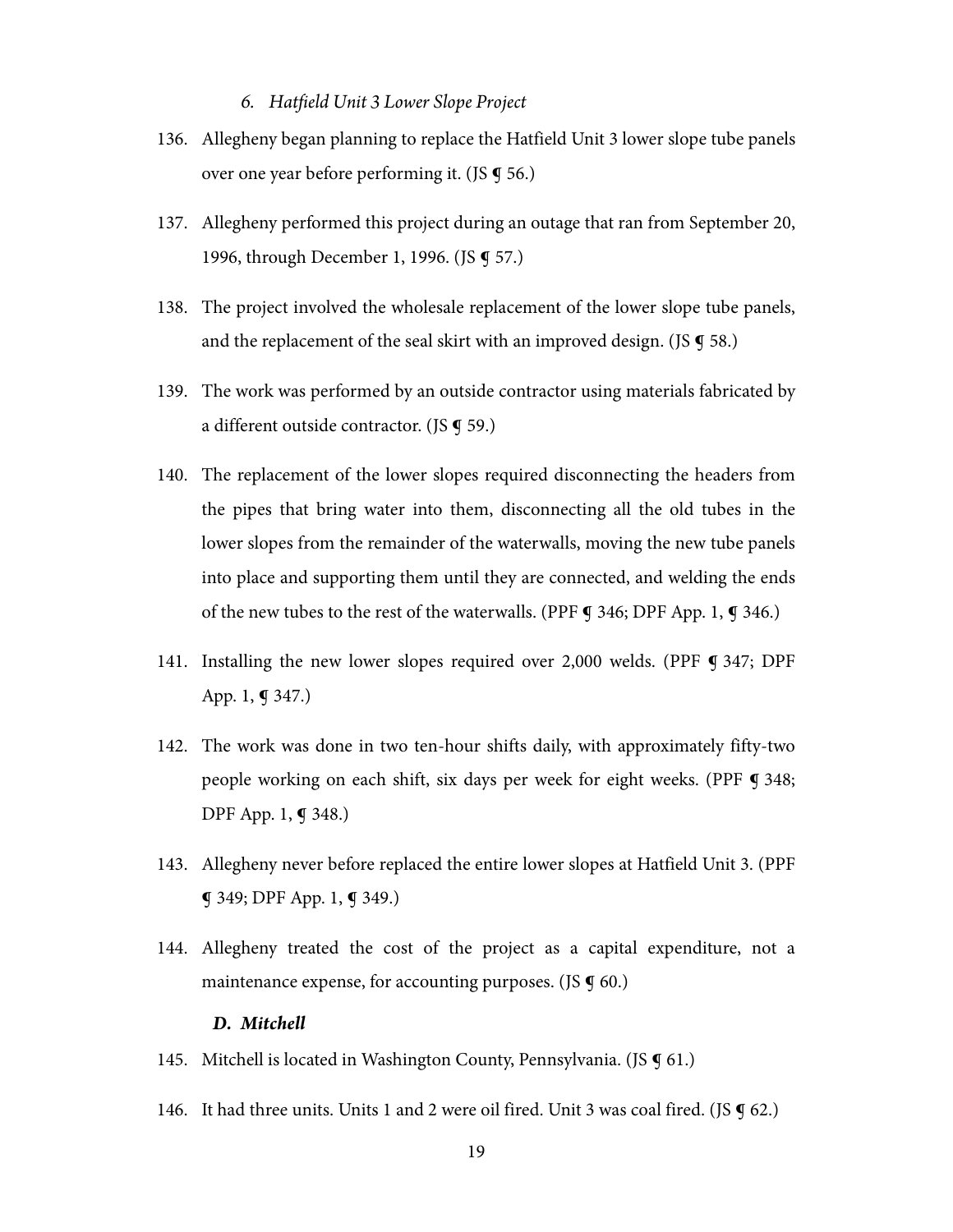### *6. Hatfield Unit 3 Lower Slope Project*

136. Allegheny began planning to replace the Hatfield Unit 3 lower slope tube panels over one year before performing it. (JS ¶ 56.)

137. Allegheny performed this project during an outage that ran from September 20, 1996, through December 1, 1996. (JS ¶ 57.)

138. The project involved the wholesale replacement of the lower slope tube panels, and the replacement of the seal skirt with an improved design. (JS ¶ 58.)

139. The work was performed by an outside contractor using materials fabricated by a different outside contractor. (JS ¶ 59.)

140. The replacement of the lower slopes required disconnecting the headers from the pipes that bring water into them, disconnecting all the old tubes in the lower slopes from the remainder of the waterwalls, moving the new tube panels into place and supporting them until they are connected, and welding the ends of the new tubes to the rest of the waterwalls. (PPF ¶ 346; DPF App. 1, ¶ 346.)

141. Installing the new lower slopes required over 2,000 welds. (PPF ¶ 347; DPF App. 1, ¶ 347.)

142. The work was done in two ten-hour shifts daily, with approximately fifty-two people working on each shift, six days per week for eight weeks. (PPF ¶ 348; DPF App. 1, ¶ 348.)

143. Allegheny never before replaced the entire lower slopes at Hatfield Unit 3. (PPF ¶ 349; DPF App. 1, ¶ 349.)

144. Allegheny treated the cost of the project as a capital expenditure, not a maintenance expense, for accounting purposes. (JS ¶ 60.)

### ***D. Mitchell***

145. Mitchell is located in Washington County, Pennsylvania. (JS ¶ 61.)

146. It had three units. Units 1 and 2 were oil fired. Unit 3 was coal fired. (JS ¶ 62.)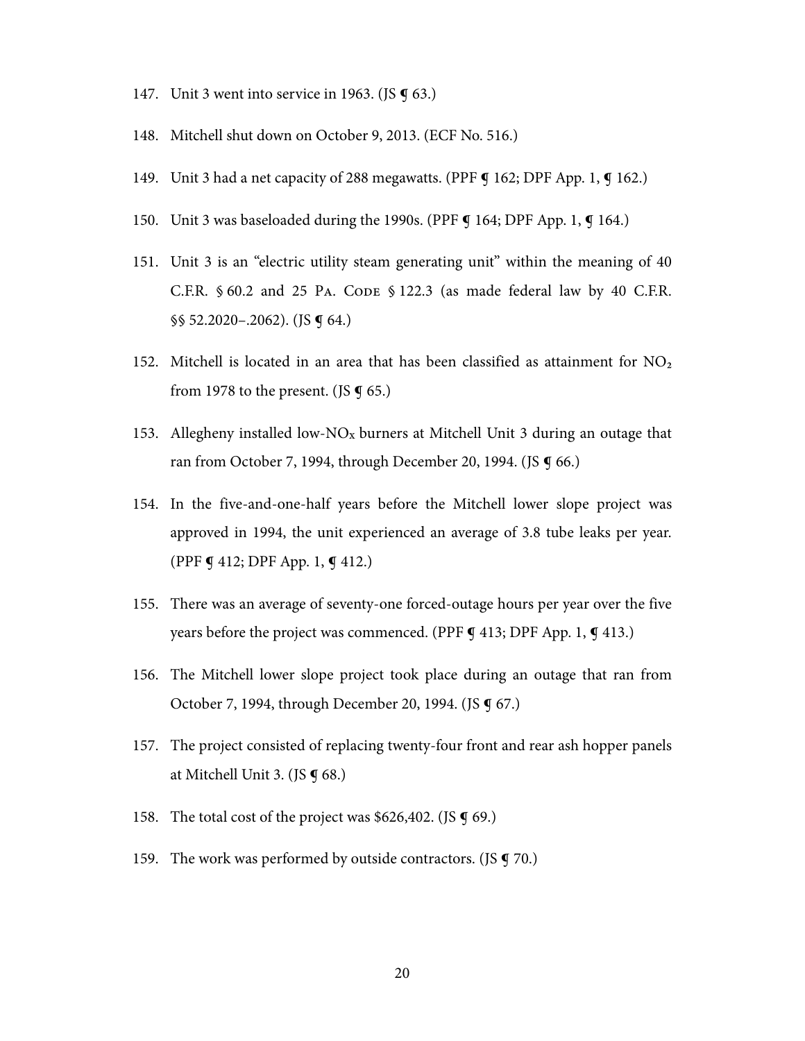147. Unit 3 went into service in 1963. (JS ¶ 63.)

148. Mitchell shut down on October 9, 2013. (ECF No. 516.)

149. Unit 3 had a net capacity of 288 megawatts. (PPF ¶ 162; DPF App. 1, ¶ 162.)

150. Unit 3 was baseloaded during the 1990s. (PPF ¶ 164; DPF App. 1, ¶ 164.)

151. Unit 3 is an "electric utility steam generating unit" within the meaning of 40 C.F.R. § 60.2 and 25 Pa. Code § 122.3 (as made federal law by 40 C.F.R. §§ 52.2020–.2062). (JS ¶ 64.)

152. Mitchell is located in an area that has been classified as attainment for $NO_2$ from 1978 to the present. (JS ¶ 65.)

153. Allegheny installed low-$NO_x$ burners at Mitchell Unit 3 during an outage that ran from October 7, 1994, through December 20, 1994. (JS ¶ 66.)

154. In the five-and-one-half years before the Mitchell lower slope project was approved in 1994, the unit experienced an average of 3.8 tube leaks per year. (PPF ¶ 412; DPF App. 1, ¶ 412.)

155. There was an average of seventy-one forced-outage hours per year over the five years before the project was commenced. (PPF ¶ 413; DPF App. 1, ¶ 413.)

156. The Mitchell lower slope project took place during an outage that ran from October 7, 1994, through December 20, 1994. (JS ¶ 67.)

157. The project consisted of replacing twenty-four front and rear ash hopper panels at Mitchell Unit 3. (JS ¶ 68.)

158. The total cost of the project was $626,402. (JS ¶ 69.)

159. The work was performed by outside contractors. (JS ¶ 70.)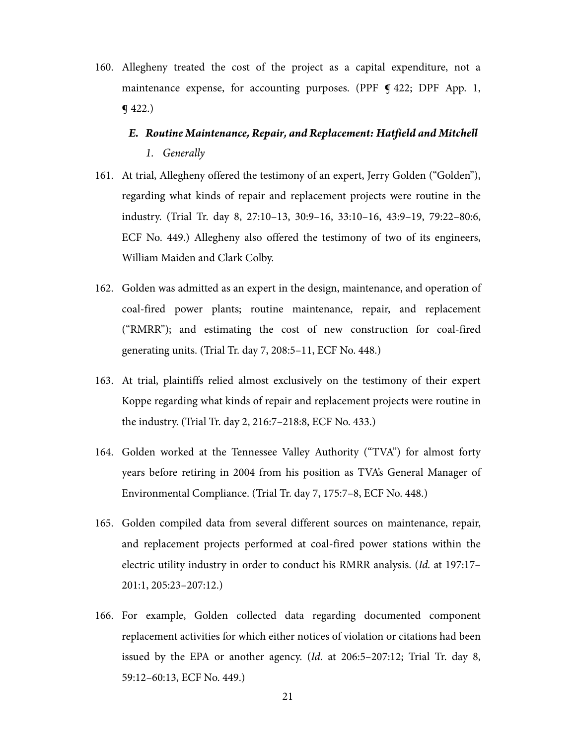160. Allegheny treated the cost of the project as a capital expenditure, not a maintenance expense, for accounting purposes. (PPF ¶ 422; DPF App. 1, ¶ 422.)

### *E. Routine Maintenance, Repair, and Replacement: Hatfield and Mitchell*

#### *1. Generally*

161. At trial, Allegheny offered the testimony of an expert, Jerry Golden ("Golden"), regarding what kinds of repair and replacement projects were routine in the industry. (Trial Tr. day 8, 27:10–13, 30:9–16, 33:10–16, 43:9–19, 79:22–80:6, ECF No. 449.) Allegheny also offered the testimony of two of its engineers, William Maiden and Clark Colby.

162. Golden was admitted as an expert in the design, maintenance, and operation of coal-fired power plants; routine maintenance, repair, and replacement ("RMRR"); and estimating the cost of new construction for coal-fired generating units. (Trial Tr. day 7, 208:5–11, ECF No. 448.)

163. At trial, plaintiffs relied almost exclusively on the testimony of their expert Koppe regarding what kinds of repair and replacement projects were routine in the industry. (Trial Tr. day 2, 216:7–218:8, ECF No. 433.)

164. Golden worked at the Tennessee Valley Authority ("TVA") for almost forty years before retiring in 2004 from his position as TVA's General Manager of Environmental Compliance. (Trial Tr. day 7, 175:7–8, ECF No. 448.)

165. Golden compiled data from several different sources on maintenance, repair, and replacement projects performed at coal-fired power stations within the electric utility industry in order to conduct his RMRR analysis. (*Id.* at 197:17–201:1, 205:23–207:12.)

166. For example, Golden collected data regarding documented component replacement activities for which either notices of violation or citations had been issued by the EPA or another agency. (*Id.* at 206:5–207:12; Trial Tr. day 8, 59:12–60:13, ECF No. 449.)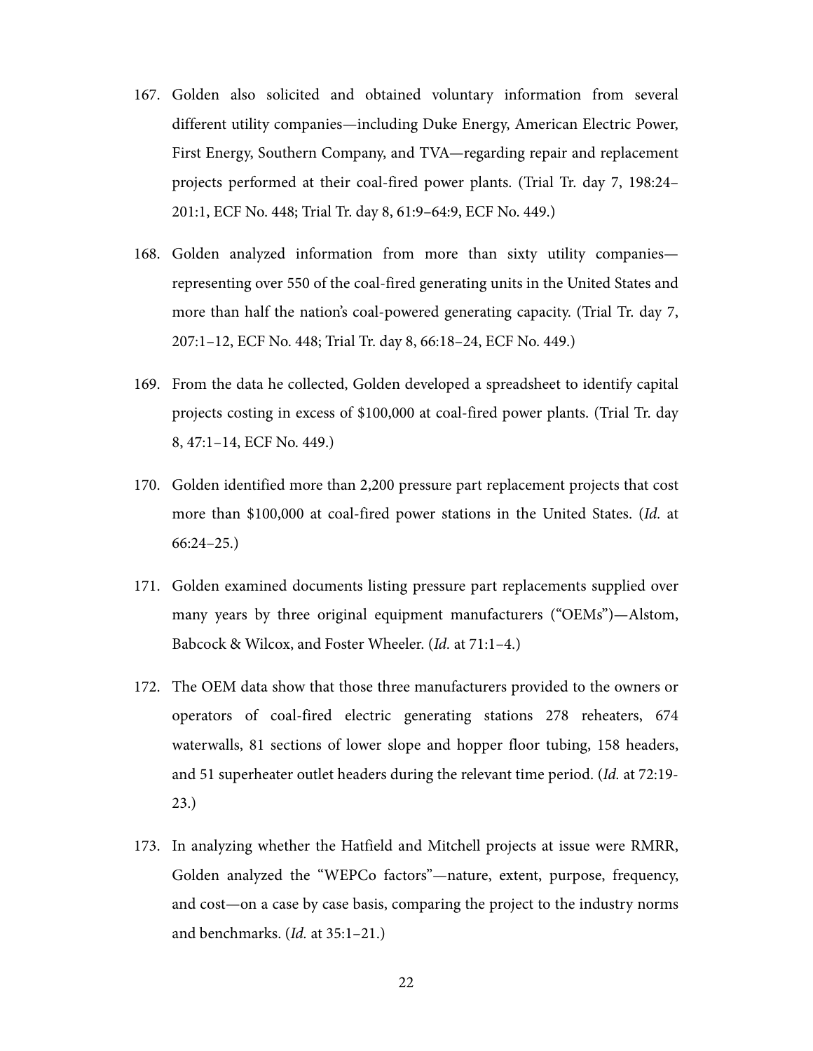167. Golden also solicited and obtained voluntary information from several different utility companies—including Duke Energy, American Electric Power, First Energy, Southern Company, and TVA—regarding repair and replacement projects performed at their coal-fired power plants. (Trial Tr. day 7, 198:24–201:1, ECF No. 448; Trial Tr. day 8, 61:9–64:9, ECF No. 449.)

168. Golden analyzed information from more than sixty utility companies—representing over 550 of the coal-fired generating units in the United States and more than half the nation's coal-powered generating capacity. (Trial Tr. day 7, 207:1–12, ECF No. 448; Trial Tr. day 8, 66:18–24, ECF No. 449.)

169. From the data he collected, Golden developed a spreadsheet to identify capital projects costing in excess of $100,000 at coal-fired power plants. (Trial Tr. day 8, 47:1–14, ECF No. 449.)

170. Golden identified more than 2,200 pressure part replacement projects that cost more than $100,000 at coal-fired power stations in the United States. (*Id.* at 66:24–25.)

171. Golden examined documents listing pressure part replacements supplied over many years by three original equipment manufacturers ("OEMs")—Alstom, Babcock & Wilcox, and Foster Wheeler. (*Id.* at 71:1–4.)

172. The OEM data show that those three manufacturers provided to the owners or operators of coal-fired electric generating stations 278 reheaters, 674 waterwalls, 81 sections of lower slope and hopper floor tubing, 158 headers, and 51 superheater outlet headers during the relevant time period. (*Id.* at 72:19-23.)

173. In analyzing whether the Hatfield and Mitchell projects at issue were RMRR, Golden analyzed the "WEPCo factors"—nature, extent, purpose, frequency, and cost—on a case by case basis, comparing the project to the industry norms and benchmarks. (*Id.* at 35:1–21.)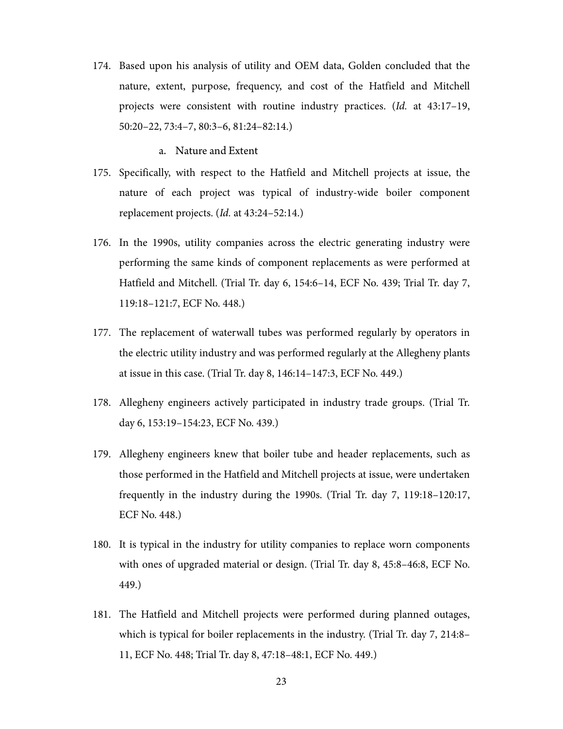174. Based upon his analysis of utility and OEM data, Golden concluded that the nature, extent, purpose, frequency, and cost of the Hatfield and Mitchell projects were consistent with routine industry practices. (*Id.* at 43:17–19, 50:20–22, 73:4–7, 80:3–6, 81:24–82:14.)

   a. Nature and Extent

175. Specifically, with respect to the Hatfield and Mitchell projects at issue, the nature of each project was typical of industry-wide boiler component replacement projects. (*Id.* at 43:24–52:14.)

176. In the 1990s, utility companies across the electric generating industry were performing the same kinds of component replacements as were performed at Hatfield and Mitchell. (Trial Tr. day 6, 154:6–14, ECF No. 439; Trial Tr. day 7, 119:18–121:7, ECF No. 448.)

177. The replacement of waterwall tubes was performed regularly by operators in the electric utility industry and was performed regularly at the Allegheny plants at issue in this case. (Trial Tr. day 8, 146:14–147:3, ECF No. 449.)

178. Allegheny engineers actively participated in industry trade groups. (Trial Tr. day 6, 153:19–154:23, ECF No. 439.)

179. Allegheny engineers knew that boiler tube and header replacements, such as those performed in the Hatfield and Mitchell projects at issue, were undertaken frequently in the industry during the 1990s. (Trial Tr. day 7, 119:18–120:17, ECF No. 448.)

180. It is typical in the industry for utility companies to replace worn components with ones of upgraded material or design. (Trial Tr. day 8, 45:8–46:8, ECF No. 449.)

181. The Hatfield and Mitchell projects were performed during planned outages, which is typical for boiler replacements in the industry. (Trial Tr. day 7, 214:8–11, ECF No. 448; Trial Tr. day 8, 47:18–48:1, ECF No. 449.)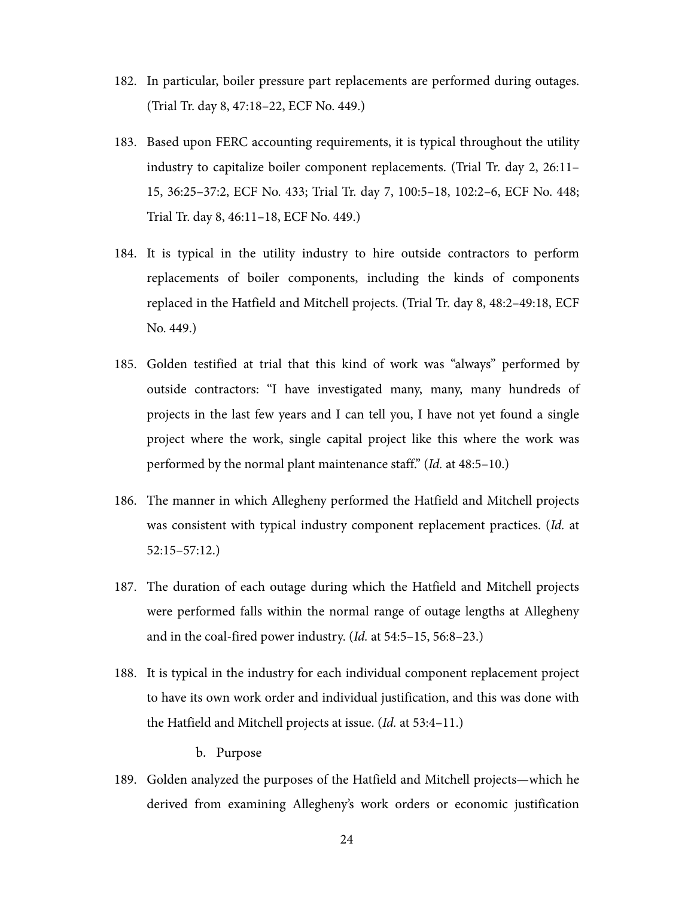182. In particular, boiler pressure part replacements are performed during outages. (Trial Tr. day 8, 47:18–22, ECF No. 449.)

183. Based upon FERC accounting requirements, it is typical throughout the utility industry to capitalize boiler component replacements. (Trial Tr. day 2, 26:11–15, 36:25–37:2, ECF No. 433; Trial Tr. day 7, 100:5–18, 102:2–6, ECF No. 448; Trial Tr. day 8, 46:11–18, ECF No. 449.)

184. It is typical in the utility industry to hire outside contractors to perform replacements of boiler components, including the kinds of components replaced in the Hatfield and Mitchell projects. (Trial Tr. day 8, 48:2–49:18, ECF No. 449.)

185. Golden testified at trial that this kind of work was "always" performed by outside contractors: "I have investigated many, many, many hundreds of projects in the last few years and I can tell you, I have not yet found a single project where the work, single capital project like this where the work was performed by the normal plant maintenance staff." (*Id.* at 48:5–10.)

186. The manner in which Allegheny performed the Hatfield and Mitchell projects was consistent with typical industry component replacement practices. (*Id.* at 52:15–57:12.)

187. The duration of each outage during which the Hatfield and Mitchell projects were performed falls within the normal range of outage lengths at Allegheny and in the coal-fired power industry. (*Id.* at 54:5–15, 56:8–23.)

188. It is typical in the industry for each individual component replacement project to have its own work order and individual justification, and this was done with the Hatfield and Mitchell projects at issue. (*Id.* at 53:4–11.)

b. Purpose

189. Golden analyzed the purposes of the Hatfield and Mitchell projects—which he derived from examining Allegheny's work orders or economic justification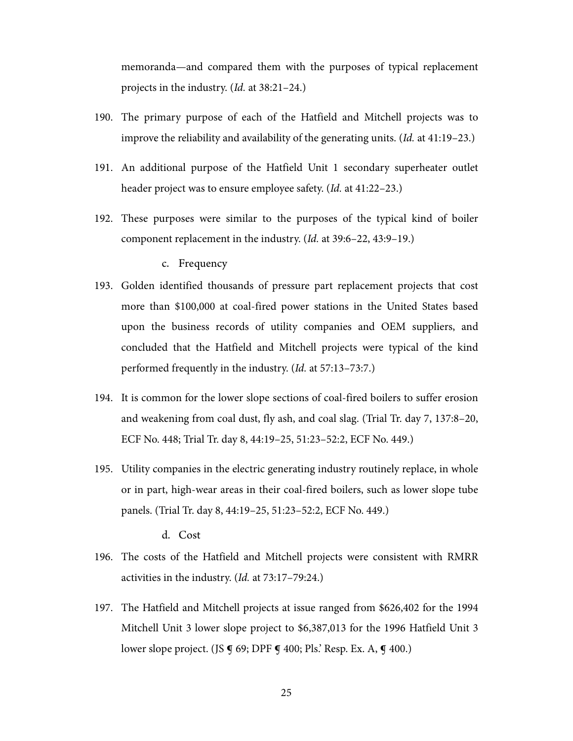memoranda—and compared them with the purposes of typical replacement projects in the industry. (*Id.* at 38:21–24.)

190. The primary purpose of each of the Hatfield and Mitchell projects was to improve the reliability and availability of the generating units. (*Id.* at 41:19–23.)

191. An additional purpose of the Hatfield Unit 1 secondary superheater outlet header project was to ensure employee safety. (*Id.* at 41:22–23.)

192. These purposes were similar to the purposes of the typical kind of boiler component replacement in the industry. (*Id.* at 39:6–22, 43:9–19.)

c. Frequency

193. Golden identified thousands of pressure part replacement projects that cost more than $100,000 at coal-fired power stations in the United States based upon the business records of utility companies and OEM suppliers, and concluded that the Hatfield and Mitchell projects were typical of the kind performed frequently in the industry. (*Id.* at 57:13–73:7.)

194. It is common for the lower slope sections of coal-fired boilers to suffer erosion and weakening from coal dust, fly ash, and coal slag. (Trial Tr. day 7, 137:8–20, ECF No. 448; Trial Tr. day 8, 44:19–25, 51:23–52:2, ECF No. 449.)

195. Utility companies in the electric generating industry routinely replace, in whole or in part, high-wear areas in their coal-fired boilers, such as lower slope tube panels. (Trial Tr. day 8, 44:19–25, 51:23–52:2, ECF No. 449.)

d. Cost

196. The costs of the Hatfield and Mitchell projects were consistent with RMRR activities in the industry. (*Id.* at 73:17–79:24.)

197. The Hatfield and Mitchell projects at issue ranged from $626,402 for the 1994 Mitchell Unit 3 lower slope project to $6,387,013 for the 1996 Hatfield Unit 3 lower slope project. (JS ¶ 69; DPF ¶ 400; Pls.' Resp. Ex. A, ¶ 400.)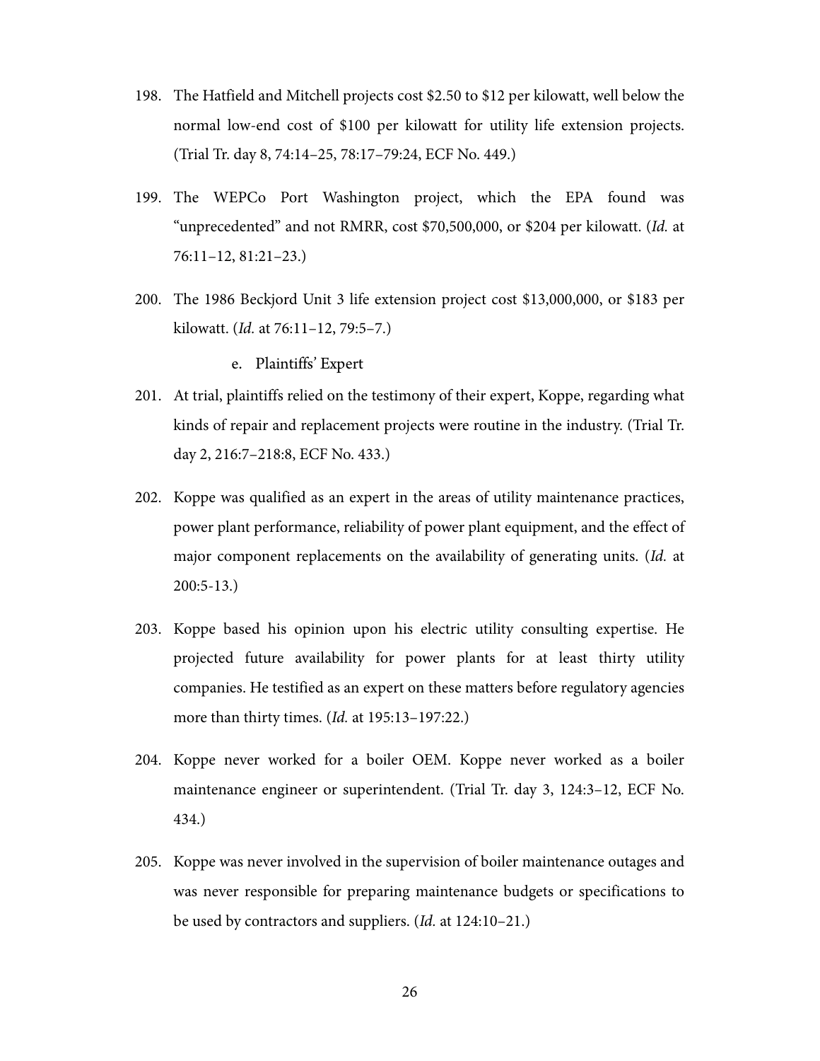198. The Hatfield and Mitchell projects cost \$2.50 to \$12 per kilowatt, well below the normal low-end cost of \$100 per kilowatt for utility life extension projects. (Trial Tr. day 8, 74:14–25, 78:17–79:24, ECF No. 449.)

199. The WEPCo Port Washington project, which the EPA found was "unprecedented" and not RMRR, cost \$70,500,000, or \$204 per kilowatt. (*Id.* at 76:11–12, 81:21–23.)

200. The 1986 Beckjord Unit 3 life extension project cost \$13,000,000, or \$183 per kilowatt. (*Id.* at 76:11–12, 79:5–7.)

e. Plaintiffs' Expert

201. At trial, plaintiffs relied on the testimony of their expert, Koppe, regarding what kinds of repair and replacement projects were routine in the industry. (Trial Tr. day 2, 216:7–218:8, ECF No. 433.)

202. Koppe was qualified as an expert in the areas of utility maintenance practices, power plant performance, reliability of power plant equipment, and the effect of major component replacements on the availability of generating units. (*Id.* at 200:5-13.)

203. Koppe based his opinion upon his electric utility consulting expertise. He projected future availability for power plants for at least thirty utility companies. He testified as an expert on these matters before regulatory agencies more than thirty times. (*Id.* at 195:13–197:22.)

204. Koppe never worked for a boiler OEM. Koppe never worked as a boiler maintenance engineer or superintendent. (Trial Tr. day 3, 124:3–12, ECF No. 434.)

205. Koppe was never involved in the supervision of boiler maintenance outages and was never responsible for preparing maintenance budgets or specifications to be used by contractors and suppliers. (*Id.* at 124:10–21.)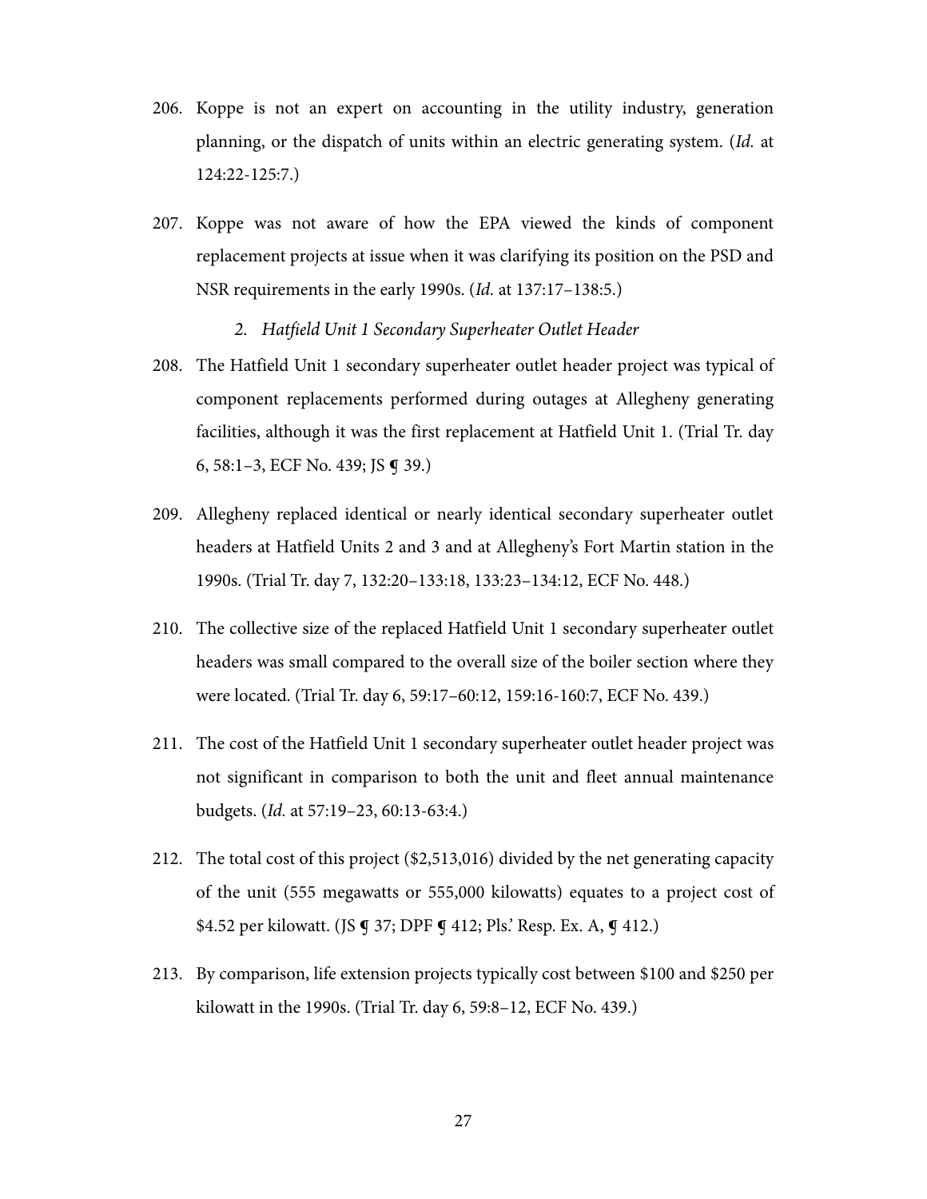206. Koppe is not an expert on accounting in the utility industry, generation planning, or the dispatch of units within an electric generating system. (*Id.* at 124:22-125:7.)

207. Koppe was not aware of how the EPA viewed the kinds of component replacement projects at issue when it was clarifying its position on the PSD and NSR requirements in the early 1990s. (*Id.* at 137:17–138:5.)

*2. Hatfield Unit 1 Secondary Superheater Outlet Header*

208. The Hatfield Unit 1 secondary superheater outlet header project was typical of component replacements performed during outages at Allegheny generating facilities, although it was the first replacement at Hatfield Unit 1. (Trial Tr. day 6, 58:1–3, ECF No. 439; JS ¶ 39.)

209. Allegheny replaced identical or nearly identical secondary superheater outlet headers at Hatfield Units 2 and 3 and at Allegheny's Fort Martin station in the 1990s. (Trial Tr. day 7, 132:20–133:18, 133:23–134:12, ECF No. 448.)

210. The collective size of the replaced Hatfield Unit 1 secondary superheater outlet headers was small compared to the overall size of the boiler section where they were located. (Trial Tr. day 6, 59:17–60:12, 159:16-160:7, ECF No. 439.)

211. The cost of the Hatfield Unit 1 secondary superheater outlet header project was not significant in comparison to both the unit and fleet annual maintenance budgets. (*Id.* at 57:19–23, 60:13-63:4.)

212. The total cost of this project ($2,513,016) divided by the net generating capacity of the unit (555 megawatts or 555,000 kilowatts) equates to a project cost of $4.52 per kilowatt. (JS ¶ 37; DPF ¶ 412; Pls.' Resp. Ex. A, ¶ 412.)

213. By comparison, life extension projects typically cost between $100 and $250 per kilowatt in the 1990s. (Trial Tr. day 6, 59:8–12, ECF No. 439.)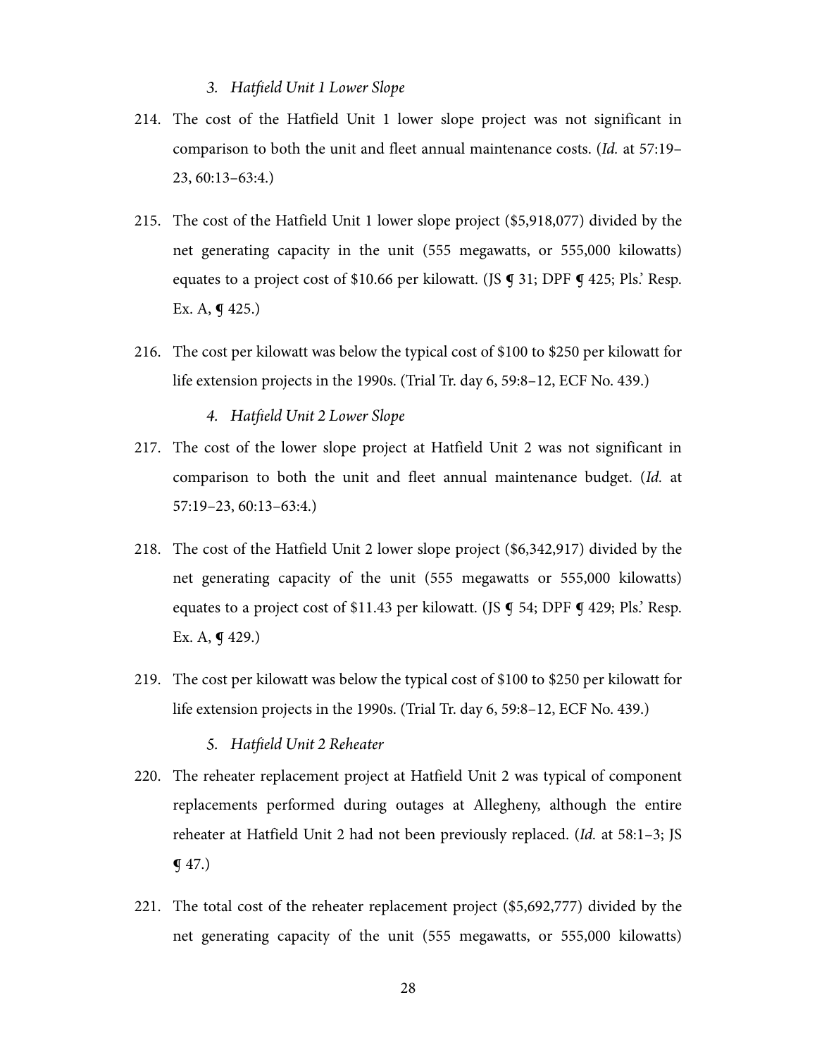### *3. Hatfield Unit 1 Lower Slope*

214. The cost of the Hatfield Unit 1 lower slope project was not significant in comparison to both the unit and fleet annual maintenance costs. (*Id.* at 57:19–23, 60:13–63:4.)

215. The cost of the Hatfield Unit 1 lower slope project ($5,918,077) divided by the net generating capacity in the unit (555 megawatts, or 555,000 kilowatts) equates to a project cost of $10.66 per kilowatt. (JS ¶ 31; DPF ¶ 425; Pls.' Resp. Ex. A, ¶ 425.)

216. The cost per kilowatt was below the typical cost of $100 to $250 per kilowatt for life extension projects in the 1990s. (Trial Tr. day 6, 59:8–12, ECF No. 439.)

### *4. Hatfield Unit 2 Lower Slope*

217. The cost of the lower slope project at Hatfield Unit 2 was not significant in comparison to both the unit and fleet annual maintenance budget. (*Id.* at 57:19–23, 60:13–63:4.)

218. The cost of the Hatfield Unit 2 lower slope project ($6,342,917) divided by the net generating capacity of the unit (555 megawatts or 555,000 kilowatts) equates to a project cost of $11.43 per kilowatt. (JS ¶ 54; DPF ¶ 429; Pls.' Resp. Ex. A, ¶ 429.)

219. The cost per kilowatt was below the typical cost of $100 to $250 per kilowatt for life extension projects in the 1990s. (Trial Tr. day 6, 59:8–12, ECF No. 439.)

### *5. Hatfield Unit 2 Reheater*

220. The reheater replacement project at Hatfield Unit 2 was typical of component replacements performed during outages at Allegheny, although the entire reheater at Hatfield Unit 2 had not been previously replaced. (*Id.* at 58:1–3; JS ¶ 47.)

221. The total cost of the reheater replacement project ($5,692,777) divided by the net generating capacity of the unit (555 megawatts, or 555,000 kilowatts)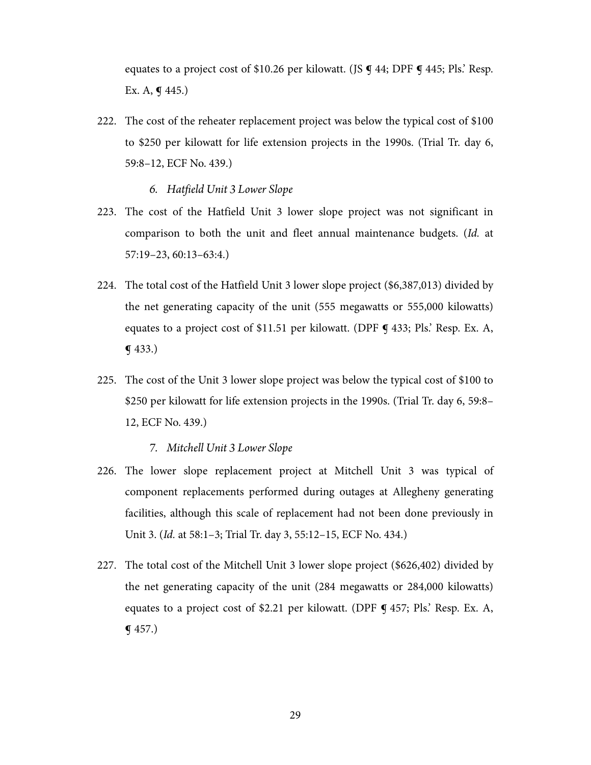equates to a project cost of \$10.26 per kilowatt. (JS ¶ 44; DPF ¶ 445; Pls.' Resp. Ex. A, ¶ 445.)

222. The cost of the reheater replacement project was below the typical cost of \$100 to \$250 per kilowatt for life extension projects in the 1990s. (Trial Tr. day 6, 59:8–12, ECF No. 439.)

### 6. *Hatfield Unit 3 Lower Slope*

223. The cost of the Hatfield Unit 3 lower slope project was not significant in comparison to both the unit and fleet annual maintenance budgets. (*Id.* at 57:19–23, 60:13–63:4.)

224. The total cost of the Hatfield Unit 3 lower slope project (\$6,387,013) divided by the net generating capacity of the unit (555 megawatts or 555,000 kilowatts) equates to a project cost of \$11.51 per kilowatt. (DPF ¶ 433; Pls.' Resp. Ex. A, ¶ 433.)

225. The cost of the Unit 3 lower slope project was below the typical cost of \$100 to \$250 per kilowatt for life extension projects in the 1990s. (Trial Tr. day 6, 59:8–12, ECF No. 439.)

### 7. *Mitchell Unit 3 Lower Slope*

226. The lower slope replacement project at Mitchell Unit 3 was typical of component replacements performed during outages at Allegheny generating facilities, although this scale of replacement had not been done previously in Unit 3. (*Id.* at 58:1–3; Trial Tr. day 3, 55:12–15, ECF No. 434.)

227. The total cost of the Mitchell Unit 3 lower slope project (\$626,402) divided by the net generating capacity of the unit (284 megawatts or 284,000 kilowatts) equates to a project cost of \$2.21 per kilowatt. (DPF ¶ 457; Pls.' Resp. Ex. A, ¶ 457.)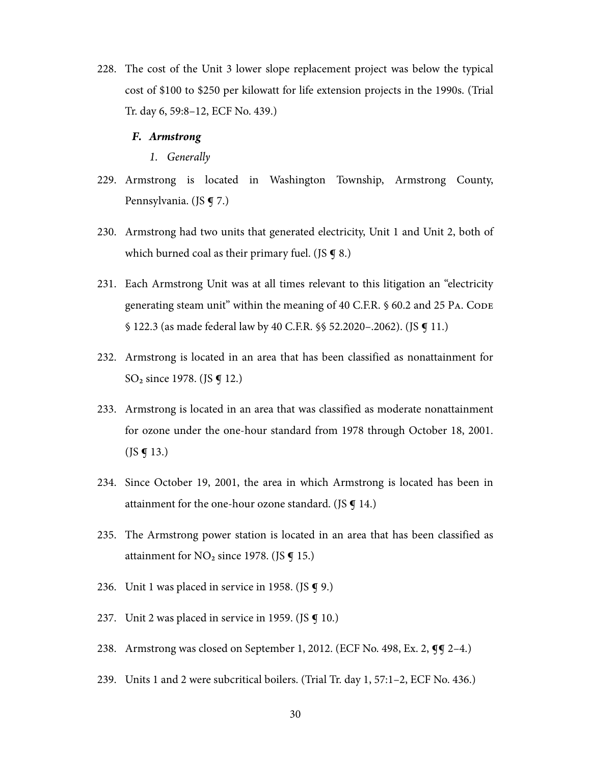228. The cost of the Unit 3 lower slope replacement project was below the typical cost of \$100 to \$250 per kilowatt for life extension projects in the 1990s. (Trial Tr. day 6, 59:8–12, ECF No. 439.)

### *F. Armstrong*

#### *1. Generally*

229. Armstrong is located in Washington Township, Armstrong County, Pennsylvania. (JS ¶ 7.)

230. Armstrong had two units that generated electricity, Unit 1 and Unit 2, both of which burned coal as their primary fuel. (JS ¶ 8.)

231. Each Armstrong Unit was at all times relevant to this litigation an "electricity generating steam unit" within the meaning of 40 C.F.R. § 60.2 and 25 PA. CODE § 122.3 (as made federal law by 40 C.F.R. §§ 52.2020–.2062). (JS ¶ 11.)

232. Armstrong is located in an area that has been classified as nonattainment for $SO_2$ since 1978. (JS ¶ 12.)

233. Armstrong is located in an area that was classified as moderate nonattainment for ozone under the one-hour standard from 1978 through October 18, 2001. (JS ¶ 13.)

234. Since October 19, 2001, the area in which Armstrong is located has been in attainment for the one-hour ozone standard. (JS ¶ 14.)

235. The Armstrong power station is located in an area that has been classified as attainment for $NO_2$ since 1978. (JS ¶ 15.)

236. Unit 1 was placed in service in 1958. (JS ¶ 9.)

237. Unit 2 was placed in service in 1959. (JS ¶ 10.)

238. Armstrong was closed on September 1, 2012. (ECF No. 498, Ex. 2, ¶¶ 2–4.)

239. Units 1 and 2 were subcritical boilers. (Trial Tr. day 1, 57:1–2, ECF No. 436.)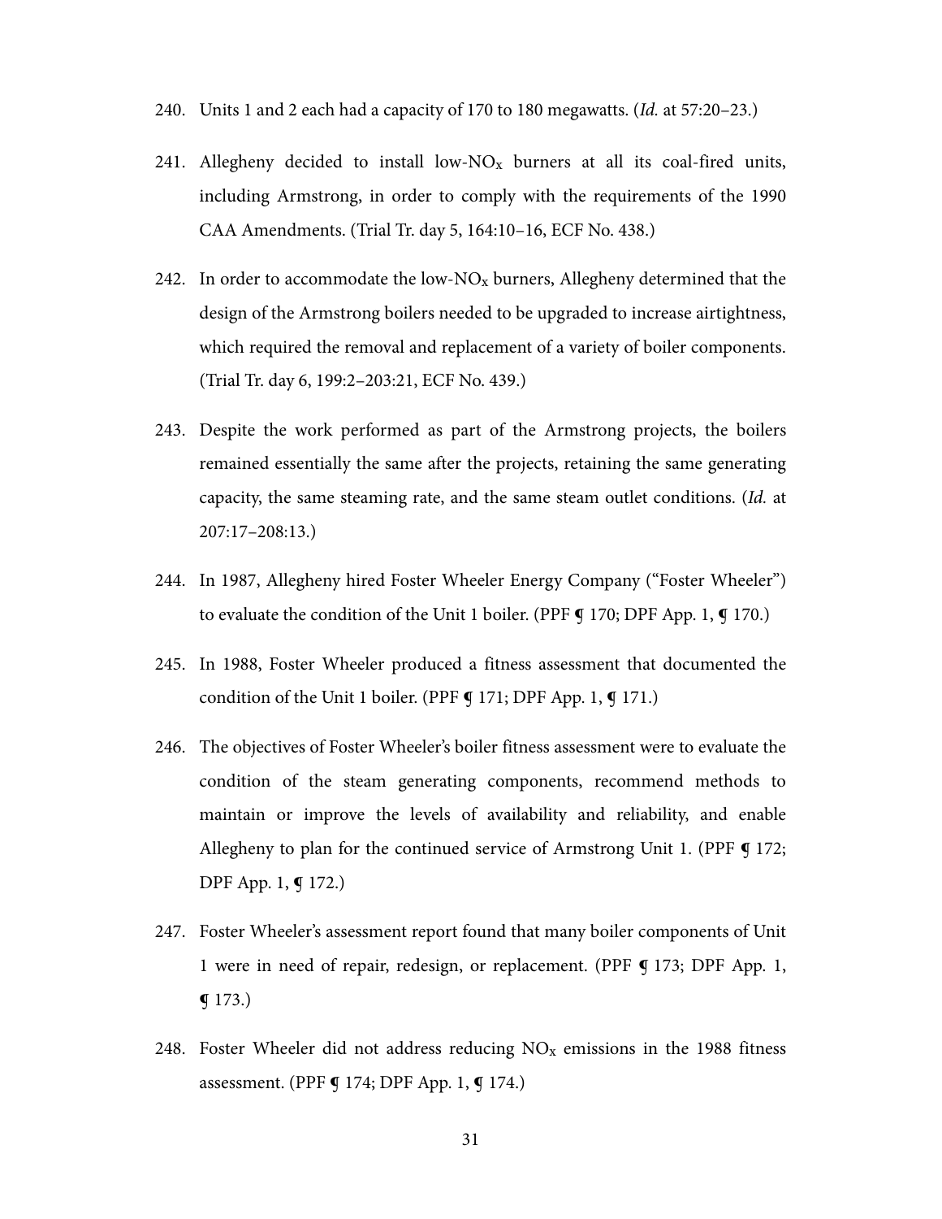240. Units 1 and 2 each had a capacity of 170 to 180 megawatts. (*Id.* at 57:20–23.)

241. Allegheny decided to install low-$NO_x$ burners at all its coal-fired units, including Armstrong, in order to comply with the requirements of the 1990 CAA Amendments. (Trial Tr. day 5, 164:10–16, ECF No. 438.)

242. In order to accommodate the low-$NO_x$ burners, Allegheny determined that the design of the Armstrong boilers needed to be upgraded to increase airtightness, which required the removal and replacement of a variety of boiler components. (Trial Tr. day 6, 199:2–203:21, ECF No. 439.)

243. Despite the work performed as part of the Armstrong projects, the boilers remained essentially the same after the projects, retaining the same generating capacity, the same steaming rate, and the same steam outlet conditions. (*Id.* at 207:17–208:13.)

244. In 1987, Allegheny hired Foster Wheeler Energy Company ("Foster Wheeler") to evaluate the condition of the Unit 1 boiler. (PPF ¶ 170; DPF App. 1, ¶ 170.)

245. In 1988, Foster Wheeler produced a fitness assessment that documented the condition of the Unit 1 boiler. (PPF ¶ 171; DPF App. 1, ¶ 171.)

246. The objectives of Foster Wheeler's boiler fitness assessment were to evaluate the condition of the steam generating components, recommend methods to maintain or improve the levels of availability and reliability, and enable Allegheny to plan for the continued service of Armstrong Unit 1. (PPF ¶ 172; DPF App. 1, ¶ 172.)

247. Foster Wheeler's assessment report found that many boiler components of Unit 1 were in need of repair, redesign, or replacement. (PPF ¶ 173; DPF App. 1, ¶ 173.)

248. Foster Wheeler did not address reducing $NO_x$ emissions in the 1988 fitness assessment. (PPF ¶ 174; DPF App. 1, ¶ 174.)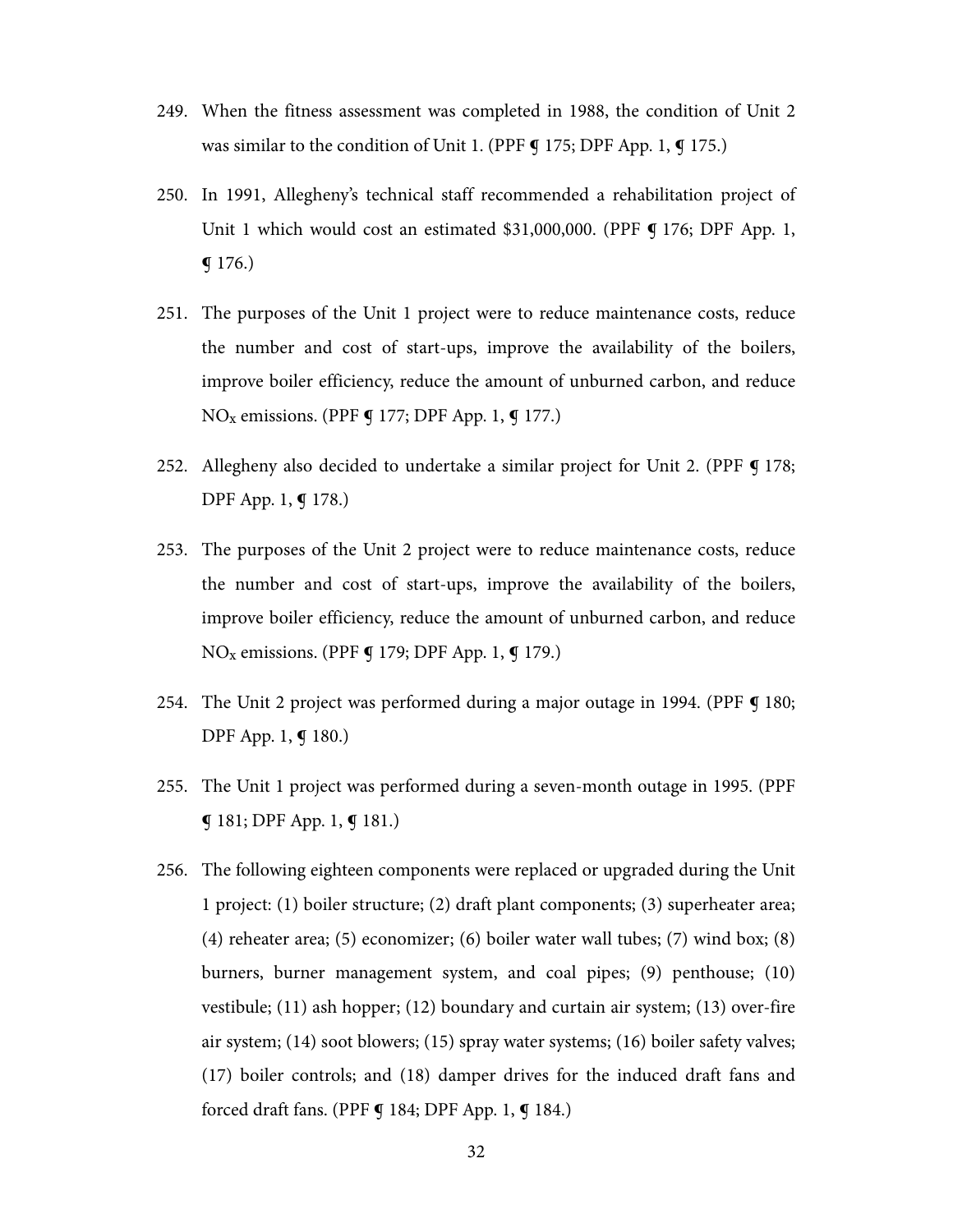249. When the fitness assessment was completed in 1988, the condition of Unit 2 was similar to the condition of Unit 1. (PPF ¶ 175; DPF App. 1, ¶ 175.)

250. In 1991, Allegheny's technical staff recommended a rehabilitation project of Unit 1 which would cost an estimated $31,000,000. (PPF ¶ 176; DPF App. 1, ¶ 176.)

251. The purposes of the Unit 1 project were to reduce maintenance costs, reduce the number and cost of start-ups, improve the availability of the boilers, improve boiler efficiency, reduce the amount of unburned carbon, and reduce $NO_x$ emissions. (PPF ¶ 177; DPF App. 1, ¶ 177.)

252. Allegheny also decided to undertake a similar project for Unit 2. (PPF ¶ 178; DPF App. 1, ¶ 178.)

253. The purposes of the Unit 2 project were to reduce maintenance costs, reduce the number and cost of start-ups, improve the availability of the boilers, improve boiler efficiency, reduce the amount of unburned carbon, and reduce $NO_x$ emissions. (PPF ¶ 179; DPF App. 1, ¶ 179.)

254. The Unit 2 project was performed during a major outage in 1994. (PPF ¶ 180; DPF App. 1, ¶ 180.)

255. The Unit 1 project was performed during a seven-month outage in 1995. (PPF ¶ 181; DPF App. 1, ¶ 181.)

256. The following eighteen components were replaced or upgraded during the Unit 1 project: (1) boiler structure; (2) draft plant components; (3) superheater area; (4) reheater area; (5) economizer; (6) boiler water wall tubes; (7) wind box; (8) burners, burner management system, and coal pipes; (9) penthouse; (10) vestibule; (11) ash hopper; (12) boundary and curtain air system; (13) over-fire air system; (14) soot blowers; (15) spray water systems; (16) boiler safety valves; (17) boiler controls; and (18) damper drives for the induced draft fans and forced draft fans. (PPF ¶ 184; DPF App. 1, ¶ 184.)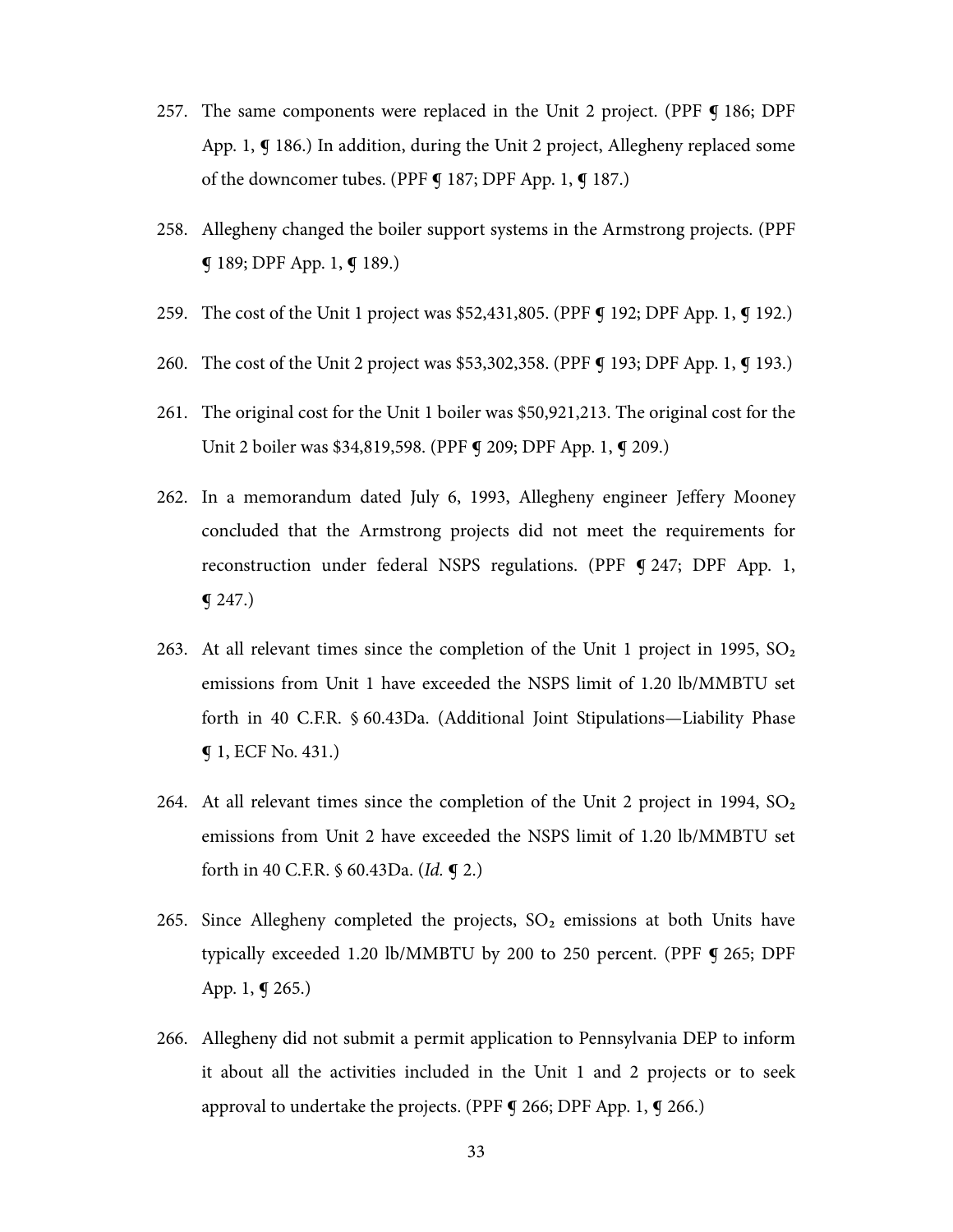257. The same components were replaced in the Unit 2 project. (PPF ¶ 186; DPF App. 1, ¶ 186.) In addition, during the Unit 2 project, Allegheny replaced some of the downcomer tubes. (PPF ¶ 187; DPF App. 1, ¶ 187.)

258. Allegheny changed the boiler support systems in the Armstrong projects. (PPF ¶ 189; DPF App. 1, ¶ 189.)

259. The cost of the Unit 1 project was $52,431,805. (PPF ¶ 192; DPF App. 1, ¶ 192.)

260. The cost of the Unit 2 project was $53,302,358. (PPF ¶ 193; DPF App. 1, ¶ 193.)

261. The original cost for the Unit 1 boiler was $50,921,213. The original cost for the Unit 2 boiler was $34,819,598. (PPF ¶ 209; DPF App. 1, ¶ 209.)

262. In a memorandum dated July 6, 1993, Allegheny engineer Jeffery Mooney concluded that the Armstrong projects did not meet the requirements for reconstruction under federal NSPS regulations. (PPF ¶ 247; DPF App. 1, ¶ 247.)

263. At all relevant times since the completion of the Unit 1 project in 1995, $SO_2$ emissions from Unit 1 have exceeded the NSPS limit of 1.20 lb/MMBTU set forth in 40 C.F.R. § 60.43Da. (Additional Joint Stipulations—Liability Phase ¶ 1, ECF No. 431.)

264. At all relevant times since the completion of the Unit 2 project in 1994, $SO_2$ emissions from Unit 2 have exceeded the NSPS limit of 1.20 lb/MMBTU set forth in 40 C.F.R. § 60.43Da. (*Id.* ¶ 2.)

265. Since Allegheny completed the projects, $SO_2$ emissions at both Units have typically exceeded 1.20 lb/MMBTU by 200 to 250 percent. (PPF ¶ 265; DPF App. 1, ¶ 265.)

266. Allegheny did not submit a permit application to Pennsylvania DEP to inform it about all the activities included in the Unit 1 and 2 projects or to seek approval to undertake the projects. (PPF ¶ 266; DPF App. 1, ¶ 266.)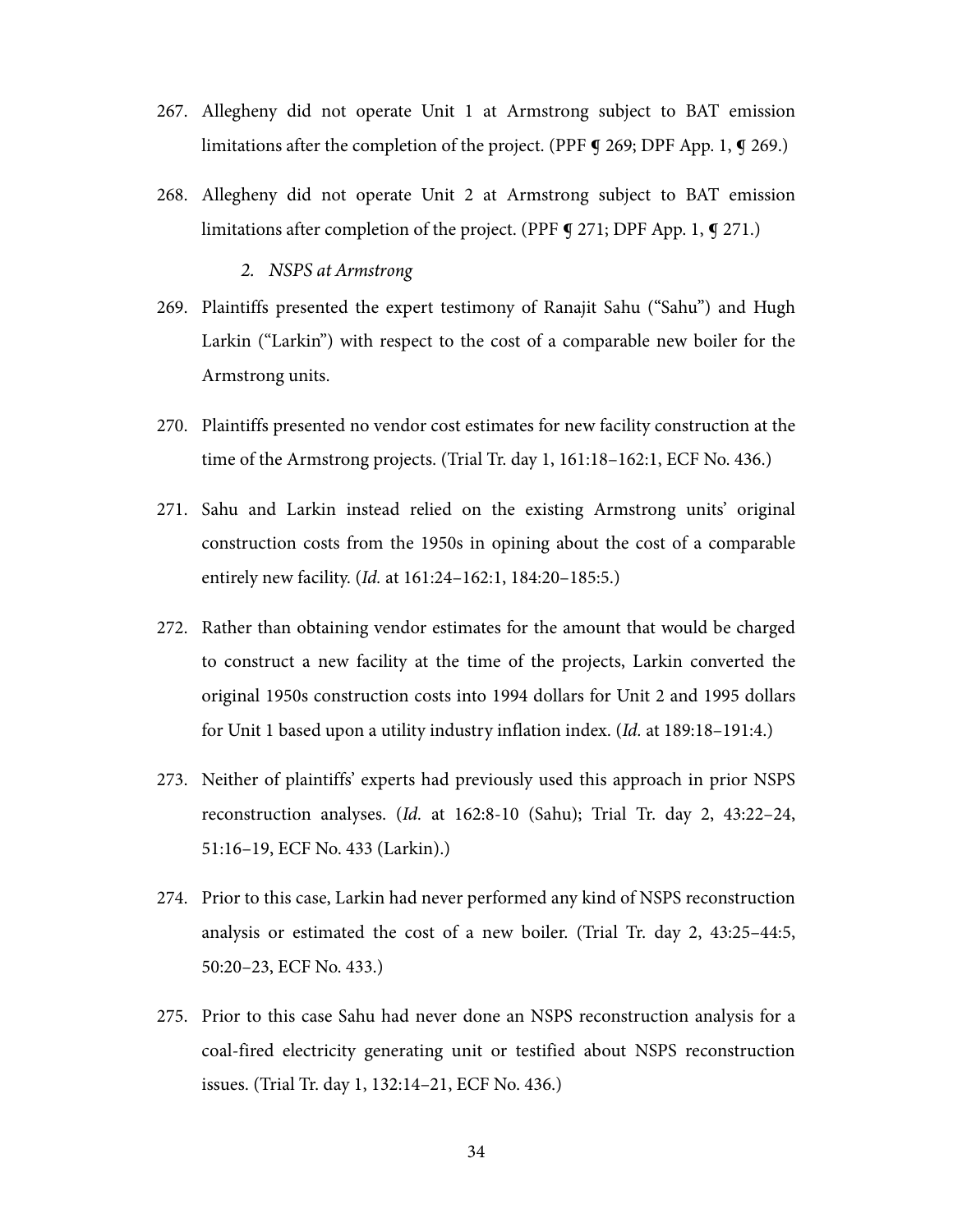267. Allegheny did not operate Unit 1 at Armstrong subject to BAT emission limitations after the completion of the project. (PPF ¶ 269; DPF App. 1, ¶ 269.)

268. Allegheny did not operate Unit 2 at Armstrong subject to BAT emission limitations after completion of the project. (PPF ¶ 271; DPF App. 1, ¶ 271.)

*2. NSPS at Armstrong*

269. Plaintiffs presented the expert testimony of Ranajit Sahu ("Sahu") and Hugh Larkin ("Larkin") with respect to the cost of a comparable new boiler for the Armstrong units.

270. Plaintiffs presented no vendor cost estimates for new facility construction at the time of the Armstrong projects. (Trial Tr. day 1, 161:18–162:1, ECF No. 436.)

271. Sahu and Larkin instead relied on the existing Armstrong units' original construction costs from the 1950s in opining about the cost of a comparable entirely new facility. (*Id.* at 161:24–162:1, 184:20–185:5.)

272. Rather than obtaining vendor estimates for the amount that would be charged to construct a new facility at the time of the projects, Larkin converted the original 1950s construction costs into 1994 dollars for Unit 2 and 1995 dollars for Unit 1 based upon a utility industry inflation index. (*Id.* at 189:18–191:4.)

273. Neither of plaintiffs' experts had previously used this approach in prior NSPS reconstruction analyses. (*Id.* at 162:8-10 (Sahu); Trial Tr. day 2, 43:22–24, 51:16–19, ECF No. 433 (Larkin).)

274. Prior to this case, Larkin had never performed any kind of NSPS reconstruction analysis or estimated the cost of a new boiler. (Trial Tr. day 2, 43:25–44:5, 50:20–23, ECF No. 433.)

275. Prior to this case Sahu had never done an NSPS reconstruction analysis for a coal-fired electricity generating unit or testified about NSPS reconstruction issues. (Trial Tr. day 1, 132:14–21, ECF No. 436.)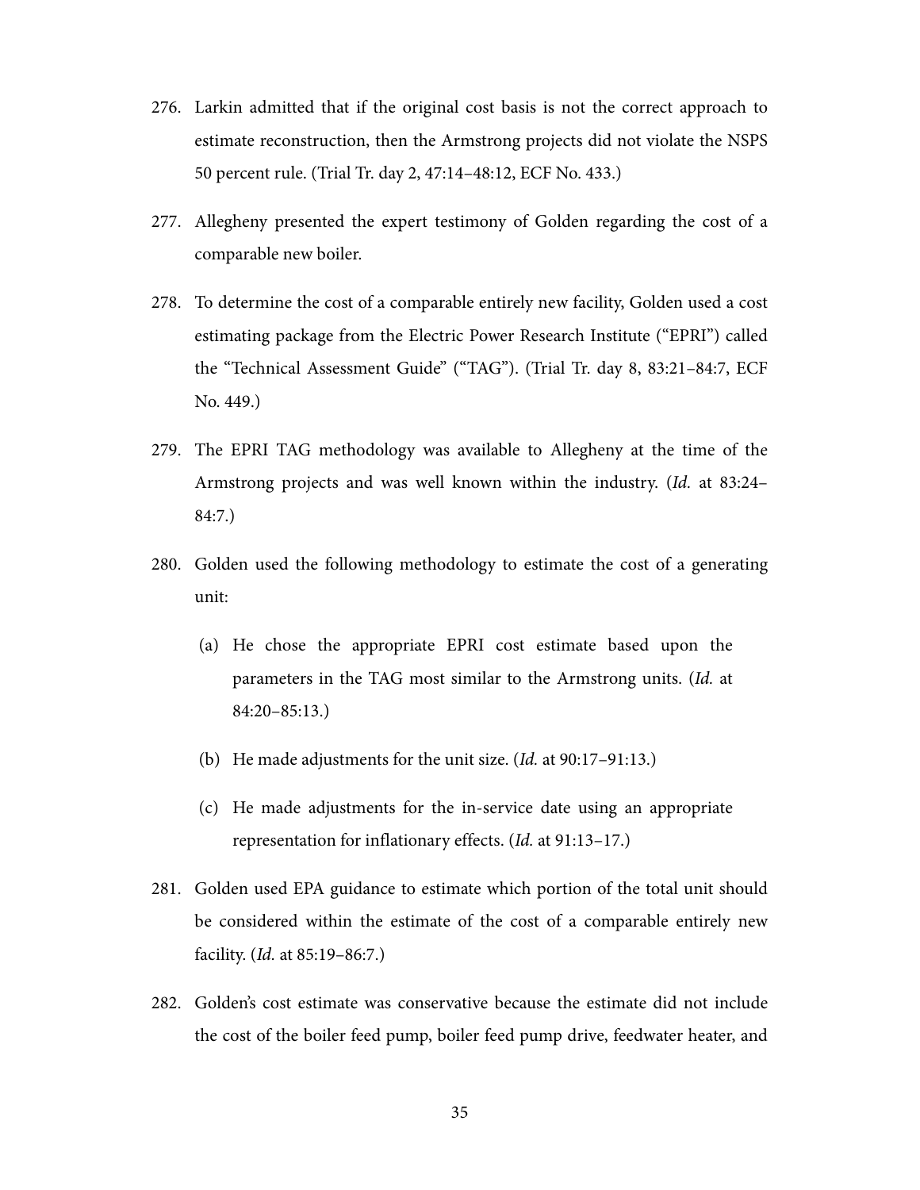276. Larkin admitted that if the original cost basis is not the correct approach to estimate reconstruction, then the Armstrong projects did not violate the NSPS 50 percent rule. (Trial Tr. day 2, 47:14–48:12, ECF No. 433.)

277. Allegheny presented the expert testimony of Golden regarding the cost of a comparable new boiler.

278. To determine the cost of a comparable entirely new facility, Golden used a cost estimating package from the Electric Power Research Institute ("EPRI") called the "Technical Assessment Guide" ("TAG"). (Trial Tr. day 8, 83:21–84:7, ECF No. 449.)

279. The EPRI TAG methodology was available to Allegheny at the time of the Armstrong projects and was well known within the industry. (*Id.* at 83:24–84:7.)

280. Golden used the following methodology to estimate the cost of a generating unit:

    (a) He chose the appropriate EPRI cost estimate based upon the parameters in the TAG most similar to the Armstrong units. (*Id.* at 84:20–85:13.)

    (b) He made adjustments for the unit size. (*Id.* at 90:17–91:13.)

    (c) He made adjustments for the in-service date using an appropriate representation for inflationary effects. (*Id.* at 91:13–17.)

281. Golden used EPA guidance to estimate which portion of the total unit should be considered within the estimate of the cost of a comparable entirely new facility. (*Id.* at 85:19–86:7.)

282. Golden's cost estimate was conservative because the estimate did not include the cost of the boiler feed pump, boiler feed pump drive, feedwater heater, and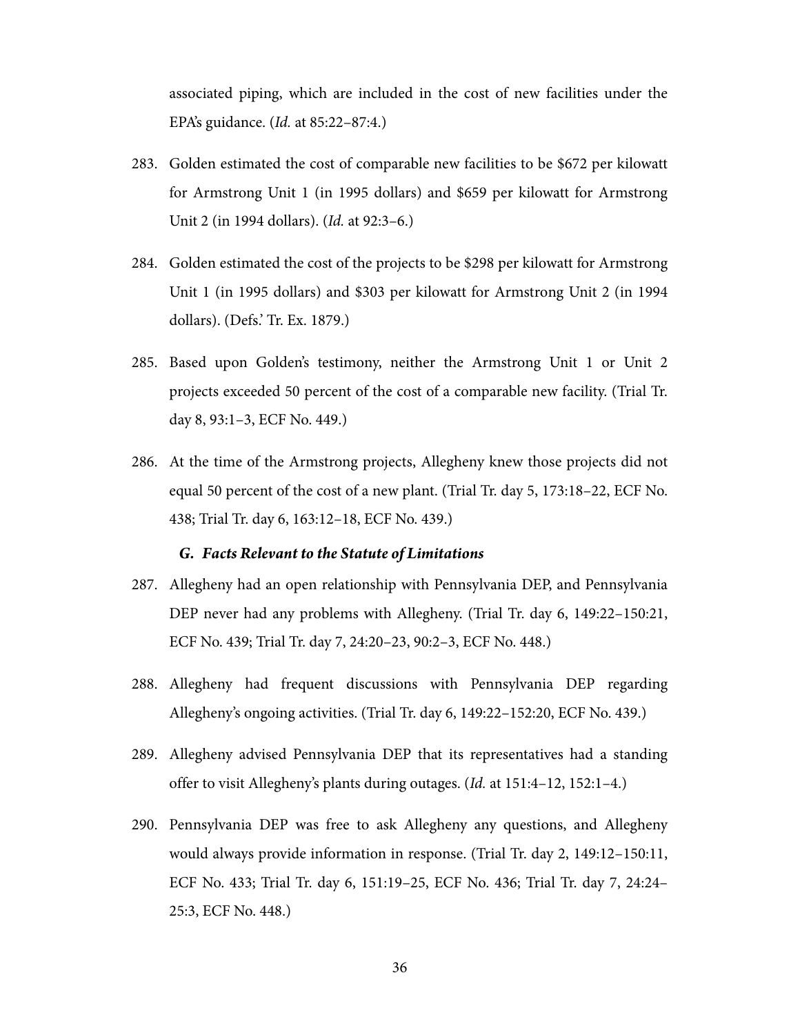associated piping, which are included in the cost of new facilities under the EPA's guidance. (*Id.* at 85:22–87:4.)

283. Golden estimated the cost of comparable new facilities to be $672 per kilowatt for Armstrong Unit 1 (in 1995 dollars) and $659 per kilowatt for Armstrong Unit 2 (in 1994 dollars). (*Id.* at 92:3–6.)

284. Golden estimated the cost of the projects to be $298 per kilowatt for Armstrong Unit 1 (in 1995 dollars) and $303 per kilowatt for Armstrong Unit 2 (in 1994 dollars). (Defs.' Tr. Ex. 1879.)

285. Based upon Golden's testimony, neither the Armstrong Unit 1 or Unit 2 projects exceeded 50 percent of the cost of a comparable new facility. (Trial Tr. day 8, 93:1–3, ECF No. 449.)

286. At the time of the Armstrong projects, Allegheny knew those projects did not equal 50 percent of the cost of a new plant. (Trial Tr. day 5, 173:18–22, ECF No. 438; Trial Tr. day 6, 163:12–18, ECF No. 439.)

### *G. Facts Relevant to the Statute of Limitations*

287. Allegheny had an open relationship with Pennsylvania DEP, and Pennsylvania DEP never had any problems with Allegheny. (Trial Tr. day 6, 149:22–150:21, ECF No. 439; Trial Tr. day 7, 24:20–23, 90:2–3, ECF No. 448.)

288. Allegheny had frequent discussions with Pennsylvania DEP regarding Allegheny's ongoing activities. (Trial Tr. day 6, 149:22–152:20, ECF No. 439.)

289. Allegheny advised Pennsylvania DEP that its representatives had a standing offer to visit Allegheny's plants during outages. (*Id.* at 151:4–12, 152:1–4.)

290. Pennsylvania DEP was free to ask Allegheny any questions, and Allegheny would always provide information in response. (Trial Tr. day 2, 149:12–150:11, ECF No. 433; Trial Tr. day 6, 151:19–25, ECF No. 436; Trial Tr. day 7, 24:24–25:3, ECF No. 448.)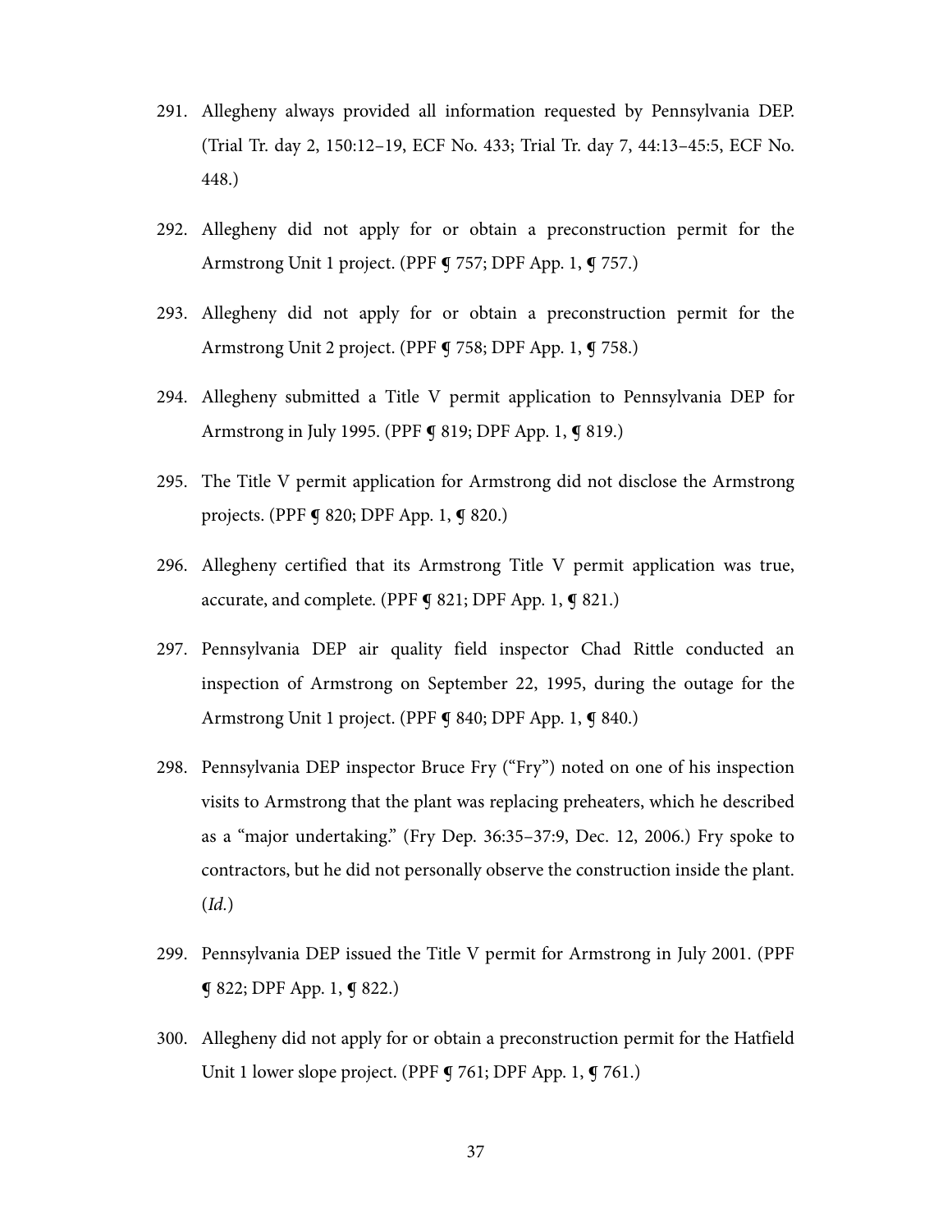291. Allegheny always provided all information requested by Pennsylvania DEP. (Trial Tr. day 2, 150:12–19, ECF No. 433; Trial Tr. day 7, 44:13–45:5, ECF No. 448.)

292. Allegheny did not apply for or obtain a preconstruction permit for the Armstrong Unit 1 project. (PPF ¶ 757; DPF App. 1, ¶ 757.)

293. Allegheny did not apply for or obtain a preconstruction permit for the Armstrong Unit 2 project. (PPF ¶ 758; DPF App. 1, ¶ 758.)

294. Allegheny submitted a Title V permit application to Pennsylvania DEP for Armstrong in July 1995. (PPF ¶ 819; DPF App. 1, ¶ 819.)

295. The Title V permit application for Armstrong did not disclose the Armstrong projects. (PPF ¶ 820; DPF App. 1, ¶ 820.)

296. Allegheny certified that its Armstrong Title V permit application was true, accurate, and complete. (PPF ¶ 821; DPF App. 1, ¶ 821.)

297. Pennsylvania DEP air quality field inspector Chad Rittle conducted an inspection of Armstrong on September 22, 1995, during the outage for the Armstrong Unit 1 project. (PPF ¶ 840; DPF App. 1, ¶ 840.)

298. Pennsylvania DEP inspector Bruce Fry ("Fry") noted on one of his inspection visits to Armstrong that the plant was replacing preheaters, which he described as a "major undertaking." (Fry Dep. 36:35–37:9, Dec. 12, 2006.) Fry spoke to contractors, but he did not personally observe the construction inside the plant. (*Id.*)

299. Pennsylvania DEP issued the Title V permit for Armstrong in July 2001. (PPF ¶ 822; DPF App. 1, ¶ 822.)

300. Allegheny did not apply for or obtain a preconstruction permit for the Hatfield Unit 1 lower slope project. (PPF ¶ 761; DPF App. 1, ¶ 761.)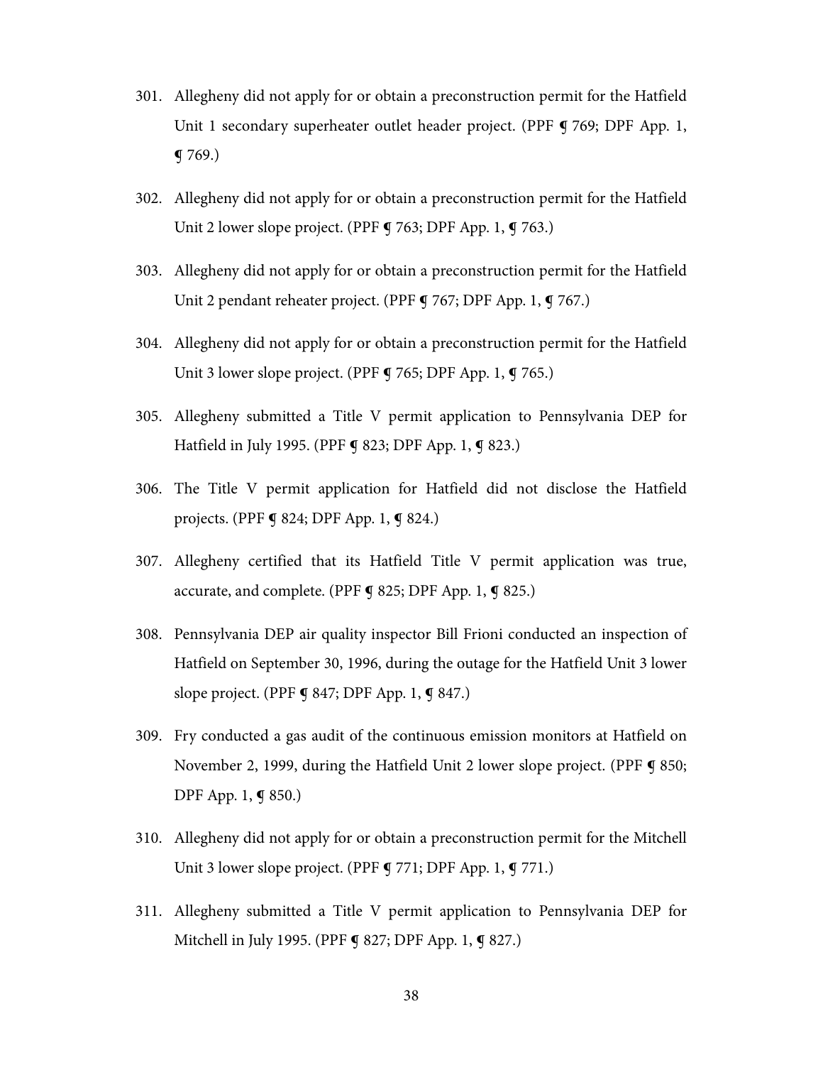301. Allegheny did not apply for or obtain a preconstruction permit for the Hatfield Unit 1 secondary superheater outlet header project. (PPF ¶ 769; DPF App. 1, ¶ 769.)

302. Allegheny did not apply for or obtain a preconstruction permit for the Hatfield Unit 2 lower slope project. (PPF ¶ 763; DPF App. 1, ¶ 763.)

303. Allegheny did not apply for or obtain a preconstruction permit for the Hatfield Unit 2 pendant reheater project. (PPF ¶ 767; DPF App. 1, ¶ 767.)

304. Allegheny did not apply for or obtain a preconstruction permit for the Hatfield Unit 3 lower slope project. (PPF ¶ 765; DPF App. 1, ¶ 765.)

305. Allegheny submitted a Title V permit application to Pennsylvania DEP for Hatfield in July 1995. (PPF ¶ 823; DPF App. 1, ¶ 823.)

306. The Title V permit application for Hatfield did not disclose the Hatfield projects. (PPF ¶ 824; DPF App. 1, ¶ 824.)

307. Allegheny certified that its Hatfield Title V permit application was true, accurate, and complete. (PPF ¶ 825; DPF App. 1, ¶ 825.)

308. Pennsylvania DEP air quality inspector Bill Frioni conducted an inspection of Hatfield on September 30, 1996, during the outage for the Hatfield Unit 3 lower slope project. (PPF ¶ 847; DPF App. 1, ¶ 847.)

309. Fry conducted a gas audit of the continuous emission monitors at Hatfield on November 2, 1999, during the Hatfield Unit 2 lower slope project. (PPF ¶ 850; DPF App. 1, ¶ 850.)

310. Allegheny did not apply for or obtain a preconstruction permit for the Mitchell Unit 3 lower slope project. (PPF ¶ 771; DPF App. 1, ¶ 771.)

311. Allegheny submitted a Title V permit application to Pennsylvania DEP for Mitchell in July 1995. (PPF ¶ 827; DPF App. 1, ¶ 827.)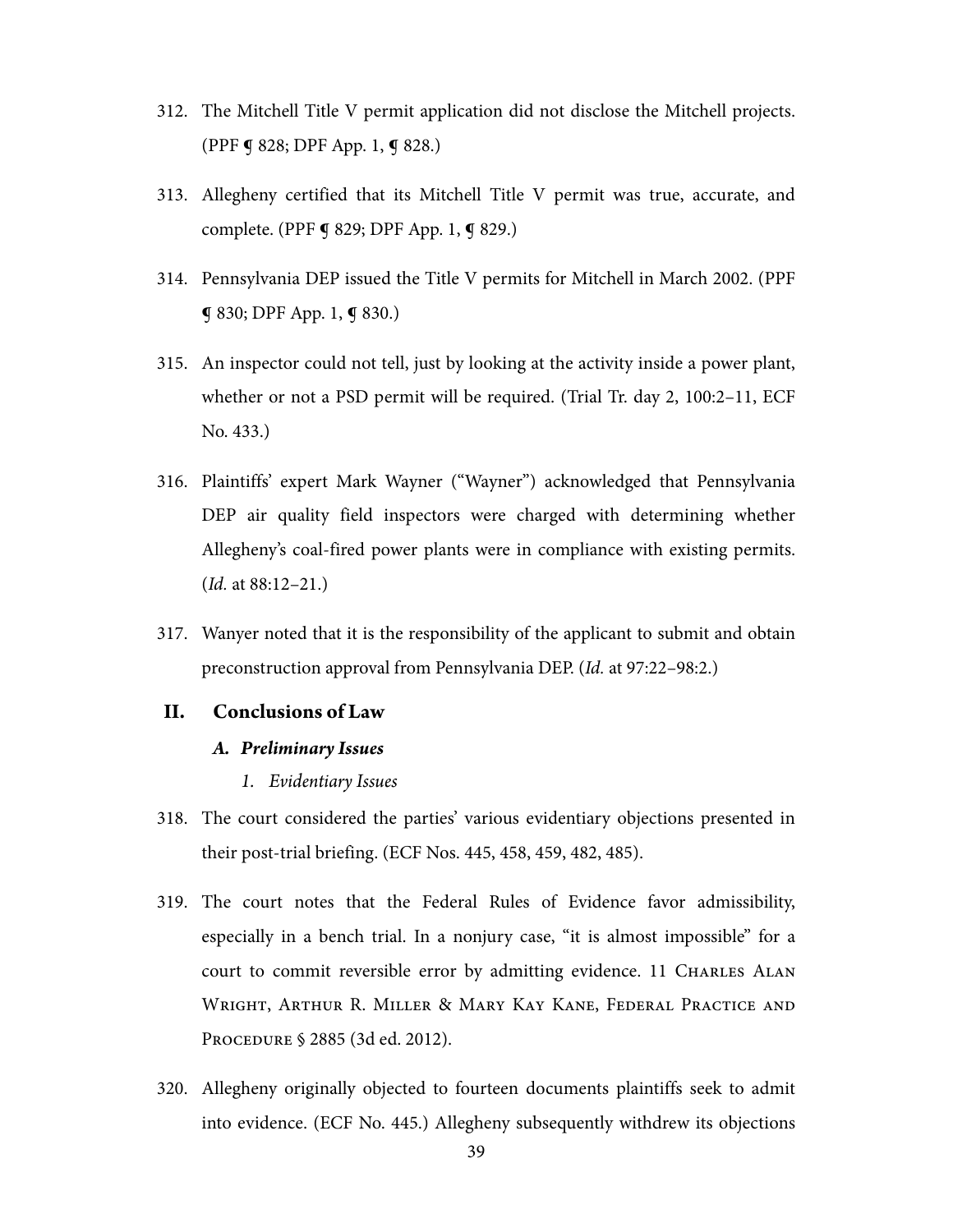312. The Mitchell Title V permit application did not disclose the Mitchell projects. (PPF ¶ 828; DPF App. 1, ¶ 828.)

313. Allegheny certified that its Mitchell Title V permit was true, accurate, and complete. (PPF ¶ 829; DPF App. 1, ¶ 829.)

314. Pennsylvania DEP issued the Title V permits for Mitchell in March 2002. (PPF ¶ 830; DPF App. 1, ¶ 830.)

315. An inspector could not tell, just by looking at the activity inside a power plant, whether or not a PSD permit will be required. (Trial Tr. day 2, 100:2–11, ECF No. 433.)

316. Plaintiffs' expert Mark Wayner ("Wayner") acknowledged that Pennsylvania DEP air quality field inspectors were charged with determining whether Allegheny's coal-fired power plants were in compliance with existing permits. (*Id.* at 88:12–21.)

317. Wanyer noted that it is the responsibility of the applicant to submit and obtain preconstruction approval from Pennsylvania DEP. (*Id.* at 97:22–98:2.)

## II. Conclusions of Law

### *A. Preliminary Issues*

#### *1. Evidentiary Issues*

318. The court considered the parties' various evidentiary objections presented in their post-trial briefing. (ECF Nos. 445, 458, 459, 482, 485).

319. The court notes that the Federal Rules of Evidence favor admissibility, especially in a bench trial. In a nonjury case, "it is almost impossible" for a court to commit reversible error by admitting evidence. 11 Charles Alan Wright, Arthur R. Miller & Mary Kay Kane, Federal Practice and Procedure § 2885 (3d ed. 2012).

320. Allegheny originally objected to fourteen documents plaintiffs seek to admit into evidence. (ECF No. 445.) Allegheny subsequently withdrew its objections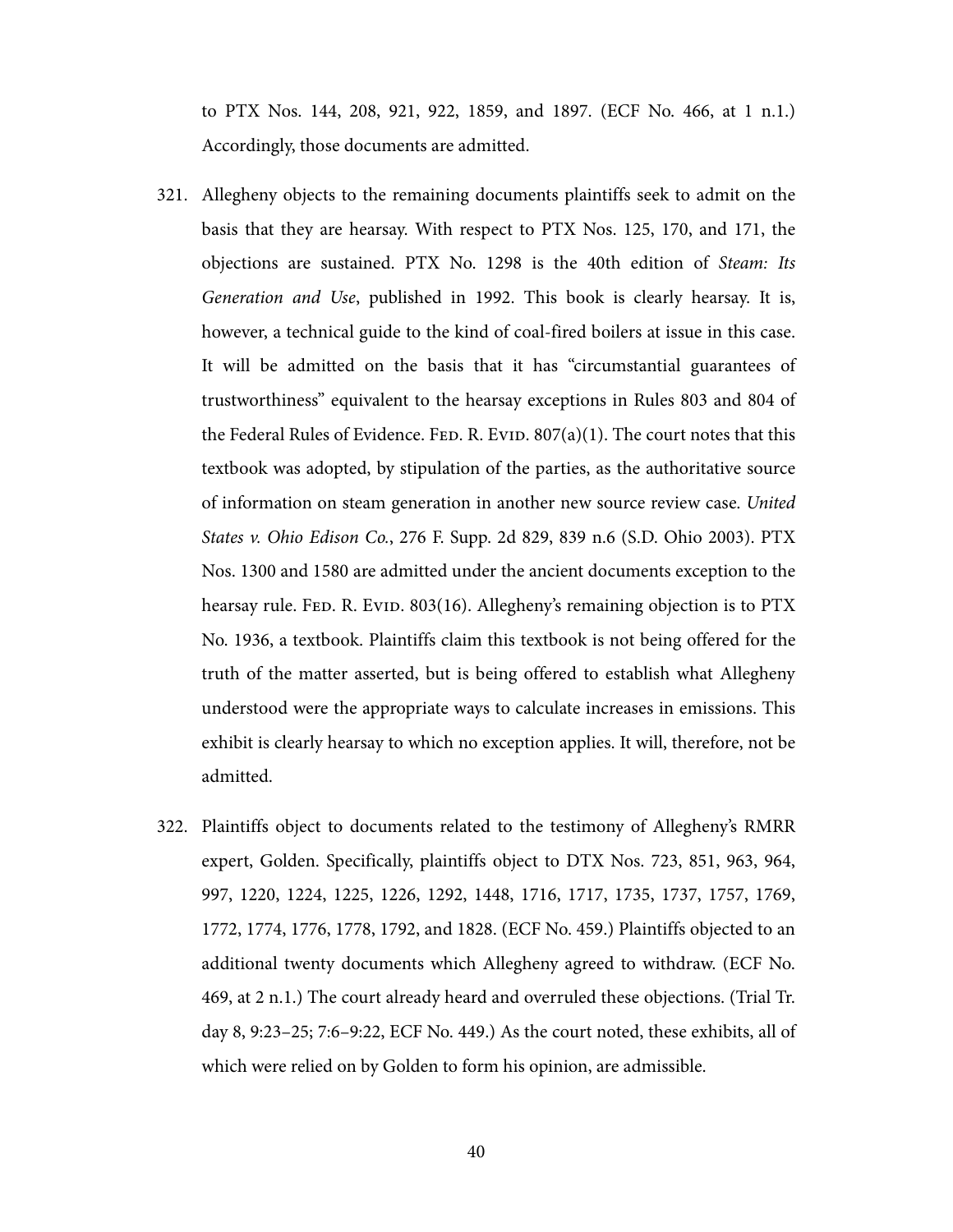to PTX Nos. 144, 208, 921, 922, 1859, and 1897. (ECF No. 466, at 1 n.1.) Accordingly, those documents are admitted.

321. Allegheny objects to the remaining documents plaintiffs seek to admit on the basis that they are hearsay. With respect to PTX Nos. 125, 170, and 171, the objections are sustained. PTX No. 1298 is the 40th edition of *Steam: Its Generation and Use*, published in 1992. This book is clearly hearsay. It is, however, a technical guide to the kind of coal-fired boilers at issue in this case. It will be admitted on the basis that it has "circumstantial guarantees of trustworthiness" equivalent to the hearsay exceptions in Rules 803 and 804 of the Federal Rules of Evidence. Fed. R. Evid. 807(a)(1). The court notes that this textbook was adopted, by stipulation of the parties, as the authoritative source of information on steam generation in another new source review case. *United States v. Ohio Edison Co.*, 276 F. Supp. 2d 829, 839 n.6 (S.D. Ohio 2003). PTX Nos. 1300 and 1580 are admitted under the ancient documents exception to the hearsay rule. Fed. R. Evid. 803(16). Allegheny's remaining objection is to PTX No. 1936, a textbook. Plaintiffs claim this textbook is not being offered for the truth of the matter asserted, but is being offered to establish what Allegheny understood were the appropriate ways to calculate increases in emissions. This exhibit is clearly hearsay to which no exception applies. It will, therefore, not be admitted.

322. Plaintiffs object to documents related to the testimony of Allegheny's RMRR expert, Golden. Specifically, plaintiffs object to DTX Nos. 723, 851, 963, 964, 997, 1220, 1224, 1225, 1226, 1292, 1448, 1716, 1717, 1735, 1737, 1757, 1769, 1772, 1774, 1776, 1778, 1792, and 1828. (ECF No. 459.) Plaintiffs objected to an additional twenty documents which Allegheny agreed to withdraw. (ECF No. 469, at 2 n.1.) The court already heard and overruled these objections. (Trial Tr. day 8, 9:23–25; 7:6–9:22, ECF No. 449.) As the court noted, these exhibits, all of which were relied on by Golden to form his opinion, are admissible.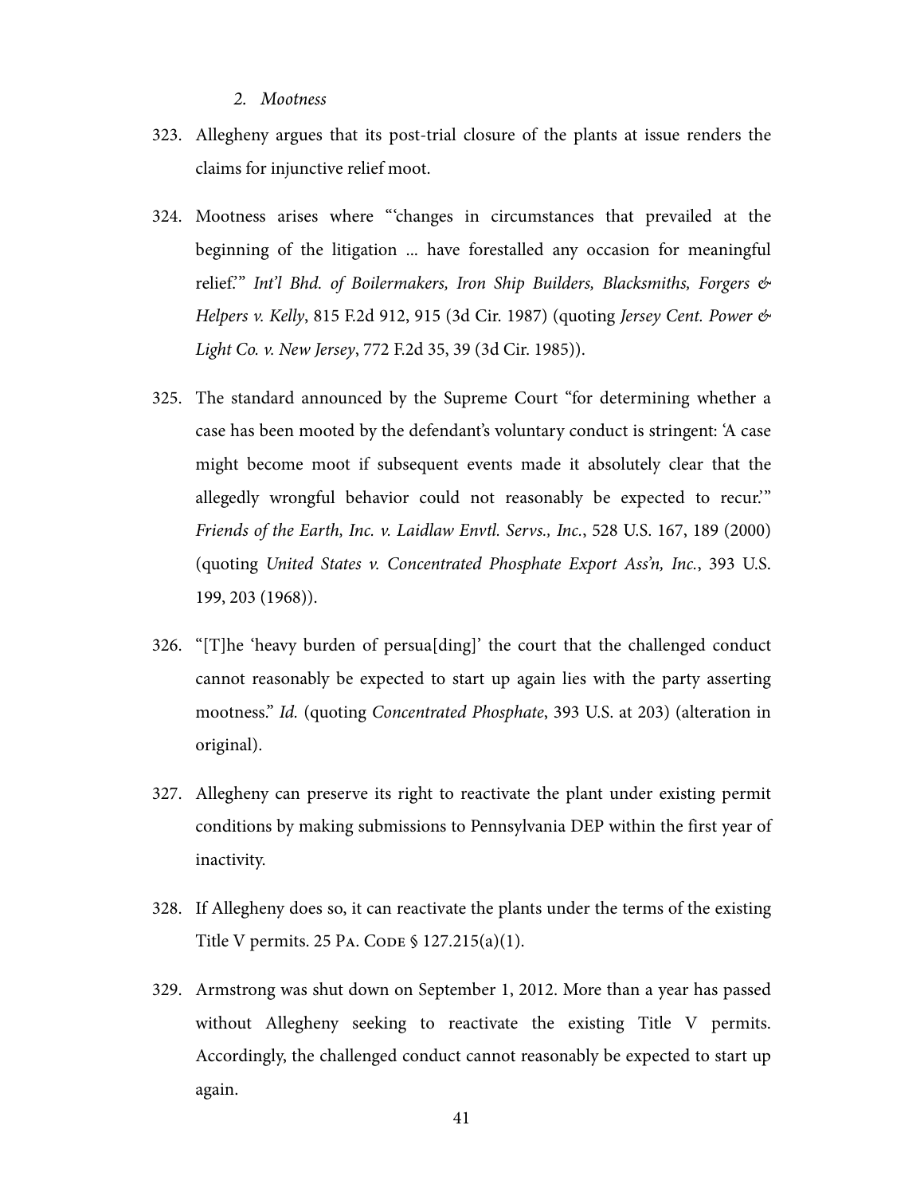### *2. Mootness*

323. Allegheny argues that its post-trial closure of the plants at issue renders the claims for injunctive relief moot.

324. Mootness arises where "'changes in circumstances that prevailed at the beginning of the litigation ... have forestalled any occasion for meaningful relief.'" *Int'l Bhd. of Boilermakers, Iron Ship Builders, Blacksmiths, Forgers & Helpers v. Kelly*, 815 F.2d 912, 915 (3d Cir. 1987) (quoting *Jersey Cent. Power & Light Co. v. New Jersey*, 772 F.2d 35, 39 (3d Cir. 1985)).

325. The standard announced by the Supreme Court "for determining whether a case has been mooted by the defendant's voluntary conduct is stringent: 'A case might become moot if subsequent events made it absolutely clear that the allegedly wrongful behavior could not reasonably be expected to recur.'" *Friends of the Earth, Inc. v. Laidlaw Envtl. Servs., Inc.*, 528 U.S. 167, 189 (2000) (quoting *United States v. Concentrated Phosphate Export Ass'n, Inc.*, 393 U.S. 199, 203 (1968)).

326. "[T]he 'heavy burden of persua[ding]' the court that the challenged conduct cannot reasonably be expected to start up again lies with the party asserting mootness." *Id.* (quoting *Concentrated Phosphate*, 393 U.S. at 203) (alteration in original).

327. Allegheny can preserve its right to reactivate the plant under existing permit conditions by making submissions to Pennsylvania DEP within the first year of inactivity.

328. If Allegheny does so, it can reactivate the plants under the terms of the existing Title V permits. 25 Pa. Code § 127.215(a)(1).

329. Armstrong was shut down on September 1, 2012. More than a year has passed without Allegheny seeking to reactivate the existing Title V permits. Accordingly, the challenged conduct cannot reasonably be expected to start up again.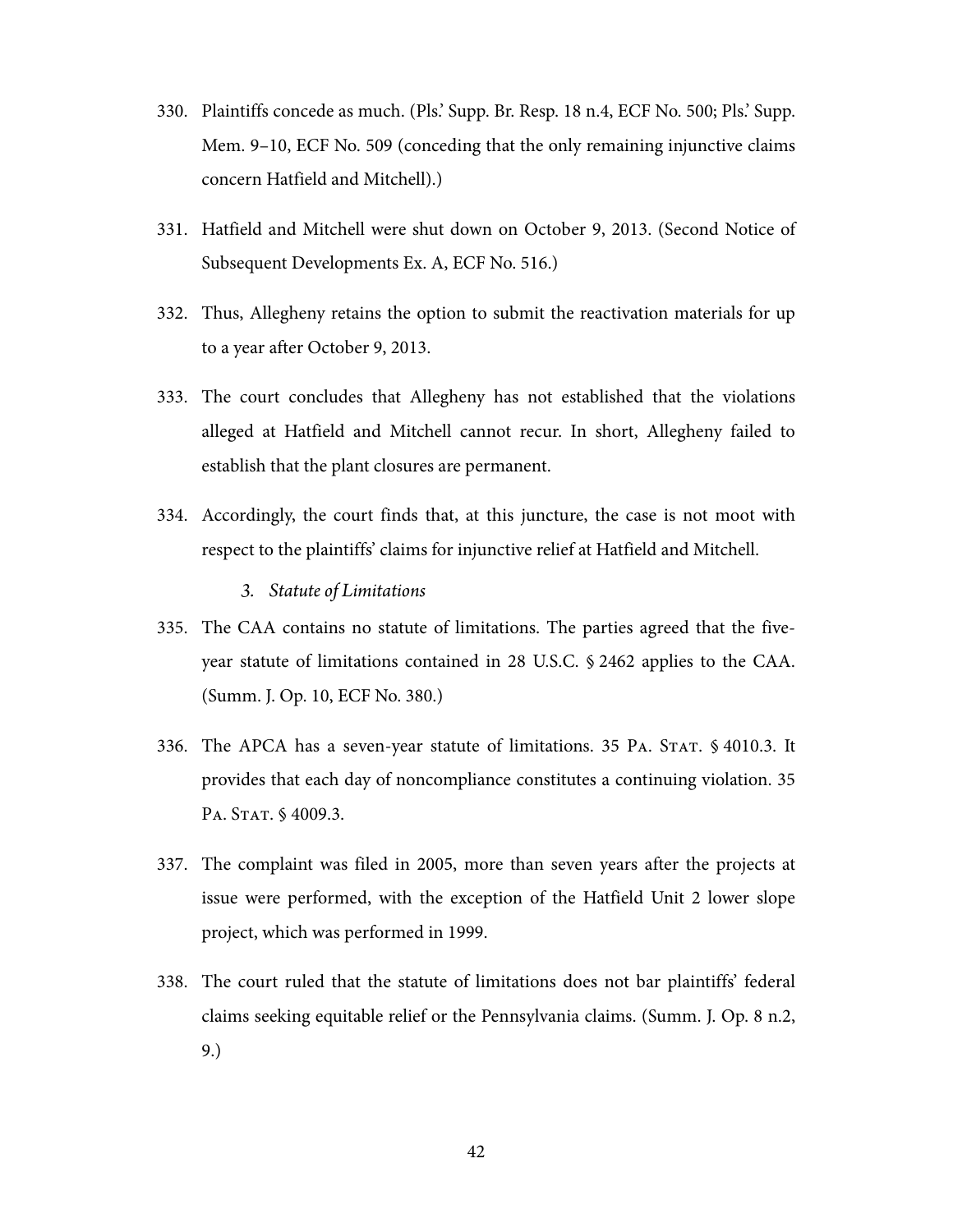330. Plaintiffs concede as much. (Pls.' Supp. Br. Resp. 18 n.4, ECF No. 500; Pls.' Supp. Mem. 9–10, ECF No. 509 (conceding that the only remaining injunctive claims concern Hatfield and Mitchell).)

331. Hatfield and Mitchell were shut down on October 9, 2013. (Second Notice of Subsequent Developments Ex. A, ECF No. 516.)

332. Thus, Allegheny retains the option to submit the reactivation materials for up to a year after October 9, 2013.

333. The court concludes that Allegheny has not established that the violations alleged at Hatfield and Mitchell cannot recur. In short, Allegheny failed to establish that the plant closures are permanent.

334. Accordingly, the court finds that, at this juncture, the case is not moot with respect to the plaintiffs' claims for injunctive relief at Hatfield and Mitchell.

### 3. *Statute of Limitations*

335. The CAA contains no statute of limitations. The parties agreed that the five-year statute of limitations contained in 28 U.S.C. § 2462 applies to the CAA. (Summ. J. Op. 10, ECF No. 380.)

336. The APCA has a seven-year statute of limitations. 35 Pa. Stat. § 4010.3. It provides that each day of noncompliance constitutes a continuing violation. 35 Pa. Stat. § 4009.3.

337. The complaint was filed in 2005, more than seven years after the projects at issue were performed, with the exception of the Hatfield Unit 2 lower slope project, which was performed in 1999.

338. The court ruled that the statute of limitations does not bar plaintiffs' federal claims seeking equitable relief or the Pennsylvania claims. (Summ. J. Op. 8 n.2, 9.)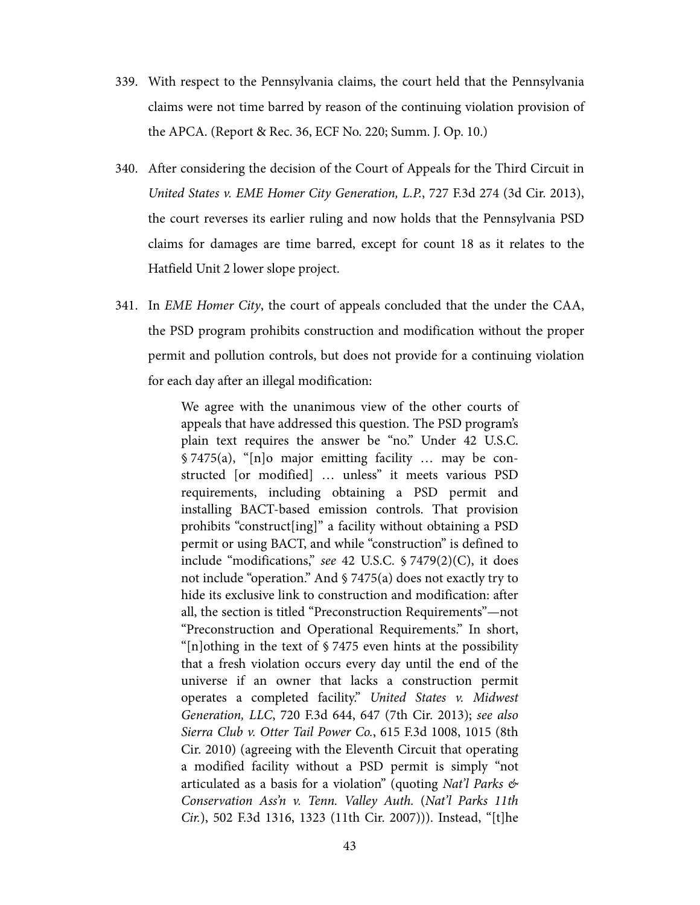339. With respect to the Pennsylvania claims, the court held that the Pennsylvania claims were not time barred by reason of the continuing violation provision of the APCA. (Report & Rec. 36, ECF No. 220; Summ. J. Op. 10.)

340. After considering the decision of the Court of Appeals for the Third Circuit in *United States v. EME Homer City Generation, L.P.*, 727 F.3d 274 (3d Cir. 2013), the court reverses its earlier ruling and now holds that the Pennsylvania PSD claims for damages are time barred, except for count 18 as it relates to the Hatfield Unit 2 lower slope project.

341. In *EME Homer City*, the court of appeals concluded that the under the CAA, the PSD program prohibits construction and modification without the proper permit and pollution controls, but does not provide for a continuing violation for each day after an illegal modification:

> We agree with the unanimous view of the other courts of appeals that have addressed this question. The PSD program's plain text requires the answer be "no." Under 42 U.S.C. § 7475(a), "[n]o major emitting facility … may be constructed [or modified] … unless" it meets various PSD requirements, including obtaining a PSD permit and installing BACT-based emission controls. That provision prohibits "construct[ing]" a facility without obtaining a PSD permit or using BACT, and while "construction" is defined to include "modifications," *see* 42 U.S.C. § 7479(2)(C), it does not include "operation." And § 7475(a) does not exactly try to hide its exclusive link to construction and modification: after all, the section is titled "Preconstruction Requirements"—not "Preconstruction and Operational Requirements." In short, "[n]othing in the text of § 7475 even hints at the possibility that a fresh violation occurs every day until the end of the universe if an owner that lacks a construction permit operates a completed facility." *United States v. Midwest Generation, LLC*, 720 F.3d 644, 647 (7th Cir. 2013); *see also Sierra Club v. Otter Tail Power Co.*, 615 F.3d 1008, 1015 (8th Cir. 2010) (agreeing with the Eleventh Circuit that operating a modified facility without a PSD permit is simply "not articulated as a basis for a violation" (quoting *Nat'l Parks & Conservation Ass'n v. Tenn. Valley Auth.* (*Nat'l Parks 11th Cir.*), 502 F.3d 1316, 1323 (11th Cir. 2007))). Instead, "[t]he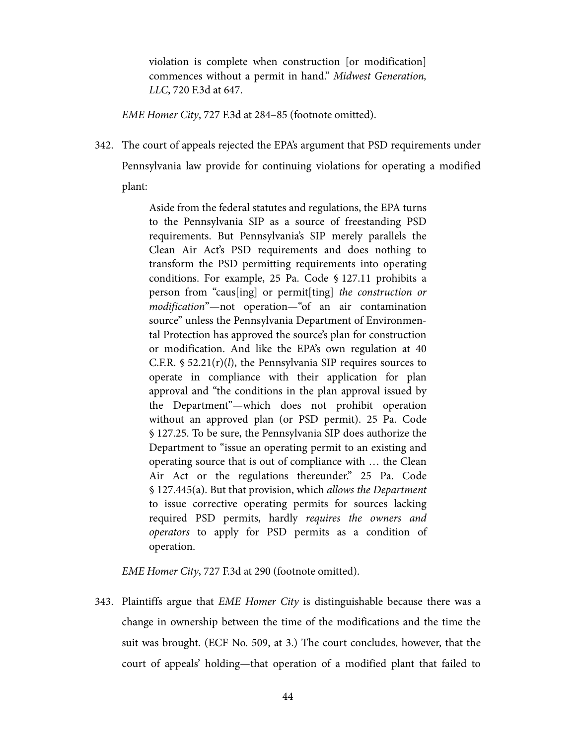> violation is complete when construction [or modification] commences without a permit in hand." *Midwest Generation, LLC*, 720 F.3d at 647.

*EME Homer City*, 727 F.3d at 284–85 (footnote omitted).

342. The court of appeals rejected the EPA's argument that PSD requirements under Pennsylvania law provide for continuing violations for operating a modified plant:

> Aside from the federal statutes and regulations, the EPA turns to the Pennsylvania SIP as a source of freestanding PSD requirements. But Pennsylvania's SIP merely parallels the Clean Air Act's PSD requirements and does nothing to transform the PSD permitting requirements into operating conditions. For example, 25 Pa. Code § 127.11 prohibits a person from "caus[ing] or permit[ting] *the construction or modification*"—not operation—"of an air contamination source" unless the Pennsylvania Department of Environmental Protection has approved the source's plan for construction or modification. And like the EPA's own regulation at 40 C.F.R. § 52.21(r)(*l*), the Pennsylvania SIP requires sources to operate in compliance with their application for plan approval and "the conditions in the plan approval issued by the Department"—which does not prohibit operation without an approved plan (or PSD permit). 25 Pa. Code § 127.25. To be sure, the Pennsylvania SIP does authorize the Department to "issue an operating permit to an existing and operating source that is out of compliance with … the Clean Air Act or the regulations thereunder." 25 Pa. Code § 127.445(a). But that provision, which *allows the Department* to issue corrective operating permits for sources lacking required PSD permits, hardly *requires the owners and operators* to apply for PSD permits as a condition of operation.

*EME Homer City*, 727 F.3d at 290 (footnote omitted).

343. Plaintiffs argue that *EME Homer City* is distinguishable because there was a change in ownership between the time of the modifications and the time the suit was brought. (ECF No. 509, at 3.) The court concludes, however, that the court of appeals' holding—that operation of a modified plant that failed to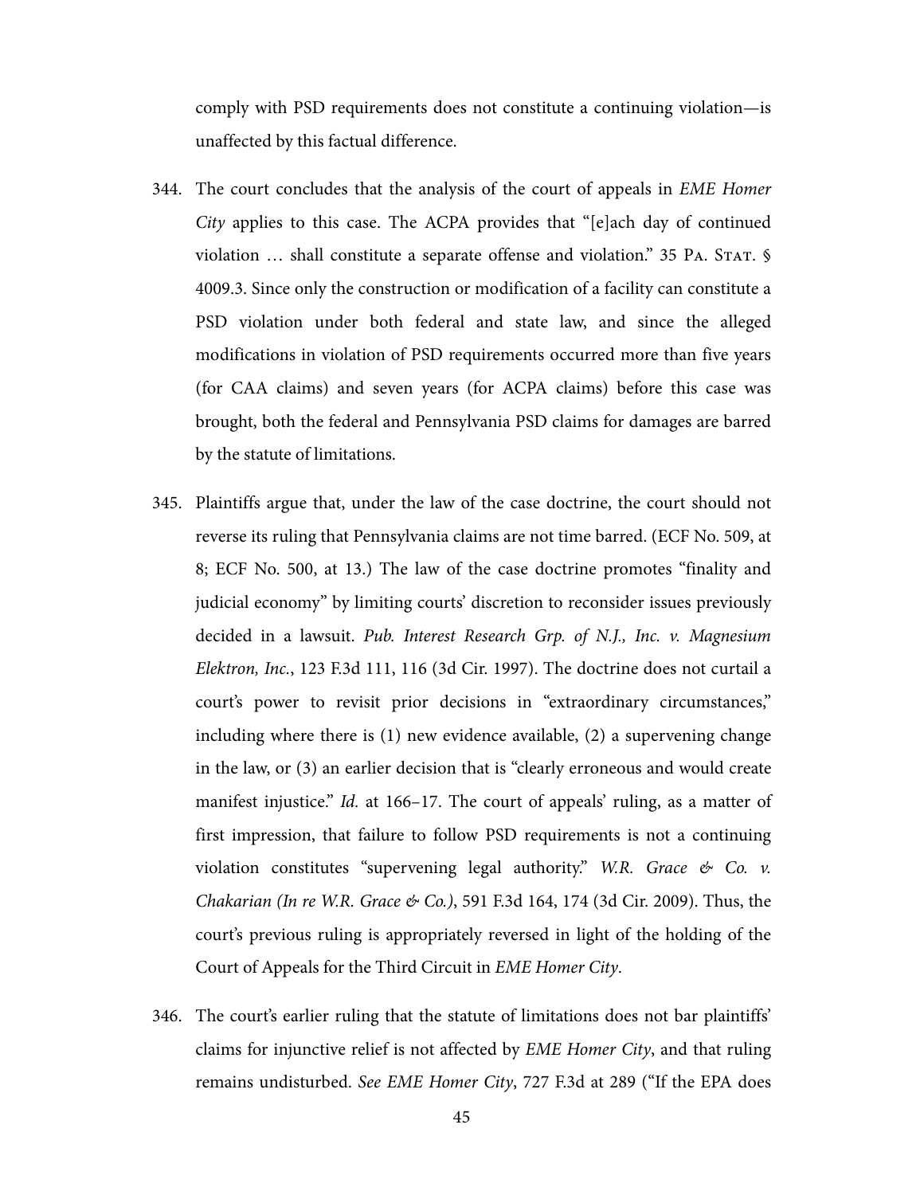comply with PSD requirements does not constitute a continuing violation—is unaffected by this factual difference.

344. The court concludes that the analysis of the court of appeals in *EME Homer City* applies to this case. The ACPA provides that "[e]ach day of continued violation … shall constitute a separate offense and violation." 35 PA. STAT. § 4009.3. Since only the construction or modification of a facility can constitute a PSD violation under both federal and state law, and since the alleged modifications in violation of PSD requirements occurred more than five years (for CAA claims) and seven years (for ACPA claims) before this case was brought, both the federal and Pennsylvania PSD claims for damages are barred by the statute of limitations.

345. Plaintiffs argue that, under the law of the case doctrine, the court should not reverse its ruling that Pennsylvania claims are not time barred. (ECF No. 509, at 8; ECF No. 500, at 13.) The law of the case doctrine promotes "finality and judicial economy" by limiting courts' discretion to reconsider issues previously decided in a lawsuit. *Pub. Interest Research Grp. of N.J., Inc. v. Magnesium Elektron, Inc.*, 123 F.3d 111, 116 (3d Cir. 1997). The doctrine does not curtail a court's power to revisit prior decisions in "extraordinary circumstances," including where there is (1) new evidence available, (2) a supervening change in the law, or (3) an earlier decision that is "clearly erroneous and would create manifest injustice." *Id.* at 166–17. The court of appeals' ruling, as a matter of first impression, that failure to follow PSD requirements is not a continuing violation constitutes "supervening legal authority." *W.R. Grace & Co. v. Chakarian (In re W.R. Grace & Co.)*, 591 F.3d 164, 174 (3d Cir. 2009). Thus, the court's previous ruling is appropriately reversed in light of the holding of the Court of Appeals for the Third Circuit in *EME Homer City*.

346. The court's earlier ruling that the statute of limitations does not bar plaintiffs' claims for injunctive relief is not affected by *EME Homer City*, and that ruling remains undisturbed. *See EME Homer City*, 727 F.3d at 289 ("If the EPA does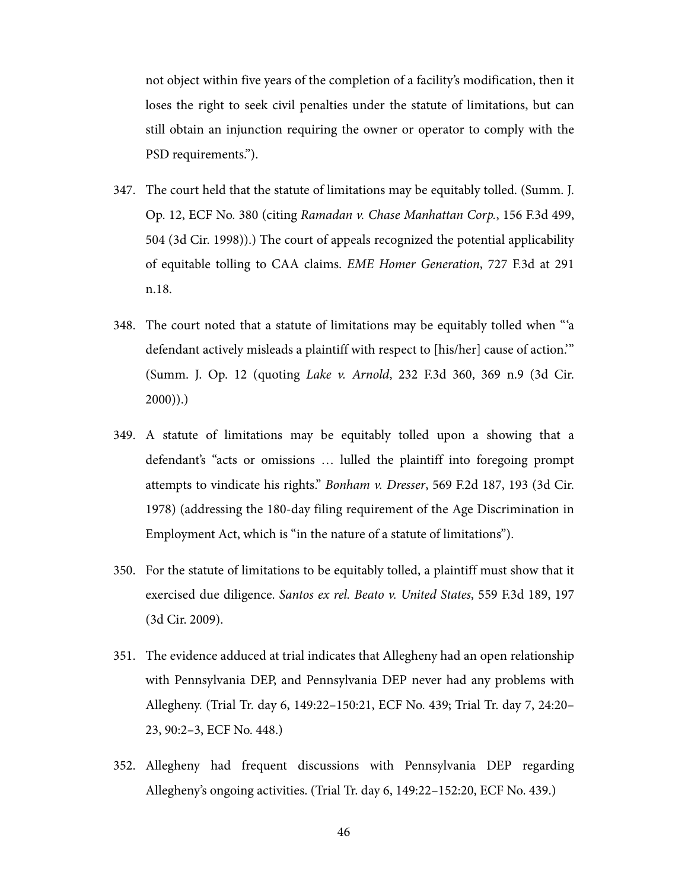not object within five years of the completion of a facility's modification, then it loses the right to seek civil penalties under the statute of limitations, but can still obtain an injunction requiring the owner or operator to comply with the PSD requirements.").

347. The court held that the statute of limitations may be equitably tolled. (Summ. J. Op. 12, ECF No. 380 (citing *Ramadan v. Chase Manhattan Corp.*, 156 F.3d 499, 504 (3d Cir. 1998)).) The court of appeals recognized the potential applicability of equitable tolling to CAA claims. *EME Homer Generation*, 727 F.3d at 291 n.18.

348. The court noted that a statute of limitations may be equitably tolled when "'a defendant actively misleads a plaintiff with respect to [his/her] cause of action.'" (Summ. J. Op. 12 (quoting *Lake v. Arnold*, 232 F.3d 360, 369 n.9 (3d Cir. 2000)).)

349. A statute of limitations may be equitably tolled upon a showing that a defendant's "acts or omissions … lulled the plaintiff into foregoing prompt attempts to vindicate his rights." *Bonham v. Dresser*, 569 F.2d 187, 193 (3d Cir. 1978) (addressing the 180-day filing requirement of the Age Discrimination in Employment Act, which is "in the nature of a statute of limitations").

350. For the statute of limitations to be equitably tolled, a plaintiff must show that it exercised due diligence. *Santos ex rel. Beato v. United States*, 559 F.3d 189, 197 (3d Cir. 2009).

351. The evidence adduced at trial indicates that Allegheny had an open relationship with Pennsylvania DEP, and Pennsylvania DEP never had any problems with Allegheny. (Trial Tr. day 6, 149:22–150:21, ECF No. 439; Trial Tr. day 7, 24:20–23, 90:2–3, ECF No. 448.)

352. Allegheny had frequent discussions with Pennsylvania DEP regarding Allegheny's ongoing activities. (Trial Tr. day 6, 149:22–152:20, ECF No. 439.)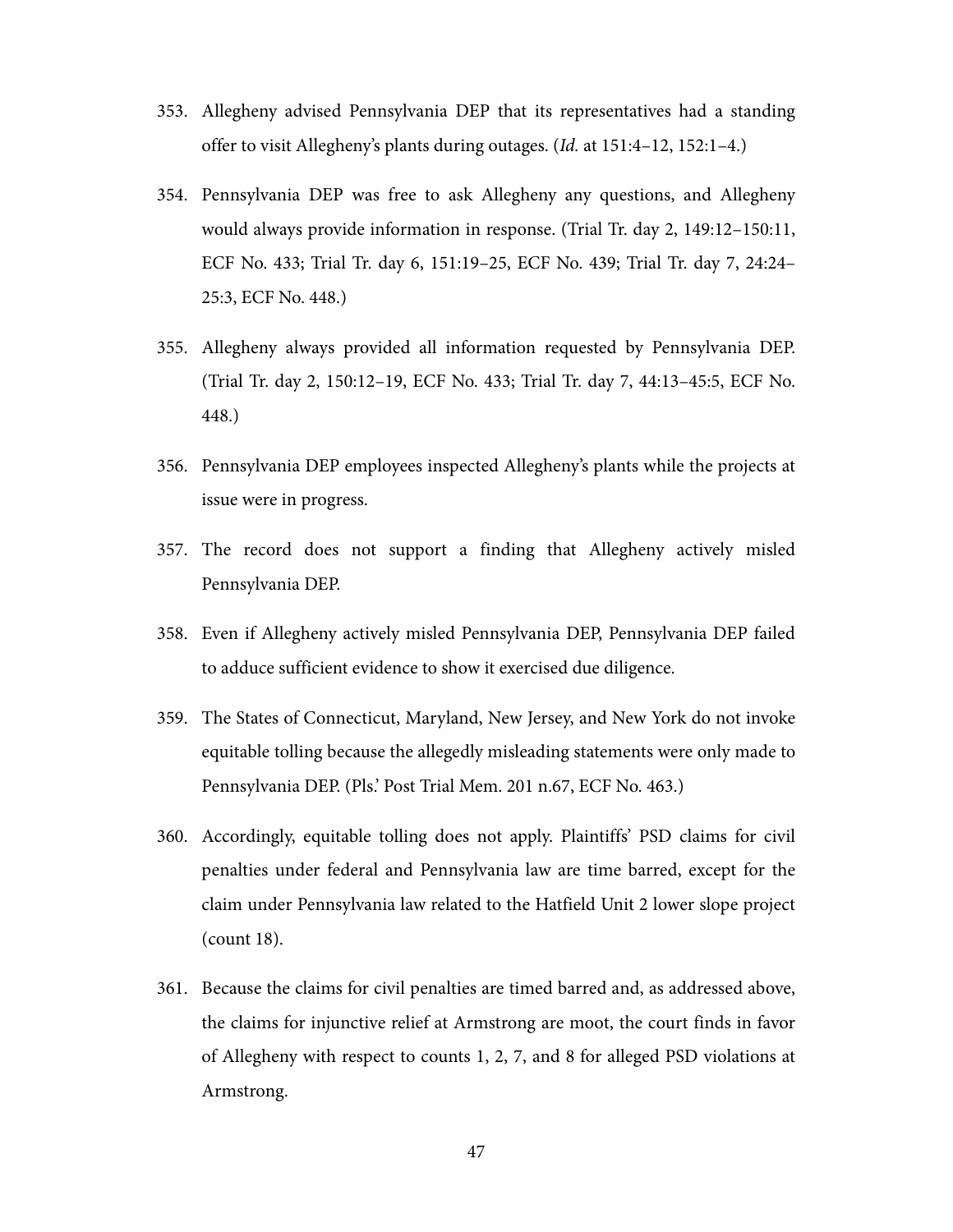353. Allegheny advised Pennsylvania DEP that its representatives had a standing offer to visit Allegheny's plants during outages. (*Id.* at 151:4–12, 152:1–4.)

354. Pennsylvania DEP was free to ask Allegheny any questions, and Allegheny would always provide information in response. (Trial Tr. day 2, 149:12–150:11, ECF No. 433; Trial Tr. day 6, 151:19–25, ECF No. 439; Trial Tr. day 7, 24:24–25:3, ECF No. 448.)

355. Allegheny always provided all information requested by Pennsylvania DEP. (Trial Tr. day 2, 150:12–19, ECF No. 433; Trial Tr. day 7, 44:13–45:5, ECF No. 448.)

356. Pennsylvania DEP employees inspected Allegheny's plants while the projects at issue were in progress.

357. The record does not support a finding that Allegheny actively misled Pennsylvania DEP.

358. Even if Allegheny actively misled Pennsylvania DEP, Pennsylvania DEP failed to adduce sufficient evidence to show it exercised due diligence.

359. The States of Connecticut, Maryland, New Jersey, and New York do not invoke equitable tolling because the allegedly misleading statements were only made to Pennsylvania DEP. (Pls.' Post Trial Mem. 201 n.67, ECF No. 463.)

360. Accordingly, equitable tolling does not apply. Plaintiffs' PSD claims for civil penalties under federal and Pennsylvania law are time barred, except for the claim under Pennsylvania law related to the Hatfield Unit 2 lower slope project (count 18).

361. Because the claims for civil penalties are timed barred and, as addressed above, the claims for injunctive relief at Armstrong are moot, the court finds in favor of Allegheny with respect to counts 1, 2, 7, and 8 for alleged PSD violations at Armstrong.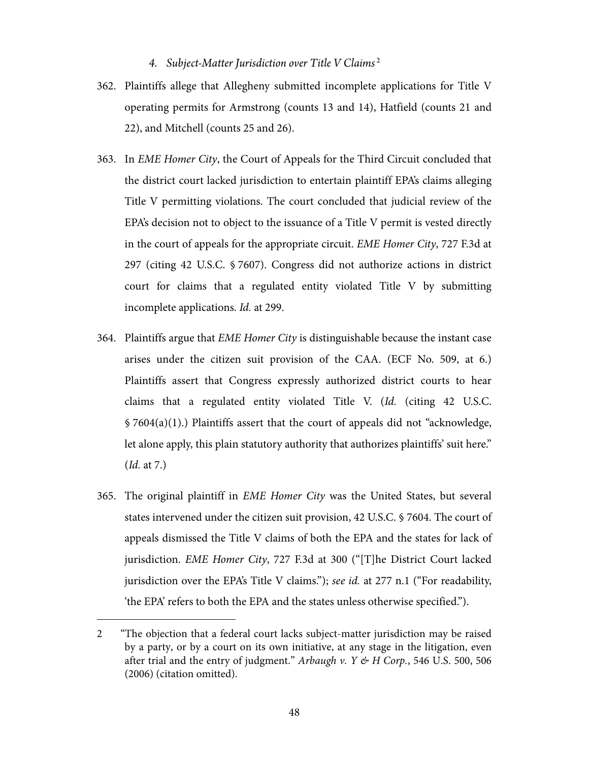#### *4. Subject-Matter Jurisdiction over Title V Claims*[2]

362. Plaintiffs allege that Allegheny submitted incomplete applications for Title V operating permits for Armstrong (counts 13 and 14), Hatfield (counts 21 and 22), and Mitchell (counts 25 and 26).

363. In *EME Homer City*, the Court of Appeals for the Third Circuit concluded that the district court lacked jurisdiction to entertain plaintiff EPA's claims alleging Title V permitting violations. The court concluded that judicial review of the EPA's decision not to object to the issuance of a Title V permit is vested directly in the court of appeals for the appropriate circuit. *EME Homer City*, 727 F.3d at 297 (citing 42 U.S.C. § 7607). Congress did not authorize actions in district court for claims that a regulated entity violated Title V by submitting incomplete applications. *Id.* at 299.

364. Plaintiffs argue that *EME Homer City* is distinguishable because the instant case arises under the citizen suit provision of the CAA. (ECF No. 509, at 6.) Plaintiffs assert that Congress expressly authorized district courts to hear claims that a regulated entity violated Title V. (*Id.* (citing 42 U.S.C. § 7604(a)(1).) Plaintiffs assert that the court of appeals did not "acknowledge, let alone apply, this plain statutory authority that authorizes plaintiffs' suit here." (*Id.* at 7.)

365. The original plaintiff in *EME Homer City* was the United States, but several states intervened under the citizen suit provision, 42 U.S.C. § 7604. The court of appeals dismissed the Title V claims of both the EPA and the states for lack of jurisdiction. *EME Homer City*, 727 F.3d at 300 ("[T]he District Court lacked jurisdiction over the EPA's Title V claims."); *see id.* at 277 n.1 ("For readability, 'the EPA' refers to both the EPA and the states unless otherwise specified.").

---

2 "The objection that a federal court lacks subject-matter jurisdiction may be raised by a party, or by a court on its own initiative, at any stage in the litigation, even after trial and the entry of judgment." *Arbaugh v. Y & H Corp.*, 546 U.S. 500, 506 (2006) (citation omitted).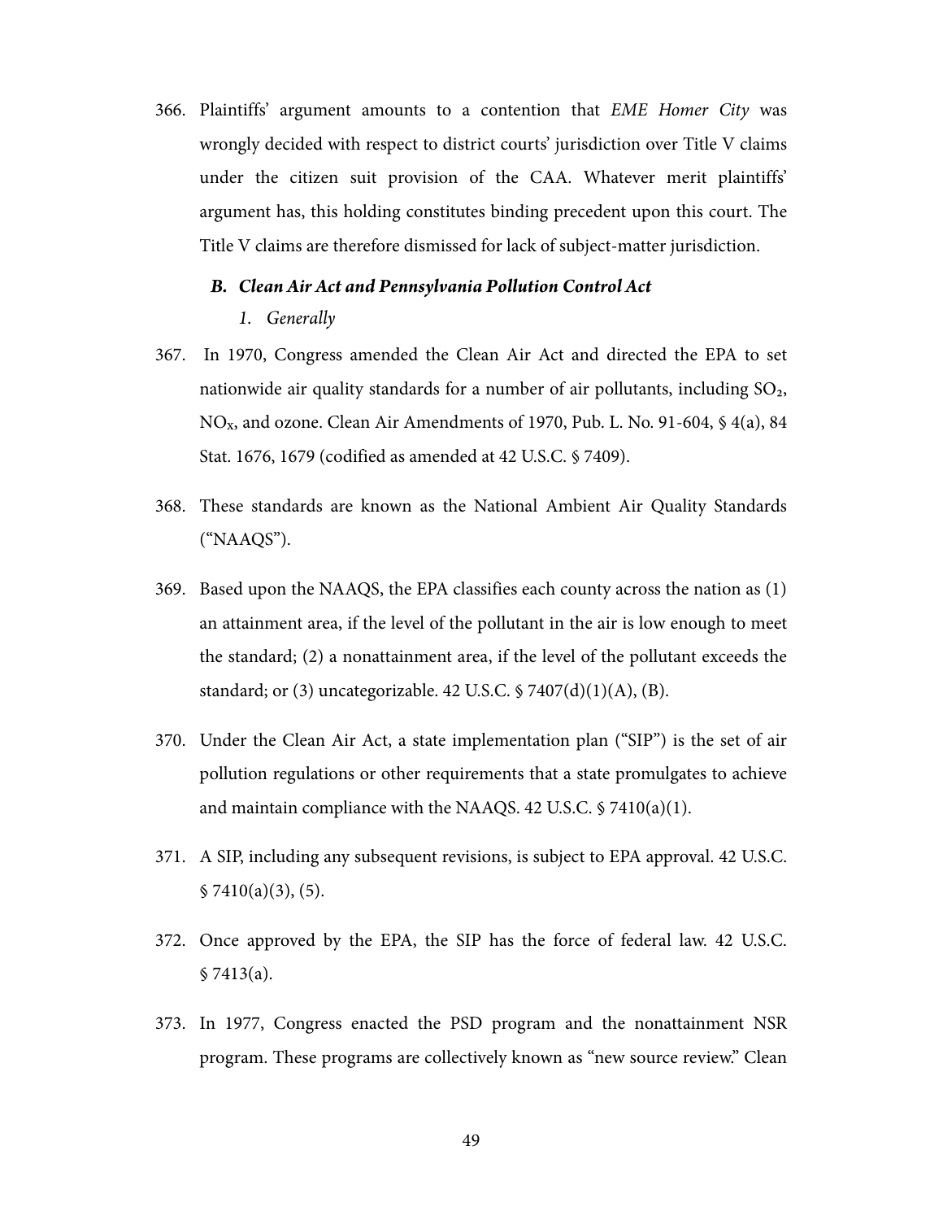366. Plaintiffs' argument amounts to a contention that *EME Homer City* was wrongly decided with respect to district courts' jurisdiction over Title V claims under the citizen suit provision of the CAA. Whatever merit plaintiffs' argument has, this holding constitutes binding precedent upon this court. The Title V claims are therefore dismissed for lack of subject-matter jurisdiction.

### *B. Clean Air Act and Pennsylvania Pollution Control Act*

#### *1. Generally*

367. In 1970, Congress amended the Clean Air Act and directed the EPA to set nationwide air quality standards for a number of air pollutants, including $SO_2$, $NO_X$, and ozone. Clean Air Amendments of 1970, Pub. L. No. 91-604, § 4(a), 84 Stat. 1676, 1679 (codified as amended at 42 U.S.C. § 7409).

368. These standards are known as the National Ambient Air Quality Standards ("NAAQS").

369. Based upon the NAAQS, the EPA classifies each county across the nation as (1) an attainment area, if the level of the pollutant in the air is low enough to meet the standard; (2) a nonattainment area, if the level of the pollutant exceeds the standard; or (3) uncategorizable. 42 U.S.C. § 7407(d)(1)(A), (B).

370. Under the Clean Air Act, a state implementation plan ("SIP") is the set of air pollution regulations or other requirements that a state promulgates to achieve and maintain compliance with the NAAQS. 42 U.S.C. § 7410(a)(1).

371. A SIP, including any subsequent revisions, is subject to EPA approval. 42 U.S.C. § 7410(a)(3), (5).

372. Once approved by the EPA, the SIP has the force of federal law. 42 U.S.C. § 7413(a).

373. In 1977, Congress enacted the PSD program and the nonattainment NSR program. These programs are collectively known as "new source review." Clean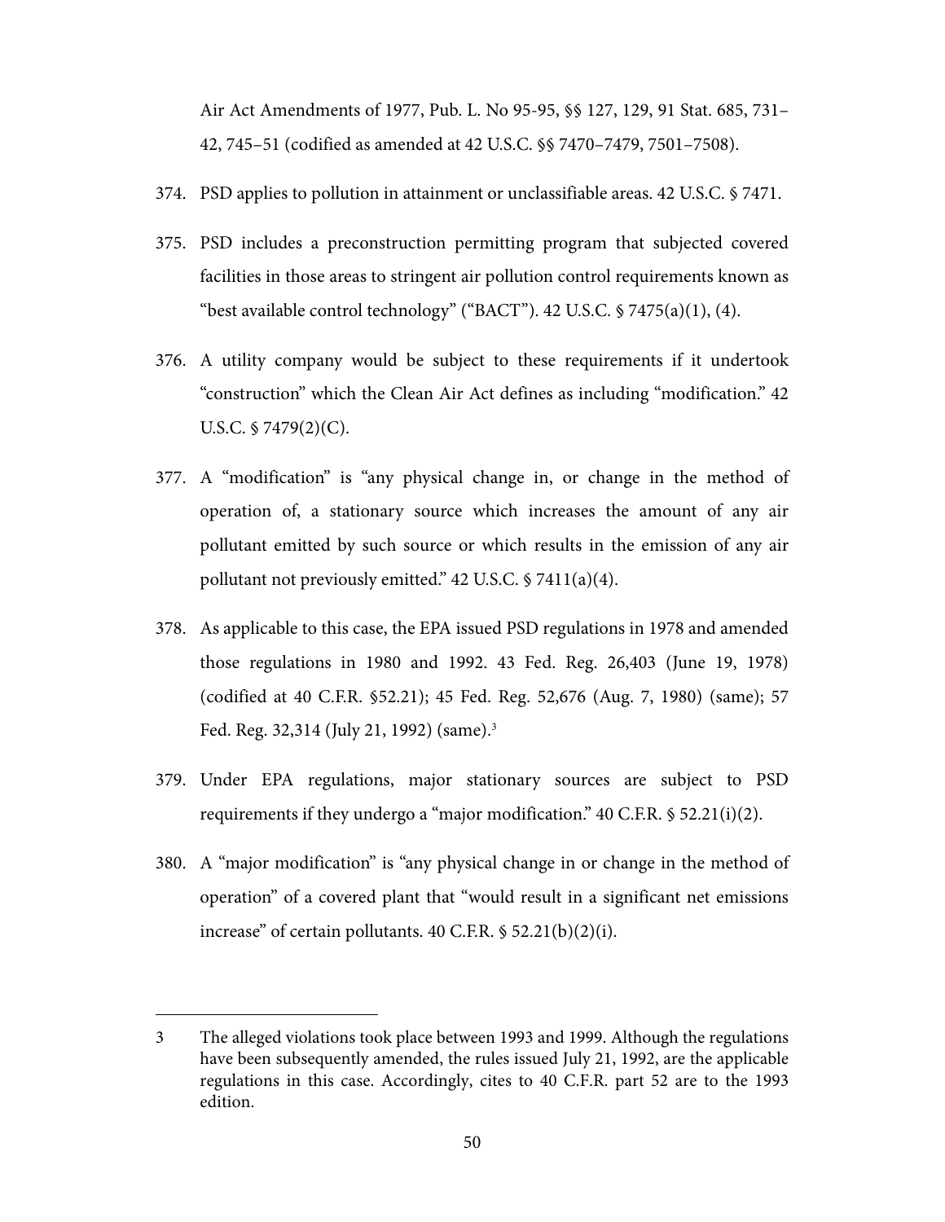Air Act Amendments of 1977, Pub. L. No 95-95, §§ 127, 129, 91 Stat. 685, 731–42, 745–51 (codified as amended at 42 U.S.C. §§ 7470–7479, 7501–7508).

374. PSD applies to pollution in attainment or unclassifiable areas. 42 U.S.C. § 7471.

375. PSD includes a preconstruction permitting program that subjected covered facilities in those areas to stringent air pollution control requirements known as "best available control technology" ("BACT"). 42 U.S.C. § 7475(a)(1), (4).

376. A utility company would be subject to these requirements if it undertook "construction" which the Clean Air Act defines as including "modification." 42 U.S.C. § 7479(2)(C).

377. A "modification" is "any physical change in, or change in the method of operation of, a stationary source which increases the amount of any air pollutant emitted by such source or which results in the emission of any air pollutant not previously emitted." 42 U.S.C. § 7411(a)(4).

378. As applicable to this case, the EPA issued PSD regulations in 1978 and amended those regulations in 1980 and 1992. 43 Fed. Reg. 26,403 (June 19, 1978) (codified at 40 C.F.R. §52.21); 45 Fed. Reg. 52,676 (Aug. 7, 1980) (same); 57 Fed. Reg. 32,314 (July 21, 1992) (same).[3]

379. Under EPA regulations, major stationary sources are subject to PSD requirements if they undergo a "major modification." 40 C.F.R. § 52.21(i)(2).

380. A "major modification" is "any physical change in or change in the method of operation" of a covered plant that "would result in a significant net emissions increase" of certain pollutants. 40 C.F.R. § 52.21(b)(2)(i).

---

3 The alleged violations took place between 1993 and 1999. Although the regulations have been subsequently amended, the rules issued July 21, 1992, are the applicable regulations in this case. Accordingly, cites to 40 C.F.R. part 52 are to the 1993 edition.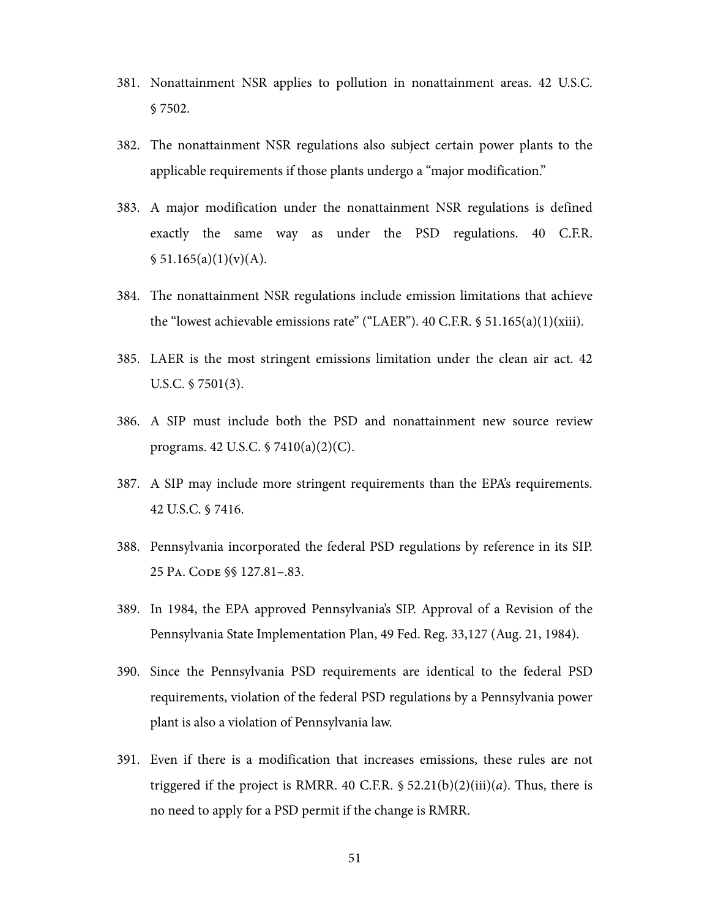381. Nonattainment NSR applies to pollution in nonattainment areas. 42 U.S.C. § 7502.

382. The nonattainment NSR regulations also subject certain power plants to the applicable requirements if those plants undergo a "major modification."

383. A major modification under the nonattainment NSR regulations is defined exactly the same way as under the PSD regulations. 40 C.F.R. § 51.165(a)(1)(v)(A).

384. The nonattainment NSR regulations include emission limitations that achieve the "lowest achievable emissions rate" ("LAER"). 40 C.F.R. § 51.165(a)(1)(xiii).

385. LAER is the most stringent emissions limitation under the clean air act. 42 U.S.C. § 7501(3).

386. A SIP must include both the PSD and nonattainment new source review programs. 42 U.S.C. § 7410(a)(2)(C).

387. A SIP may include more stringent requirements than the EPA's requirements. 42 U.S.C. § 7416.

388. Pennsylvania incorporated the federal PSD regulations by reference in its SIP. 25 Pa. Code §§ 127.81–.83.

389. In 1984, the EPA approved Pennsylvania's SIP. Approval of a Revision of the Pennsylvania State Implementation Plan, 49 Fed. Reg. 33,127 (Aug. 21, 1984).

390. Since the Pennsylvania PSD requirements are identical to the federal PSD requirements, violation of the federal PSD regulations by a Pennsylvania power plant is also a violation of Pennsylvania law.

391. Even if there is a modification that increases emissions, these rules are not triggered if the project is RMRR. 40 C.F.R. § 52.21(b)(2)(iii)(*a*). Thus, there is no need to apply for a PSD permit if the change is RMRR.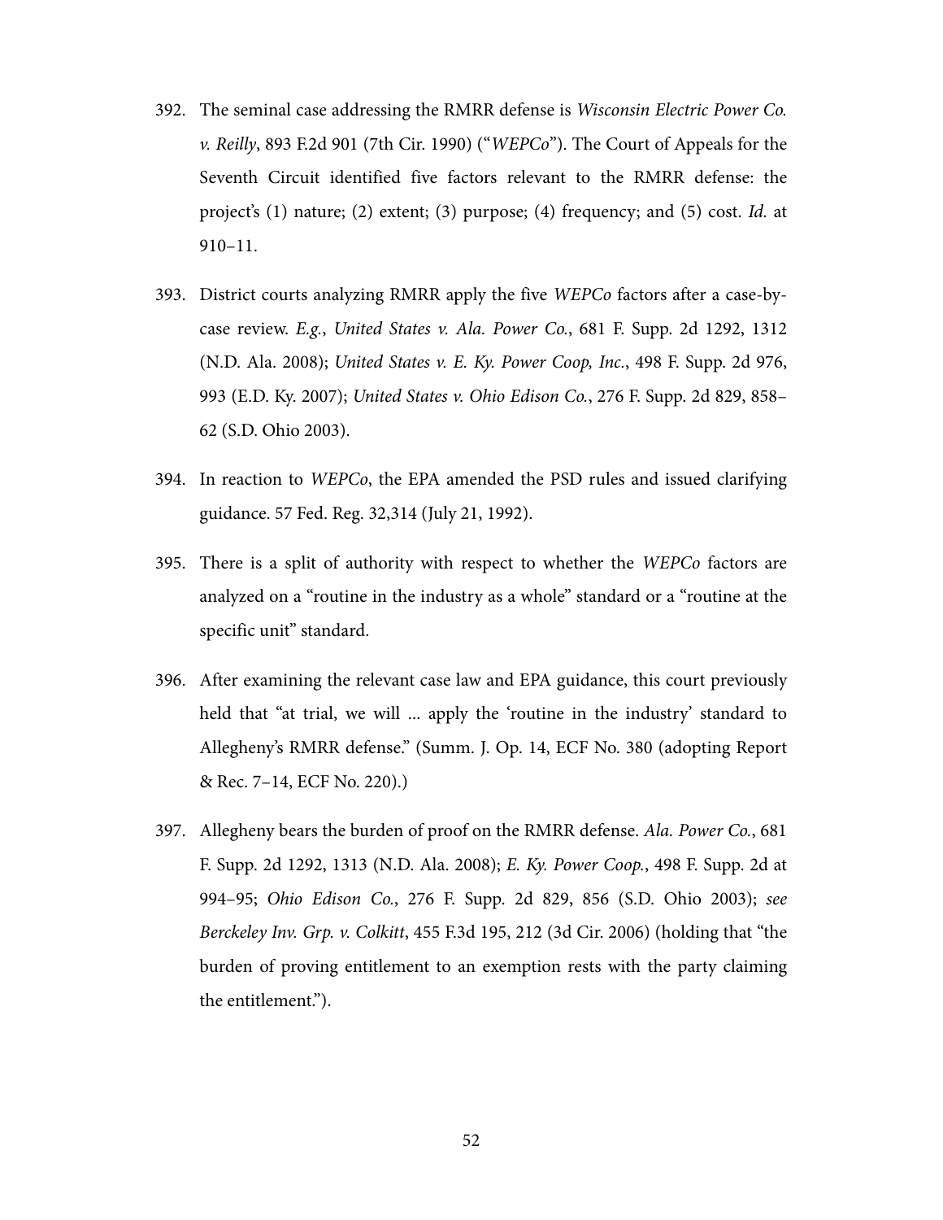392. The seminal case addressing the RMRR defense is *Wisconsin Electric Power Co. v. Reilly*, 893 F.2d 901 (7th Cir. 1990) ("*WEPCo*"). The Court of Appeals for the Seventh Circuit identified five factors relevant to the RMRR defense: the project's (1) nature; (2) extent; (3) purpose; (4) frequency; and (5) cost. *Id.* at 910–11.

393. District courts analyzing RMRR apply the five *WEPCo* factors after a case-by-case review. *E.g.*, *United States v. Ala. Power Co.*, 681 F. Supp. 2d 1292, 1312 (N.D. Ala. 2008); *United States v. E. Ky. Power Coop, Inc.*, 498 F. Supp. 2d 976, 993 (E.D. Ky. 2007); *United States v. Ohio Edison Co.*, 276 F. Supp. 2d 829, 858–62 (S.D. Ohio 2003).

394. In reaction to *WEPCo*, the EPA amended the PSD rules and issued clarifying guidance. 57 Fed. Reg. 32,314 (July 21, 1992).

395. There is a split of authority with respect to whether the *WEPCo* factors are analyzed on a "routine in the industry as a whole" standard or a "routine at the specific unit" standard.

396. After examining the relevant case law and EPA guidance, this court previously held that "at trial, we will ... apply the 'routine in the industry' standard to Allegheny's RMRR defense." (Summ. J. Op. 14, ECF No. 380 (adopting Report & Rec. 7–14, ECF No. 220).)

397. Allegheny bears the burden of proof on the RMRR defense. *Ala. Power Co.*, 681 F. Supp. 2d 1292, 1313 (N.D. Ala. 2008); *E. Ky. Power Coop.*, 498 F. Supp. 2d at 994–95; *Ohio Edison Co.*, 276 F. Supp. 2d 829, 856 (S.D. Ohio 2003); *see Berckeley Inv. Grp. v. Colkitt*, 455 F.3d 195, 212 (3d Cir. 2006) (holding that "the burden of proving entitlement to an exemption rests with the party claiming the entitlement.").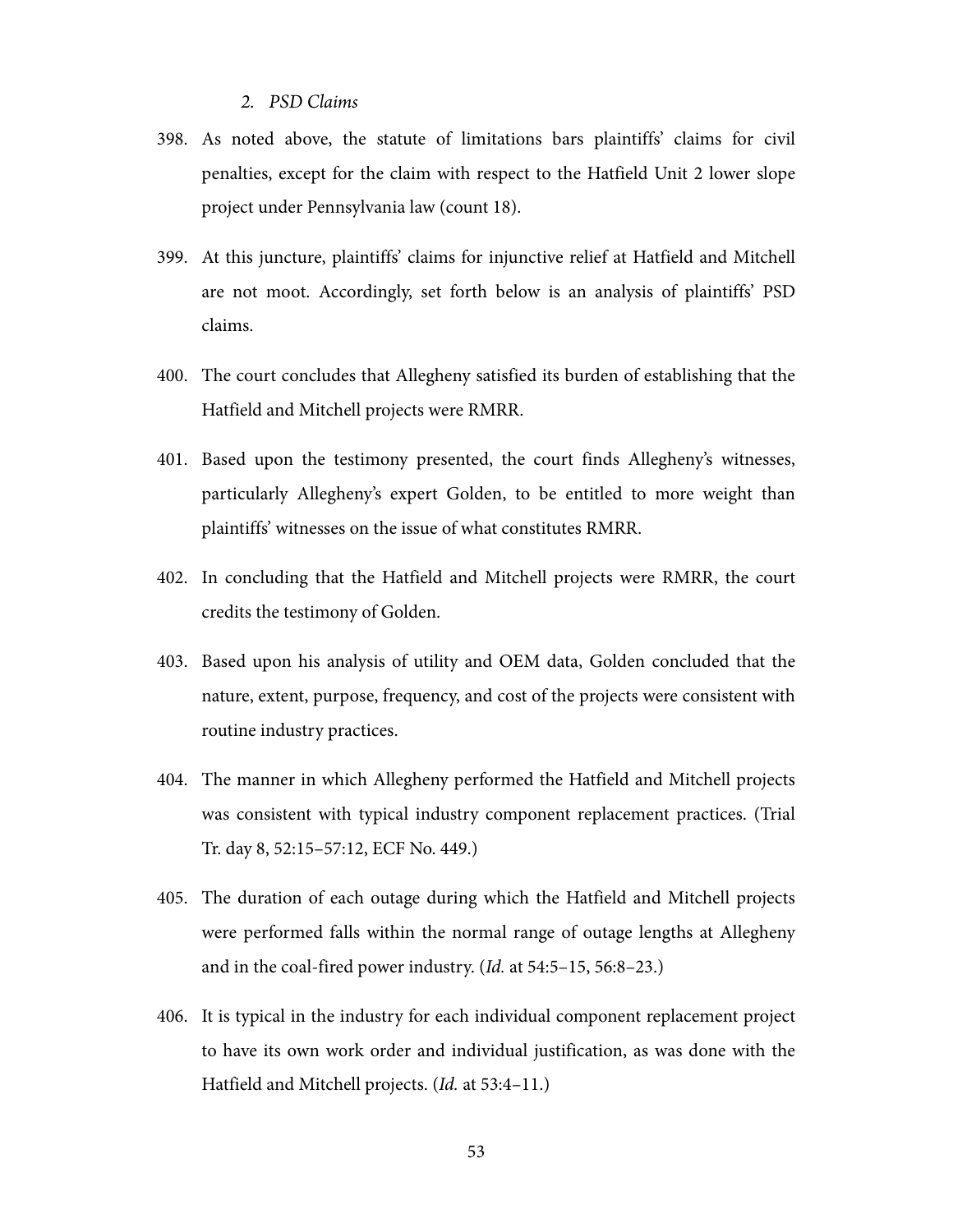### *2. PSD Claims*

398. As noted above, the statute of limitations bars plaintiffs' claims for civil penalties, except for the claim with respect to the Hatfield Unit 2 lower slope project under Pennsylvania law (count 18).

399. At this juncture, plaintiffs' claims for injunctive relief at Hatfield and Mitchell are not moot. Accordingly, set forth below is an analysis of plaintiffs' PSD claims.

400. The court concludes that Allegheny satisfied its burden of establishing that the Hatfield and Mitchell projects were RMRR.

401. Based upon the testimony presented, the court finds Allegheny's witnesses, particularly Allegheny's expert Golden, to be entitled to more weight than plaintiffs' witnesses on the issue of what constitutes RMRR.

402. In concluding that the Hatfield and Mitchell projects were RMRR, the court credits the testimony of Golden.

403. Based upon his analysis of utility and OEM data, Golden concluded that the nature, extent, purpose, frequency, and cost of the projects were consistent with routine industry practices.

404. The manner in which Allegheny performed the Hatfield and Mitchell projects was consistent with typical industry component replacement practices. (Trial Tr. day 8, 52:15–57:12, ECF No. 449.)

405. The duration of each outage during which the Hatfield and Mitchell projects were performed falls within the normal range of outage lengths at Allegheny and in the coal-fired power industry. (*Id.* at 54:5–15, 56:8–23.)

406. It is typical in the industry for each individual component replacement project to have its own work order and individual justification, as was done with the Hatfield and Mitchell projects. (*Id.* at 53:4–11.)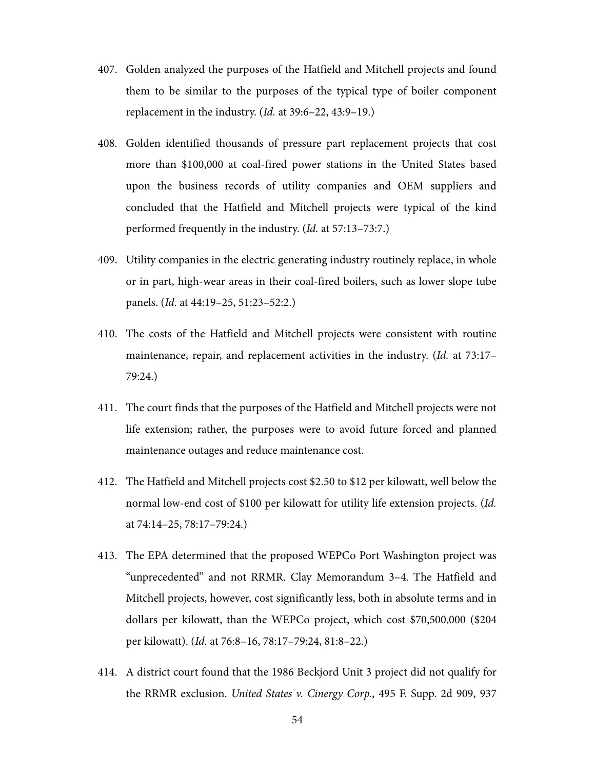407. Golden analyzed the purposes of the Hatfield and Mitchell projects and found them to be similar to the purposes of the typical type of boiler component replacement in the industry. (*Id.* at 39:6–22, 43:9–19.)

408. Golden identified thousands of pressure part replacement projects that cost more than $100,000 at coal-fired power stations in the United States based upon the business records of utility companies and OEM suppliers and concluded that the Hatfield and Mitchell projects were typical of the kind performed frequently in the industry. (*Id.* at 57:13–73:7.)

409. Utility companies in the electric generating industry routinely replace, in whole or in part, high-wear areas in their coal-fired boilers, such as lower slope tube panels. (*Id.* at 44:19–25, 51:23–52:2.)

410. The costs of the Hatfield and Mitchell projects were consistent with routine maintenance, repair, and replacement activities in the industry. (*Id.* at 73:17–79:24.)

411. The court finds that the purposes of the Hatfield and Mitchell projects were not life extension; rather, the purposes were to avoid future forced and planned maintenance outages and reduce maintenance cost.

412. The Hatfield and Mitchell projects cost $2.50 to $12 per kilowatt, well below the normal low-end cost of $100 per kilowatt for utility life extension projects. (*Id.* at 74:14–25, 78:17–79:24.)

413. The EPA determined that the proposed WEPCo Port Washington project was "unprecedented" and not RRMR. Clay Memorandum 3–4. The Hatfield and Mitchell projects, however, cost significantly less, both in absolute terms and in dollars per kilowatt, than the WEPCo project, which cost $70,500,000 ($204 per kilowatt). (*Id.* at 76:8–16, 78:17–79:24, 81:8–22.)

414. A district court found that the 1986 Beckjord Unit 3 project did not qualify for the RRMR exclusion. *United States v. Cinergy Corp.*, 495 F. Supp. 2d 909, 937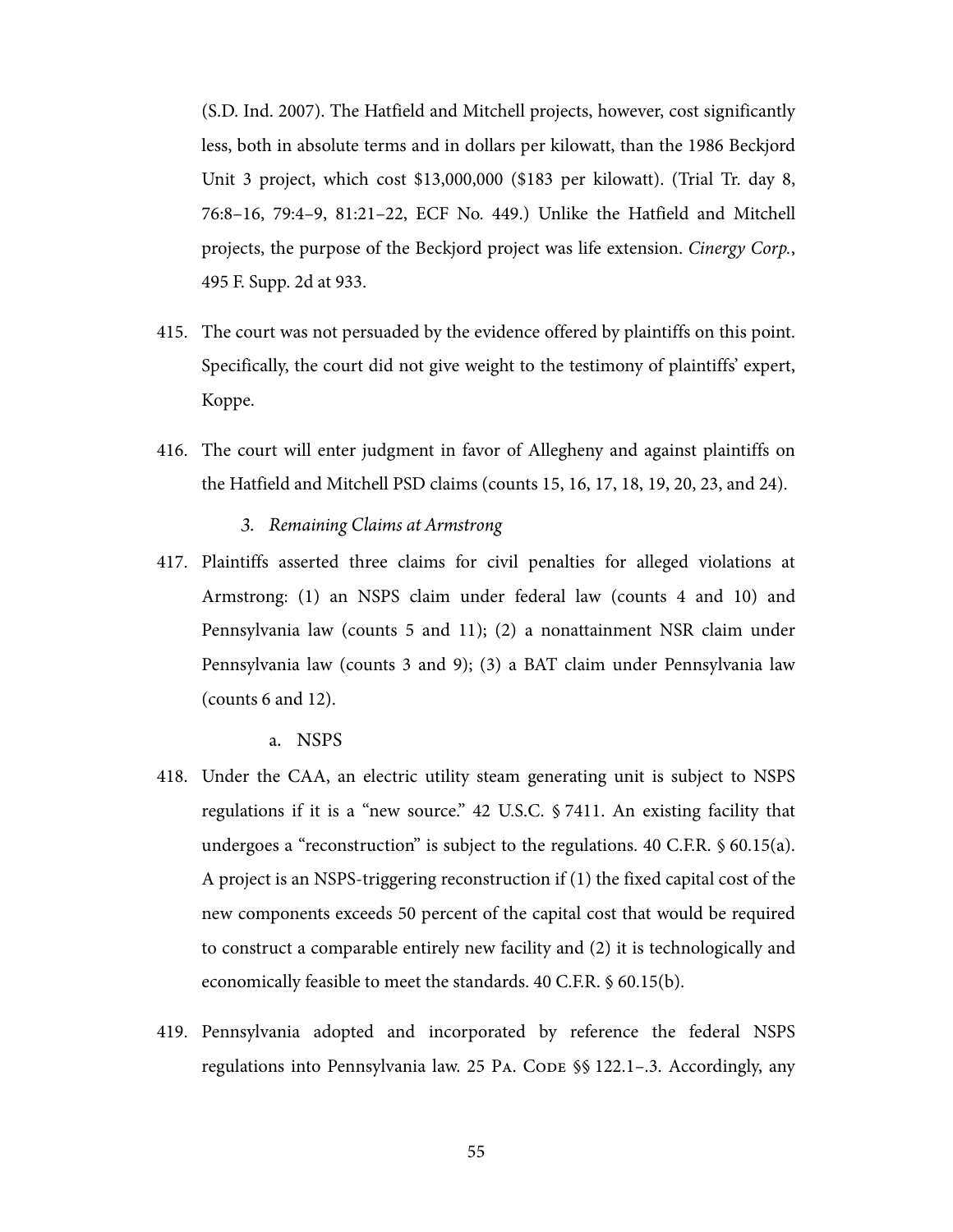(S.D. Ind. 2007). The Hatfield and Mitchell projects, however, cost significantly less, both in absolute terms and in dollars per kilowatt, than the 1986 Beckjord Unit 3 project, which cost $13,000,000 ($183 per kilowatt). (Trial Tr. day 8, 76:8–16, 79:4–9, 81:21–22, ECF No. 449.) Unlike the Hatfield and Mitchell projects, the purpose of the Beckjord project was life extension. *Cinergy Corp.*, 495 F. Supp. 2d at 933.

415. The court was not persuaded by the evidence offered by plaintiffs on this point. Specifically, the court did not give weight to the testimony of plaintiffs' expert, Koppe.

416. The court will enter judgment in favor of Allegheny and against plaintiffs on the Hatfield and Mitchell PSD claims (counts 15, 16, 17, 18, 19, 20, 23, and 24).

*3. Remaining Claims at Armstrong*

417. Plaintiffs asserted three claims for civil penalties for alleged violations at Armstrong: (1) an NSPS claim under federal law (counts 4 and 10) and Pennsylvania law (counts 5 and 11); (2) a nonattainment NSR claim under Pennsylvania law (counts 3 and 9); (3) a BAT claim under Pennsylvania law (counts 6 and 12).

a. NSPS

418. Under the CAA, an electric utility steam generating unit is subject to NSPS regulations if it is a "new source." 42 U.S.C. § 7411. An existing facility that undergoes a "reconstruction" is subject to the regulations. 40 C.F.R. § 60.15(a). A project is an NSPS-triggering reconstruction if (1) the fixed capital cost of the new components exceeds 50 percent of the capital cost that would be required to construct a comparable entirely new facility and (2) it is technologically and economically feasible to meet the standards. 40 C.F.R. § 60.15(b).

419. Pennsylvania adopted and incorporated by reference the federal NSPS regulations into Pennsylvania law. 25 Pa. Code §§ 122.1–.3. Accordingly, any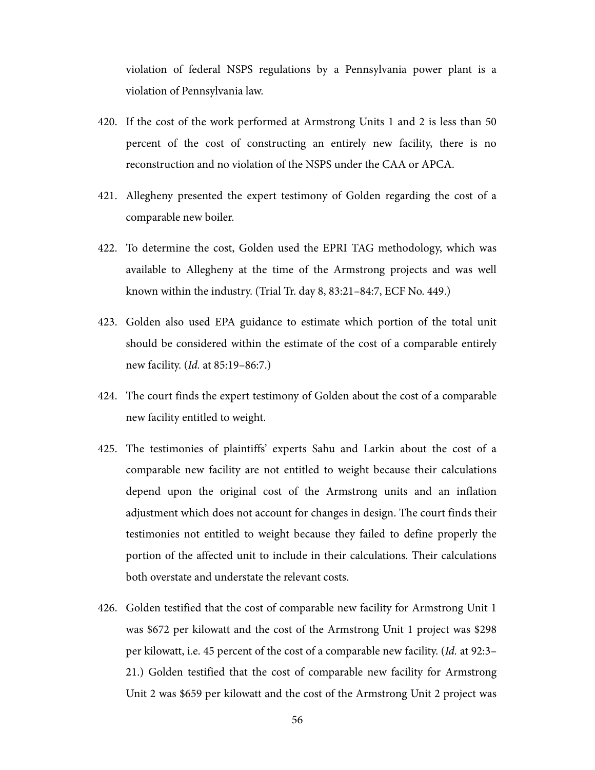violation of federal NSPS regulations by a Pennsylvania power plant is a violation of Pennsylvania law.

420. If the cost of the work performed at Armstrong Units 1 and 2 is less than 50 percent of the cost of constructing an entirely new facility, there is no reconstruction and no violation of the NSPS under the CAA or APCA.

421. Allegheny presented the expert testimony of Golden regarding the cost of a comparable new boiler.

422. To determine the cost, Golden used the EPRI TAG methodology, which was available to Allegheny at the time of the Armstrong projects and was well known within the industry. (Trial Tr. day 8, 83:21–84:7, ECF No. 449.)

423. Golden also used EPA guidance to estimate which portion of the total unit should be considered within the estimate of the cost of a comparable entirely new facility. (*Id.* at 85:19–86:7.)

424. The court finds the expert testimony of Golden about the cost of a comparable new facility entitled to weight.

425. The testimonies of plaintiffs' experts Sahu and Larkin about the cost of a comparable new facility are not entitled to weight because their calculations depend upon the original cost of the Armstrong units and an inflation adjustment which does not account for changes in design. The court finds their testimonies not entitled to weight because they failed to define properly the portion of the affected unit to include in their calculations. Their calculations both overstate and understate the relevant costs.

426. Golden testified that the cost of comparable new facility for Armstrong Unit 1 was $672 per kilowatt and the cost of the Armstrong Unit 1 project was $298 per kilowatt, i.e. 45 percent of the cost of a comparable new facility. (*Id.* at 92:3–21.) Golden testified that the cost of comparable new facility for Armstrong Unit 2 was $659 per kilowatt and the cost of the Armstrong Unit 2 project was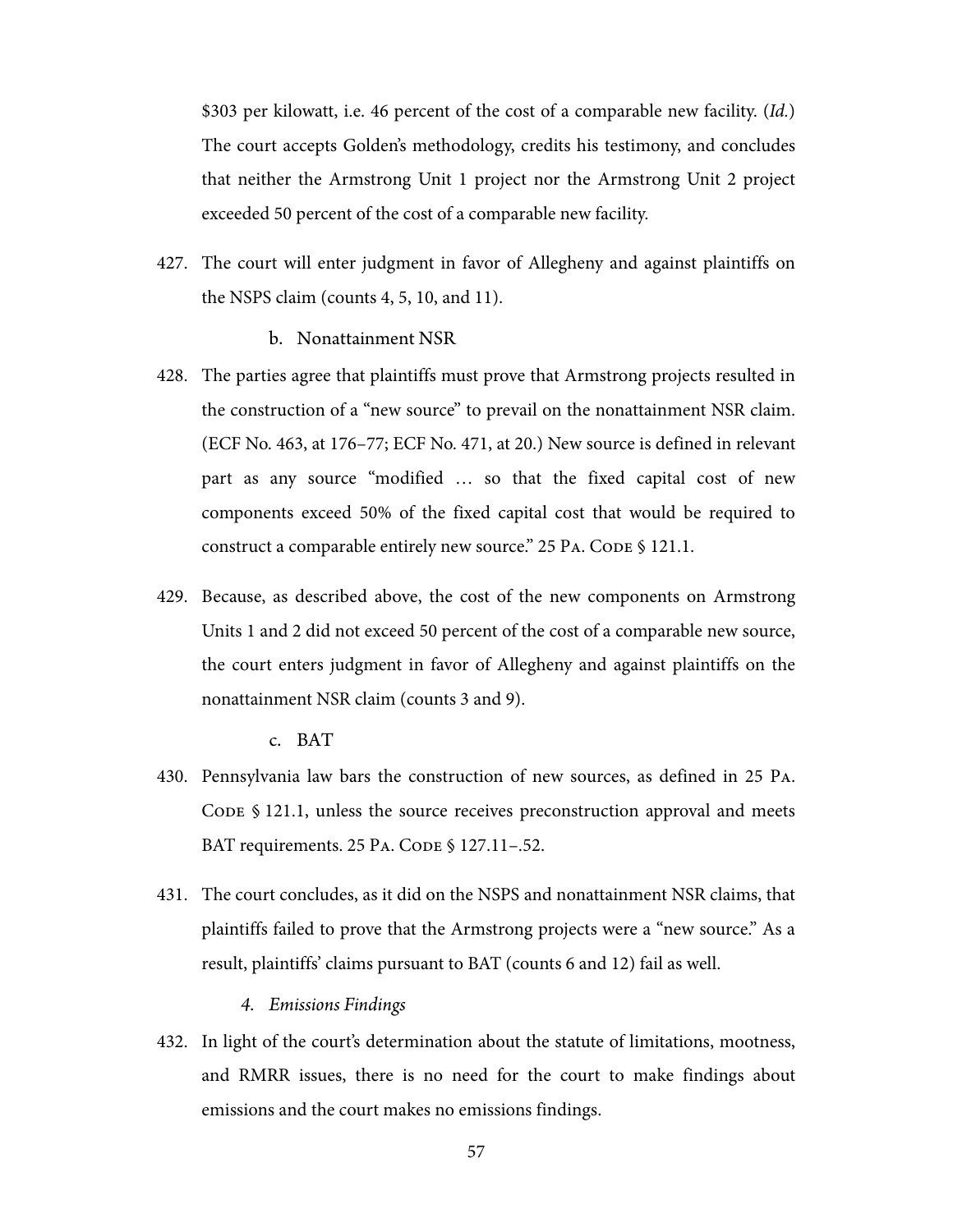$303 per kilowatt, i.e. 46 percent of the cost of a comparable new facility. (*Id.*) The court accepts Golden's methodology, credits his testimony, and concludes that neither the Armstrong Unit 1 project nor the Armstrong Unit 2 project exceeded 50 percent of the cost of a comparable new facility.

427. The court will enter judgment in favor of Allegheny and against plaintiffs on the NSPS claim (counts 4, 5, 10, and 11).

b. Nonattainment NSR

428. The parties agree that plaintiffs must prove that Armstrong projects resulted in the construction of a "new source" to prevail on the nonattainment NSR claim. (ECF No. 463, at 176–77; ECF No. 471, at 20.) New source is defined in relevant part as any source "modified … so that the fixed capital cost of new components exceed 50% of the fixed capital cost that would be required to construct a comparable entirely new source." 25 Pa. Code § 121.1.

429. Because, as described above, the cost of the new components on Armstrong Units 1 and 2 did not exceed 50 percent of the cost of a comparable new source, the court enters judgment in favor of Allegheny and against plaintiffs on the nonattainment NSR claim (counts 3 and 9).

c. BAT

430. Pennsylvania law bars the construction of new sources, as defined in 25 Pa. Code § 121.1, unless the source receives preconstruction approval and meets BAT requirements. 25 Pa. Code § 127.11–.52.

431. The court concludes, as it did on the NSPS and nonattainment NSR claims, that plaintiffs failed to prove that the Armstrong projects were a "new source." As a result, plaintiffs' claims pursuant to BAT (counts 6 and 12) fail as well.

*4. Emissions Findings*

432. In light of the court's determination about the statute of limitations, mootness, and RMRR issues, there is no need for the court to make findings about emissions and the court makes no emissions findings.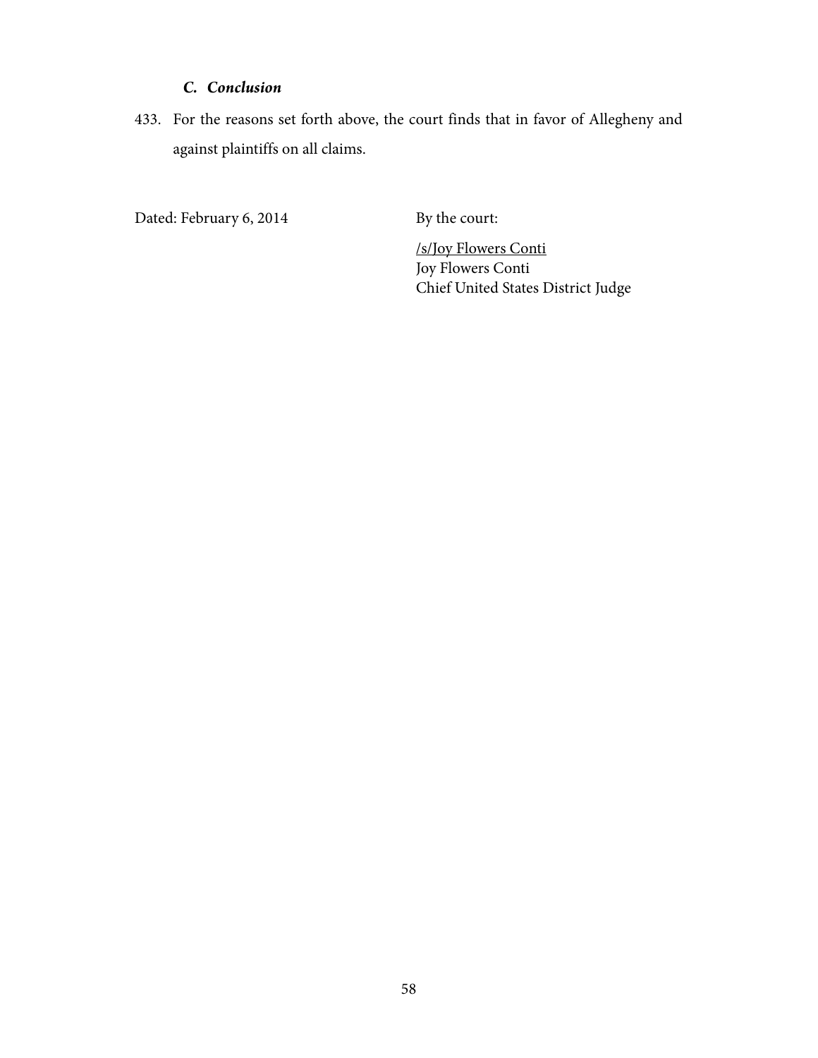### *C. Conclusion*

433. For the reasons set forth above, the court finds that in favor of Allegheny and against plaintiffs on all claims.

Dated: February 6, 2014

By the court:

/s/Joy Flowers Conti
Joy Flowers Conti
Chief United States District Judge